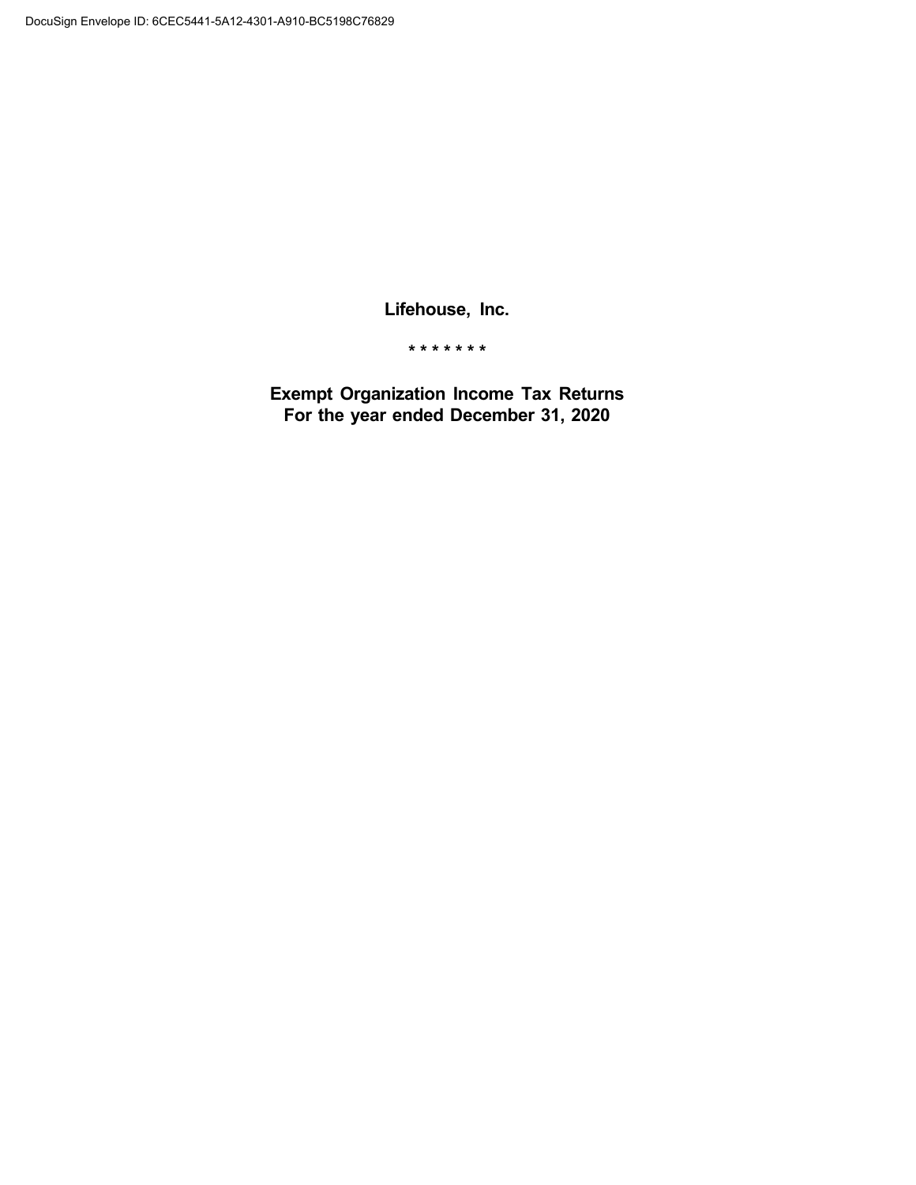DocuSign Envelope ID: 6CEC5441-5A12-4301-A910-BC5198C76829

# Lifehouse, Inc.

* * * * * * *

## Exempt Organization Income Tax Returns
## For the year ended December 31, 2020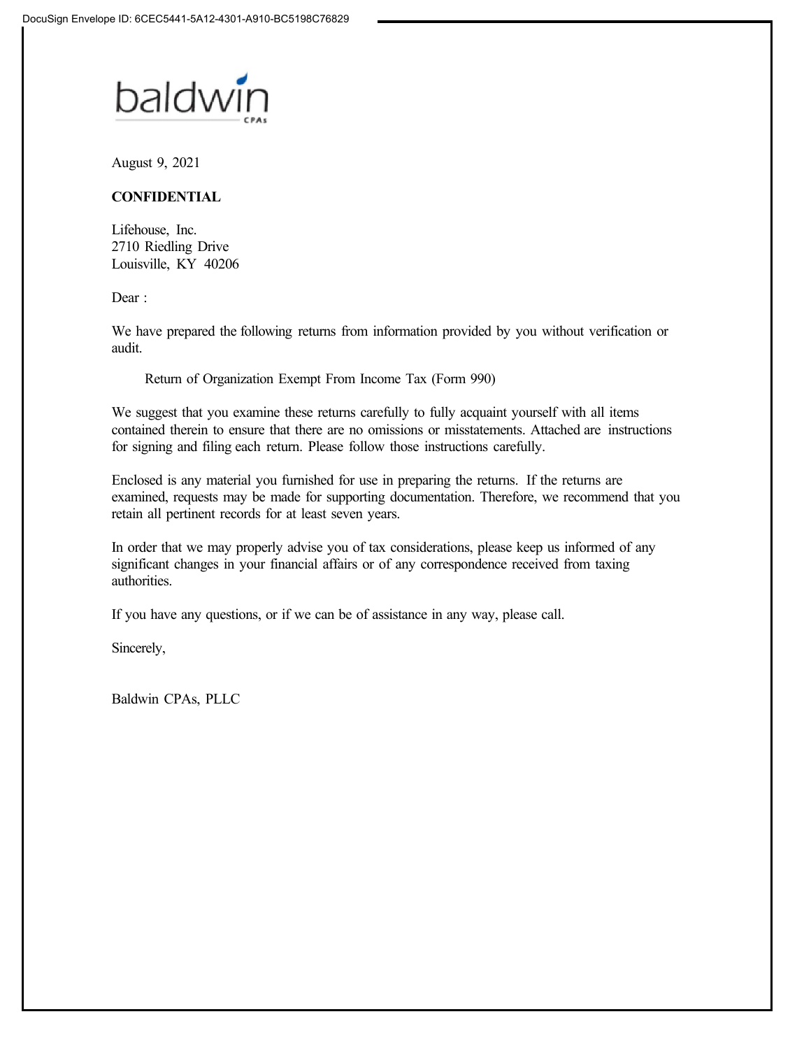DocuSign Envelope ID: 6CEC5441-5A12-4301-A910-BC5198C76829

baldwin CPAs

August 9, 2021

**CONFIDENTIAL**

Lifehouse, Inc.
2710 Riedling Drive
Louisville, KY 40206

Dear :

We have prepared the following returns from information provided by you without verification or audit.

Return of Organization Exempt From Income Tax (Form 990)

We suggest that you examine these returns carefully to fully acquaint yourself with all items contained therein to ensure that there are no omissions or misstatements. Attached are instructions for signing and filing each return. Please follow those instructions carefully.

Enclosed is any material you furnished for use in preparing the returns. If the returns are examined, requests may be made for supporting documentation. Therefore, we recommend that you retain all pertinent records for at least seven years.

In order that we may properly advise you of tax considerations, please keep us informed of any significant changes in your financial affairs or of any correspondence received from taxing authorities.

If you have any questions, or if we can be of assistance in any way, please call.

Sincerely,

Baldwin CPAs, PLLC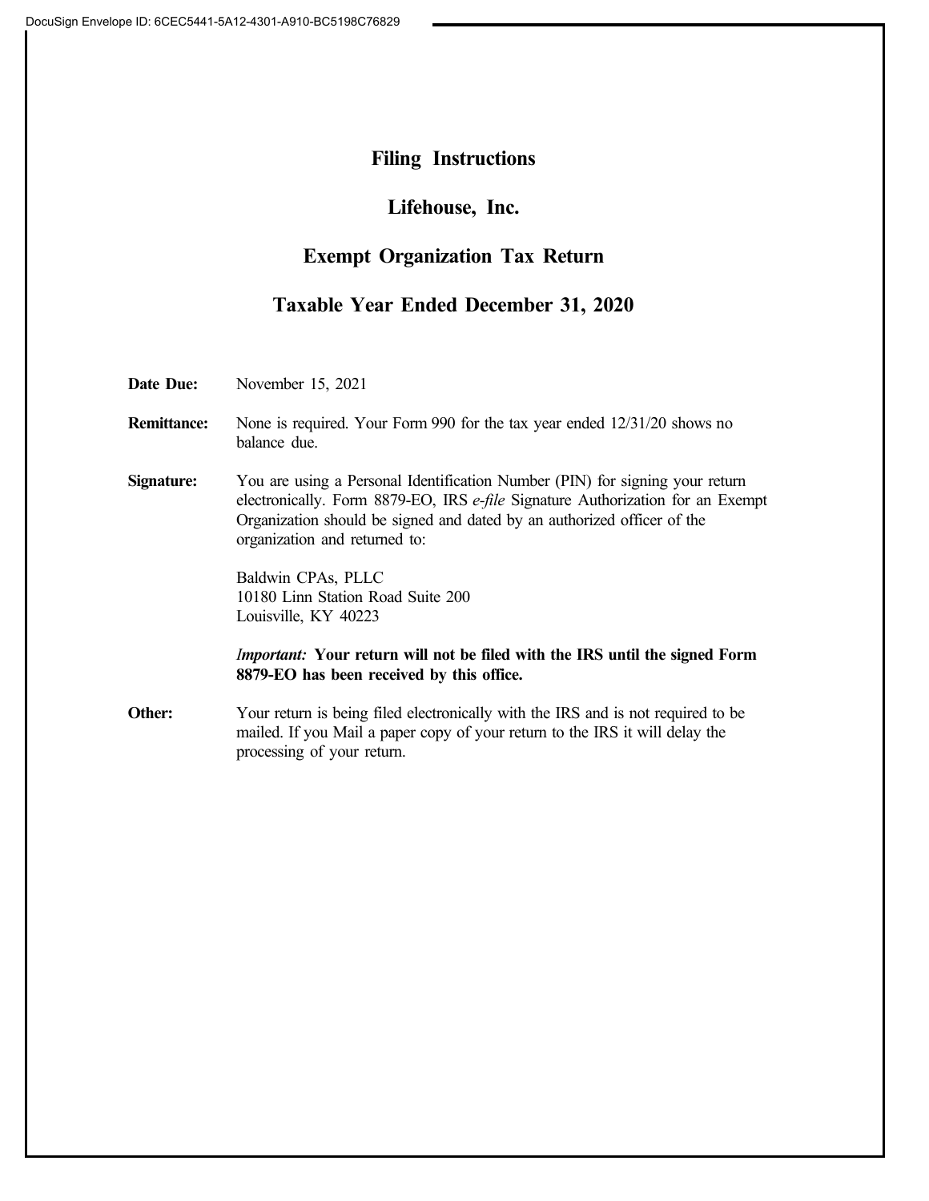# Filing Instructions

## Lifehouse, Inc.

## Exempt Organization Tax Return

## Taxable Year Ended December 31, 2020

**Date Due:** November 15, 2021

**Remittance:** None is required. Your Form 990 for the tax year ended 12/31/20 shows no balance due.

**Signature:** You are using a Personal Identification Number (PIN) for signing your return electronically. Form 8879-EO, IRS *e-file* Signature Authorization for an Exempt Organization should be signed and dated by an authorized officer of the organization and returned to:

Baldwin CPAs, PLLC
10180 Linn Station Road Suite 200
Louisville, KY 40223

***Important:*** **Your return will not be filed with the IRS until the signed Form 8879-EO has been received by this office.**

**Other:** Your return is being filed electronically with the IRS and is not required to be mailed. If you Mail a paper copy of your return to the IRS it will delay the processing of your return.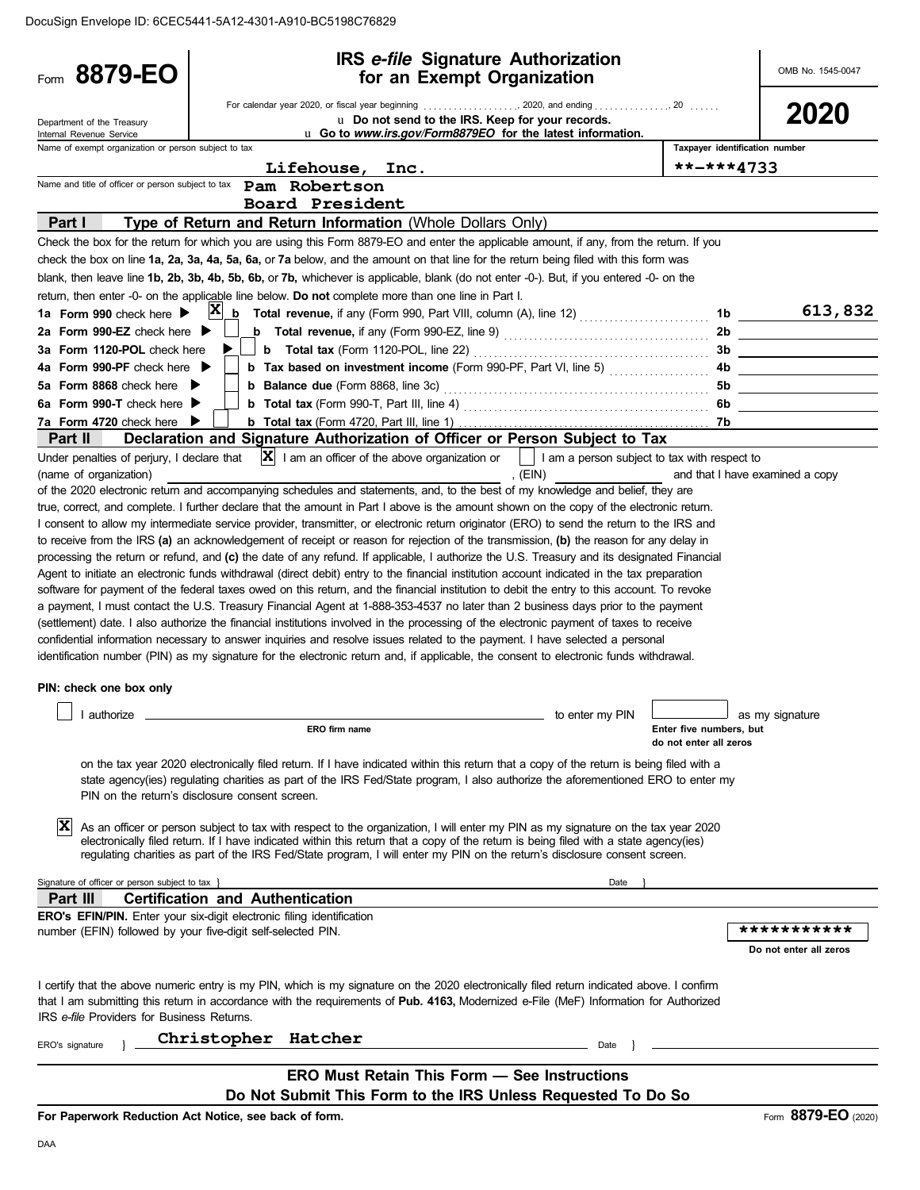DocuSign Envelope ID: 6CEC5441-5A12-4301-A910-BC5198C76829

# Form 8879-EO

## IRS *e-file* Signature Authorization for an Exempt Organization

OMB No. 1545-0047

**2020**

Department of the Treasury
Internal Revenue Service

For calendar year 2020, or fiscal year beginning ................., 2020, and ending ..............., 20 ......

u **Do not send to the IRS. Keep for your records.**

u **Go to *www.irs.gov/Form8879EO* for the latest information.**

Name of exempt organization or person subject to tax: **Lifehouse, Inc.**

Taxpayer identification number: **\*\*-\*\*\*4733**

Name and title of officer or person subject to tax: **Pam Robertson**
**Board President**

### Part I — Type of Return and Return Information (Whole Dollars Only)

Check the box for the return for which you are using this Form 8879-EO and enter the applicable amount, if any, from the return. If you check the box on line **1a, 2a, 3a, 4a, 5a, 6a,** or **7a** below, and the amount on that line for the return being filed with this form was blank, then leave line **1b, 2b, 3b, 4b, 5b, 6b,** or **7b,** whichever is applicable, blank (do not enter -0-). But, if you entered -0- on the return, then enter -0- on the applicable line below. **Do not** complete more than one line in Part I.

| Line | Form | Check | Description | Line | Amount |
|---|---|---|---|---|---|
| 1a | **Form 990** check here ▶ | X | **b Total revenue,** if any (Form 990, Part VIII, column (A), line 12) | 1b | 613,832 |
| 2a | **Form 990-EZ** check here ▶ | | **b Total revenue,** if any (Form 990-EZ, line 9) | 2b | |
| 3a | **Form 1120-POL** check here ▶ | | **b Total tax** (Form 1120-POL, line 22) | 3b | |
| 4a | **Form 990-PF** check here ▶ | | **b Tax based on investment income** (Form 990-PF, Part VI, line 5) | 4b | |
| 5a | **Form 8868** check here ▶ | | **b Balance due** (Form 8868, line 3c) | 5b | |
| 6a | **Form 990-T** check here ▶ | | **b Total tax** (Form 990-T, Part III, line 4) | 6b | |
| 7a | **Form 4720** check here ▶ | | **b Total tax** (Form 4720, Part III, line 1) | 7b | |

### Part II — Declaration and Signature Authorization of Officer or Person Subject to Tax

Under penalties of perjury, I declare that [X] I am an officer of the above organization or [ ] I am a person subject to tax with respect to (name of organization) ______________________, (EIN) ____________ and that I have examined a copy of the 2020 electronic return and accompanying schedules and statements, and, to the best of my knowledge and belief, they are true, correct, and complete. I further declare that the amount in Part I above is the amount shown on the copy of the electronic return. I consent to allow my intermediate service provider, transmitter, or electronic return originator (ERO) to send the return to the IRS and to receive from the IRS **(a)** an acknowledgement of receipt or reason for rejection of the transmission, **(b)** the reason for any delay in processing the return or refund, and **(c)** the date of any refund. If applicable, I authorize the U.S. Treasury and its designated Financial Agent to initiate an electronic funds withdrawal (direct debit) entry to the financial institution account indicated in the tax preparation software for payment of the federal taxes owed on this return, and the financial institution to debit the entry to this account. To revoke a payment, I must contact the U.S. Treasury Financial Agent at 1-888-353-4537 no later than 2 business days prior to the payment (settlement) date. I also authorize the financial institutions involved in the processing of the electronic payment of taxes to receive confidential information necessary to answer inquiries and resolve issues related to the payment. I have selected a personal identification number (PIN) as my signature for the electronic return and, if applicable, the consent to electronic funds withdrawal.

**PIN: check one box only**

[ ] I authorize ______________________ (ERO firm name) to enter my PIN [_____] (Enter five numbers, but do not enter all zeros) as my signature on the tax year 2020 electronically filed return. If I have indicated within this return that a copy of the return is being filed with a state agency(ies) regulating charities as part of the IRS Fed/State program, I also authorize the aforementioned ERO to enter my PIN on the return's disclosure consent screen.

[X] As an officer or person subject to tax with respect to the organization, I will enter my PIN as my signature on the tax year 2020 electronically filed return. If I have indicated within this return that a copy of the return is being filed with a state agency(ies) regulating charities as part of the IRS Fed/State program, I will enter my PIN on the return's disclosure consent screen.

Signature of officer or person subject to tax } ______________________ Date } ____________

### Part III — Certification and Authentication

**ERO's EFIN/PIN.** Enter your six-digit electronic filing identification number (EFIN) followed by your five-digit self-selected PIN.

\*\*\*\*\*\*\*\*\*\*\*
(Do not enter all zeros)

I certify that the above numeric entry is my PIN, which is my signature on the 2020 electronically filed return indicated above. I confirm that I am submitting this return in accordance with the requirements of **Pub. 4163,** Modernized e-File (MeF) Information for Authorized IRS *e-file* Providers for Business Returns.

ERO's signature } **Christopher Hatcher** Date } ____________

**ERO Must Retain This Form — See Instructions**
**Do Not Submit This Form to the IRS Unless Requested To Do So**

**For Paperwork Reduction Act Notice, see back of form.**

Form **8879-EO** (2020)

DAA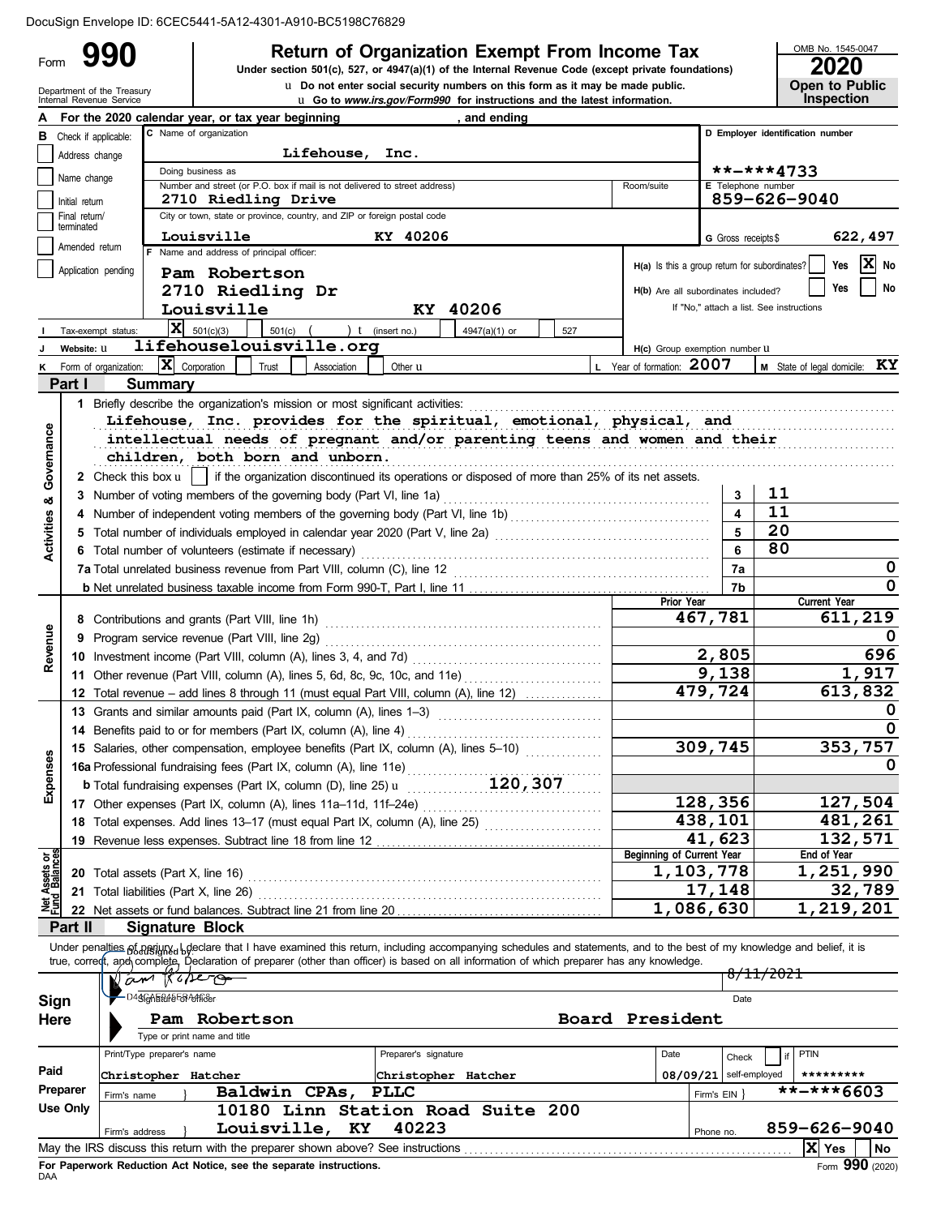DocuSign Envelope ID: 6CEC5441-5A12-4301-A910-BC5198C76829

# Form 990 — Return of Organization Exempt From Income Tax (2020)

Under section 501(c), 527, or 4947(a)(1) of the Internal Revenue Code (except private foundations)

u Do not enter social security numbers on this form as it may be made public.

u Go to www.irs.gov/Form990 for instructions and the latest information.

Department of the Treasury, Internal Revenue Service

OMB No. 1545-0047 — **2020** — Open to Public Inspection

**A** For the 2020 calendar year, or tax year beginning , and ending

**B** Check if applicable: Address change / Name change / Initial return / Final return/terminated / Amended return / Application pending

**C** Name of organization: **Lifehouse, Inc.**

Doing business as:

Number and street (or P.O. box if mail is not delivered to street address): **2710 Riedling Drive** — Room/suite:

City or town, state or province, country, and ZIP or foreign postal code: **Louisville KY 40206**

**D** Employer identification number: **\*\*-\*\*\*4733**

**E** Telephone number: **859-626-9040**

**G** Gross receipts $ **622,497**

**F** Name and address of principal officer: **Pam Robertson, 2710 Riedling Dr, Louisville KY 40206**

**H(a)** Is this a group return for subordinates? Yes [ ] No [X]

**H(b)** Are all subordinates included? Yes [ ] No [ ] — If "No," attach a list. See instructions

**I** Tax-exempt status: [X] 501(c)(3) [ ] 501(c) ( ) t (insert no.) [ ] 4947(a)(1) or [ ] 527

**J** Website: u **lifehouselouisville.org**

**H(c)** Group exemption number u

**K** Form of organization: [X] Corporation [ ] Trust [ ] Association [ ] Other u

**L** Year of formation: **2007**

**M** State of legal domicile: **KY**

## Part I Summary

### Activities & Governance

1 Briefly describe the organization's mission or most significant activities:

Lifehouse, Inc. provides for the spiritual, emotional, physical, and intellectual needs of pregnant and/or parenting teens and women and their children, both born and unborn.

2 Check this box u [ ] if the organization discontinued its operations or disposed of more than 25% of its net assets.

| Line | Description | No. | Value |
|---|---|---|---|
| 3 | Number of voting members of the governing body (Part VI, line 1a) | 3 | 11 |
| 4 | Number of independent voting members of the governing body (Part VI, line 1b) | 4 | 11 |
| 5 | Total number of individuals employed in calendar year 2020 (Part V, line 2a) | 5 | 20 |
| 6 | Total number of volunteers (estimate if necessary) | 6 | 80 |
| 7a | Total unrelated business revenue from Part VIII, column (C), line 12 | 7a | 0 |
| 7b | Net unrelated business taxable income from Form 990-T, Part I, line 11 | 7b | 0 |

### Revenue, Expenses, Net Assets

| Line | Description | Prior Year | Current Year |
|---|---|---|---|
| 8 | Contributions and grants (Part VIII, line 1h) | 467,781 | 611,219 |
| 9 | Program service revenue (Part VIII, line 2g) | | 0 |
| 10 | Investment income (Part VIII, column (A), lines 3, 4, and 7d) | 2,805 | 696 |
| 11 | Other revenue (Part VIII, column (A), lines 5, 6d, 8c, 9c, 10c, and 11e) | 9,138 | 1,917 |
| 12 | Total revenue – add lines 8 through 11 (must equal Part VIII, column (A), line 12) | 479,724 | 613,832 |
| 13 | Grants and similar amounts paid (Part IX, column (A), lines 1–3) | | 0 |
| 14 | Benefits paid to or for members (Part IX, column (A), line 4) | | 0 |
| 15 | Salaries, other compensation, employee benefits (Part IX, column (A), lines 5–10) | 309,745 | 353,757 |
| 16a | Professional fundraising fees (Part IX, column (A), line 11e) | | 0 |
| 16b | Total fundraising expenses (Part IX, column (D), line 25) u 120,307 | | |
| 17 | Other expenses (Part IX, column (A), lines 11a–11d, 11f–24e) | 128,356 | 127,504 |
| 18 | Total expenses. Add lines 13–17 (must equal Part IX, column (A), line 25) | 438,101 | 481,261 |
| 19 | Revenue less expenses. Subtract line 18 from line 12 | 41,623 | 132,571 |

| Line | Description | Beginning of Current Year | End of Year |
|---|---|---|---|
| 20 | Total assets (Part X, line 16) | 1,103,778 | 1,251,990 |
| 21 | Total liabilities (Part X, line 26) | 17,148 | 32,789 |
| 22 | Net assets or fund balances. Subtract line 21 from line 20 | 1,086,630 | 1,219,201 |

## Part II Signature Block

Under penalties of perjury, I declare that I have examined this return, including accompanying schedules and statements, and to the best of my knowledge and belief, it is true, correct, and complete. Declaration of preparer (other than officer) is based on all information of which preparer has any knowledge.

**Sign Here**

Signature of officer: Pam Robertson — Date: 8/11/2021

Type or print name and title: **Pam Robertson — Board President**

**Paid Preparer Use Only**

| Print/Type preparer's name | Preparer's signature | Date | Check if self-employed | PTIN |
|---|---|---|---|---|
| Christopher Hatcher | Christopher Hatcher | 08/09/21 | | ********* |

Firm's name: **Baldwin CPAs, PLLC** — Firm's EIN: **\*\*-\*\*\*6603**

Firm's address: **10180 Linn Station Road Suite 200, Louisville, KY 40223** — Phone no.: **859-626-9040**

May the IRS discuss this return with the preparer shown above? See instructions [X] Yes [ ] No

For Paperwork Reduction Act Notice, see the separate instructions.

DAA — Form **990** (2020)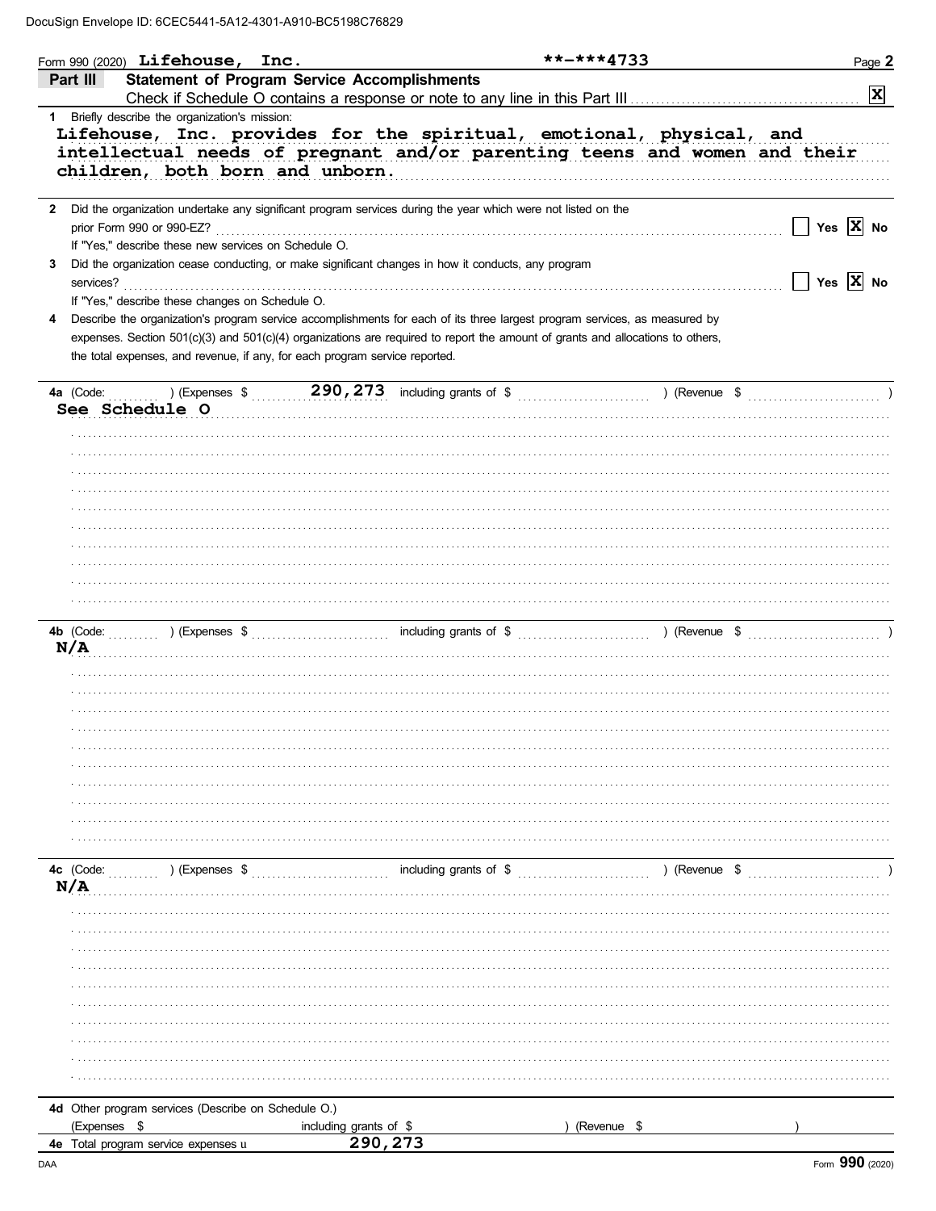DocuSign Envelope ID: 6CEC5441-5A12-4301-A910-BC5198C76829

Form 990 (2020) **Lifehouse, Inc.** **-***4733 Page **2**

**Part III — Statement of Program Service Accomplishments**

Check if Schedule O contains a response or note to any line in this Part III ..... [X]

**1** Briefly describe the organization's mission:

Lifehouse, Inc. provides for the spiritual, emotional, physical, and intellectual needs of pregnant and/or parenting teens and women and their children, both born and unborn.

**2** Did the organization undertake any significant program services during the year which were not listed on the prior Form 990 or 990-EZ? ..... [ ] Yes [X] No

If "Yes," describe these new services on Schedule O.

**3** Did the organization cease conducting, or make significant changes in how it conducts, any program services? ..... [ ] Yes [X] No

If "Yes," describe these changes on Schedule O.

**4** Describe the organization's program service accomplishments for each of its three largest program services, as measured by expenses. Section 501(c)(3) and 501(c)(4) organizations are required to report the amount of grants and allocations to others, the total expenses, and revenue, if any, for each program service reported.

**4a** (Code: ) (Expenses $ 290,273 including grants of $ ) (Revenue $ )

See Schedule O

**4b** (Code: ) (Expenses $ including grants of $ ) (Revenue $ )

N/A

**4c** (Code: ) (Expenses $ including grants of $ ) (Revenue $ )

N/A

**4d** Other program services (Describe on Schedule O.)

(Expenses $ including grants of $ ) (Revenue $ )

**4e** Total program service expenses ▶ 290,273

DAA Form **990** (2020)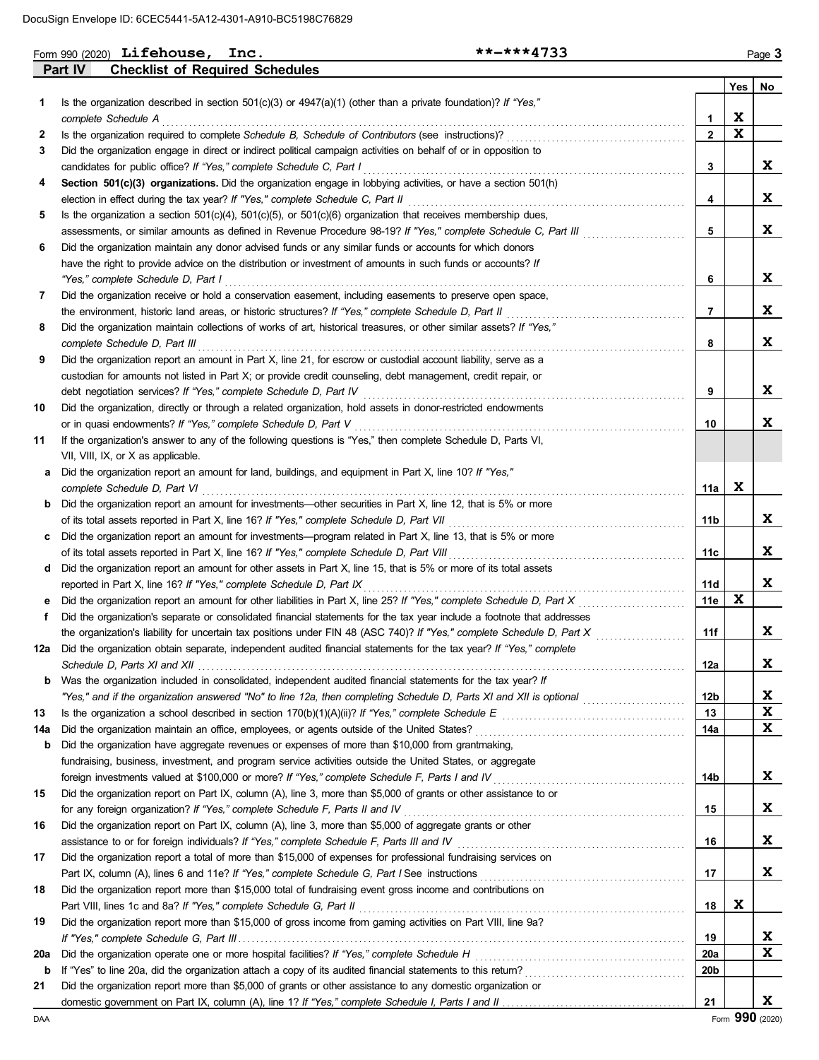DocuSign Envelope ID: 6CEC5441-5A12-4301-A910-BC5198C76829

Form 990 (2020) **Lifehouse, Inc.** **-***4733

## Part IV Checklist of Required Schedules

| | | | Yes | No |
|---|---|---|---|---|
| 1 | Is the organization described in section 501(c)(3) or 4947(a)(1) (other than a private foundation)? *If "Yes," complete Schedule A* | 1 | X | |
| 2 | Is the organization required to complete *Schedule B, Schedule of Contributors* (see instructions)? | 2 | X | |
| 3 | Did the organization engage in direct or indirect political campaign activities on behalf of or in opposition to candidates for public office? *If "Yes," complete Schedule C, Part I* | 3 | | X |
| 4 | **Section 501(c)(3) organizations.** Did the organization engage in lobbying activities, or have a section 501(h) election in effect during the tax year? *If "Yes," complete Schedule C, Part II* | 4 | | X |
| 5 | Is the organization a section 501(c)(4), 501(c)(5), or 501(c)(6) organization that receives membership dues, assessments, or similar amounts as defined in Revenue Procedure 98-19? *If "Yes," complete Schedule C, Part III* | 5 | | X |
| 6 | Did the organization maintain any donor advised funds or any similar funds or accounts for which donors have the right to provide advice on the distribution or investment of amounts in such funds or accounts? *If "Yes," complete Schedule D, Part I* | 6 | | X |
| 7 | Did the organization receive or hold a conservation easement, including easements to preserve open space, the environment, historic land areas, or historic structures? *If "Yes," complete Schedule D, Part II* | 7 | | X |
| 8 | Did the organization maintain collections of works of art, historical treasures, or other similar assets? *If "Yes," complete Schedule D, Part III* | 8 | | X |
| 9 | Did the organization report an amount in Part X, line 21, for escrow or custodial account liability, serve as a custodian for amounts not listed in Part X; or provide credit counseling, debt management, credit repair, or debt negotiation services? *If "Yes," complete Schedule D, Part IV* | 9 | | X |
| 10 | Did the organization, directly or through a related organization, hold assets in donor-restricted endowments or in quasi endowments? *If "Yes," complete Schedule D, Part V* | 10 | | X |
| 11 | If the organization's answer to any of the following questions is "Yes," then complete Schedule D, Parts VI, VII, VIII, IX, or X as applicable. | | | |
| a | Did the organization report an amount for land, buildings, and equipment in Part X, line 10? *If "Yes," complete Schedule D, Part VI* | 11a | X | |
| b | Did the organization report an amount for investments—other securities in Part X, line 12, that is 5% or more of its total assets reported in Part X, line 16? *If "Yes," complete Schedule D, Part VII* | 11b | | X |
| c | Did the organization report an amount for investments—program related in Part X, line 13, that is 5% or more of its total assets reported in Part X, line 16? *If "Yes," complete Schedule D, Part VIII* | 11c | | X |
| d | Did the organization report an amount for other assets in Part X, line 15, that is 5% or more of its total assets reported in Part X, line 16? *If "Yes," complete Schedule D, Part IX* | 11d | | X |
| e | Did the organization report an amount for other liabilities in Part X, line 25? *If "Yes," complete Schedule D, Part X* | 11e | X | |
| f | Did the organization's separate or consolidated financial statements for the tax year include a footnote that addresses the organization's liability for uncertain tax positions under FIN 48 (ASC 740)? *If "Yes," complete Schedule D, Part X* | 11f | | X |
| 12a | Did the organization obtain separate, independent audited financial statements for the tax year? *If "Yes," complete Schedule D, Parts XI and XII* | 12a | | X |
| b | Was the organization included in consolidated, independent audited financial statements for the tax year? *If "Yes," and if the organization answered "No" to line 12a, then completing Schedule D, Parts XI and XII is optional* | 12b | | X |
| 13 | Is the organization a school described in section 170(b)(1)(A)(ii)? *If "Yes," complete Schedule E* | 13 | | X |
| 14a | Did the organization maintain an office, employees, or agents outside of the United States? | 14a | | X |
| b | Did the organization have aggregate revenues or expenses of more than $10,000 from grantmaking, fundraising, business, investment, and program service activities outside the United States, or aggregate foreign investments valued at $100,000 or more? *If "Yes," complete Schedule F, Parts I and IV* | 14b | | X |
| 15 | Did the organization report on Part IX, column (A), line 3, more than $5,000 of grants or other assistance to or for any foreign organization? *If "Yes," complete Schedule F, Parts II and IV* | 15 | | X |
| 16 | Did the organization report on Part IX, column (A), line 3, more than $5,000 of aggregate grants or other assistance to or for foreign individuals? *If "Yes," complete Schedule F, Parts III and IV* | 16 | | X |
| 17 | Did the organization report a total of more than $15,000 of expenses for professional fundraising services on Part IX, column (A), lines 6 and 11e? *If "Yes," complete Schedule G, Part I* See instructions | 17 | | X |
| 18 | Did the organization report more than $15,000 total of fundraising event gross income and contributions on Part VIII, lines 1c and 8a? *If "Yes," complete Schedule G, Part II* | 18 | X | |
| 19 | Did the organization report more than $15,000 of gross income from gaming activities on Part VIII, line 9a? *If "Yes," complete Schedule G, Part III* | 19 | | X |
| 20a | Did the organization operate one or more hospital facilities? *If "Yes," complete Schedule H* | 20a | | X |
| b | If "Yes" to line 20a, did the organization attach a copy of its audited financial statements to this return? | 20b | | |
| 21 | Did the organization report more than $5,000 of grants or other assistance to any domestic organization or domestic government on Part IX, column (A), line 1? *If "Yes," complete Schedule I, Parts I and II* | 21 | | X |

DAA Form **990** (2020)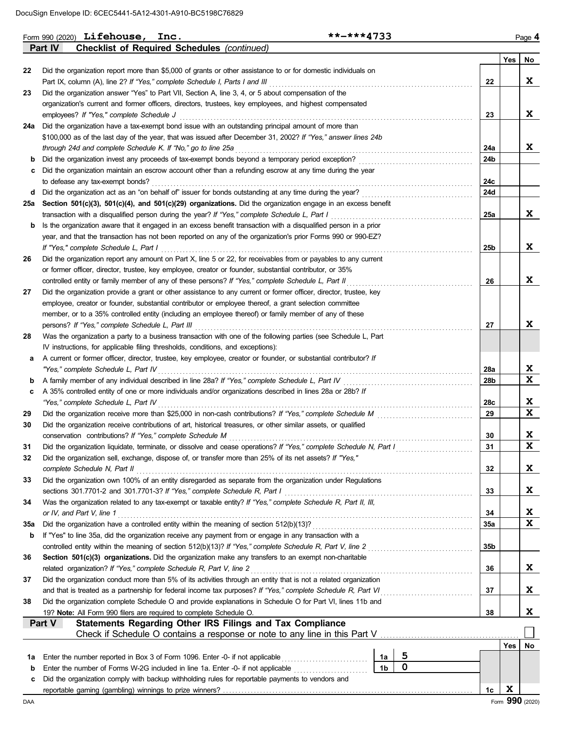Form 990 (2020) **Lifehouse, Inc.** **-***4733

## Part IV Checklist of Required Schedules *(continued)*

| | | | Yes | No |
|---|---|---|---|---|
| 22 | Did the organization report more than $5,000 of grants or other assistance to or for domestic individuals on Part IX, column (A), line 2? *If "Yes," complete Schedule I, Parts I and III* | 22 | | X |
| 23 | Did the organization answer "Yes" to Part VII, Section A, line 3, 4, or 5 about compensation of the organization's current and former officers, directors, trustees, key employees, and highest compensated employees? *If "Yes," complete Schedule J* | 23 | | X |
| 24a | Did the organization have a tax-exempt bond issue with an outstanding principal amount of more than $100,000 as of the last day of the year, that was issued after December 31, 2002? *If "Yes," answer lines 24b through 24d and complete Schedule K. If "No," go to line 25a* | 24a | | X |
| b | Did the organization invest any proceeds of tax-exempt bonds beyond a temporary period exception? | 24b | | |
| c | Did the organization maintain an escrow account other than a refunding escrow at any time during the year to defease any tax-exempt bonds? | 24c | | |
| d | Did the organization act as an "on behalf of" issuer for bonds outstanding at any time during the year? | 24d | | |
| 25a | **Section 501(c)(3), 501(c)(4), and 501(c)(29) organizations.** Did the organization engage in an excess benefit transaction with a disqualified person during the year? *If "Yes," complete Schedule L, Part I* | 25a | | X |
| b | Is the organization aware that it engaged in an excess benefit transaction with a disqualified person in a prior year, and that the transaction has not been reported on any of the organization's prior Forms 990 or 990-EZ? *If "Yes," complete Schedule L, Part I* | 25b | | X |
| 26 | Did the organization report any amount on Part X, line 5 or 22, for receivables from or payables to any current or former officer, director, trustee, key employee, creator or founder, substantial contributor, or 35% controlled entity or family member of any of these persons? *If "Yes," complete Schedule L, Part II* | 26 | | X |
| 27 | Did the organization provide a grant or other assistance to any current or former officer, director, trustee, key employee, creator or founder, substantial contributor or employee thereof, a grant selection committee member, or to a 35% controlled entity (including an employee thereof) or family member of any of these persons? *If "Yes," complete Schedule L, Part III* | 27 | | X |
| 28 | Was the organization a party to a business transaction with one of the following parties (see Schedule L, Part IV instructions, for applicable filing thresholds, conditions, and exceptions): | | | |
| a | A current or former officer, director, trustee, key employee, creator or founder, or substantial contributor? *If "Yes," complete Schedule L, Part IV* | 28a | | X |
| b | A family member of any individual described in line 28a? *If "Yes," complete Schedule L, Part IV* | 28b | | X |
| c | A 35% controlled entity of one or more individuals and/or organizations described in lines 28a or 28b? *If "Yes," complete Schedule L, Part IV* | 28c | | X |
| 29 | Did the organization receive more than $25,000 in non-cash contributions? *If "Yes," complete Schedule M* | 29 | | X |
| 30 | Did the organization receive contributions of art, historical treasures, or other similar assets, or qualified conservation contributions? *If "Yes," complete Schedule M* | 30 | | X |
| 31 | Did the organization liquidate, terminate, or dissolve and cease operations? *If "Yes," complete Schedule N, Part I* | 31 | | X |
| 32 | Did the organization sell, exchange, dispose of, or transfer more than 25% of its net assets? *If "Yes," complete Schedule N, Part II* | 32 | | X |
| 33 | Did the organization own 100% of an entity disregarded as separate from the organization under Regulations sections 301.7701-2 and 301.7701-3? *If "Yes," complete Schedule R, Part I* | 33 | | X |
| 34 | Was the organization related to any tax-exempt or taxable entity? *If "Yes," complete Schedule R, Part II, III, or IV, and Part V, line 1* | 34 | | X |
| 35a | Did the organization have a controlled entity within the meaning of section 512(b)(13)? | 35a | | X |
| b | If "Yes" to line 35a, did the organization receive any payment from or engage in any transaction with a controlled entity within the meaning of section 512(b)(13)? *If "Yes," complete Schedule R, Part V, line 2* | 35b | | |
| 36 | **Section 501(c)(3) organizations.** Did the organization make any transfers to an exempt non-charitable related organization? *If "Yes," complete Schedule R, Part V, line 2* | 36 | | X |
| 37 | Did the organization conduct more than 5% of its activities through an entity that is not a related organization and that is treated as a partnership for federal income tax purposes? *If "Yes," complete Schedule R, Part VI* | 37 | | X |
| 38 | Did the organization complete Schedule O and provide explanations in Schedule O for Part VI, lines 11b and 19? **Note:** All Form 990 filers are required to complete Schedule O. | 38 | | X |

## Part V Statements Regarding Other IRS Filings and Tax Compliance

Check if Schedule O contains a response or note to any line in this Part V ☐

| | | | | | Yes | No |
|---|---|---|---|---|---|---|
| 1a | Enter the number reported in Box 3 of Form 1096. Enter -0- if not applicable | 1a | 5 | | | |
| b | Enter the number of Forms W-2G included in line 1a. Enter -0- if not applicable | 1b | 0 | | | |
| c | Did the organization comply with backup withholding rules for reportable payments to vendors and reportable gaming (gambling) winnings to prize winners? | | | 1c | X | |

Form **990** (2020)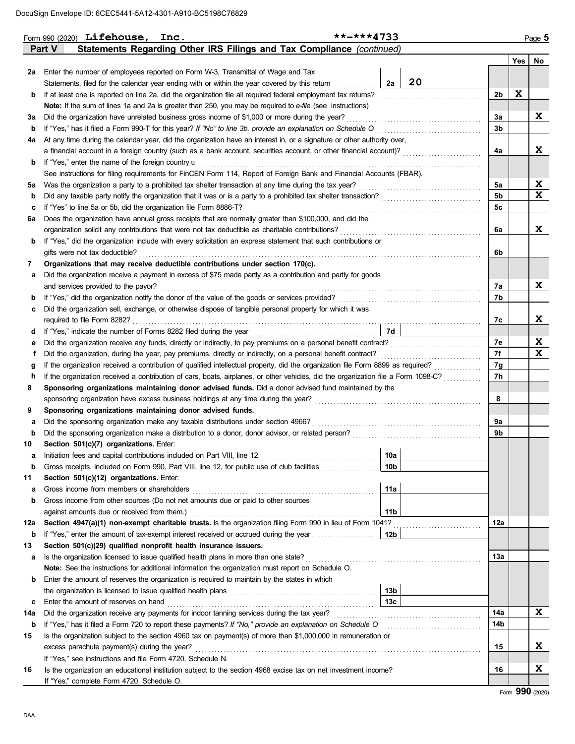DocuSign Envelope ID: 6CEC5441-5A12-4301-A910-BC5198C76829

Form 990 (2020) **Lifehouse, Inc.** **-***4733

## Part V Statements Regarding Other IRS Filings and Tax Compliance *(continued)*

| | | | | Yes | No |
|---|---|---|---|---|---|
| 2a | Enter the number of employees reported on Form W-3, Transmittal of Wage and Tax Statements, filed for the calendar year ending with or within the year covered by this return | 2a 20 | | | |
| b | If at least one is reported on line 2a, did the organization file all required federal employment tax returns? | | 2b | X | |
| | **Note:** If the sum of lines 1a and 2a is greater than 250, you may be required to *e-file* (see instructions) | | | | |
| 3a | Did the organization have unrelated business gross income of $1,000 or more during the year? | | 3a | | X |
| b | If "Yes," has it filed a Form 990-T for this year? *If "No" to line 3b, provide an explanation on Schedule O* | | 3b | | |
| 4a | At any time during the calendar year, did the organization have an interest in, or a signature or other authority over, a financial account in a foreign country (such as a bank account, securities account, or other financial account)? | | 4a | | X |
| b | If "Yes," enter the name of the foreign country u | | | | |
| | See instructions for filing requirements for FinCEN Form 114, Report of Foreign Bank and Financial Accounts (FBAR). | | | | |
| 5a | Was the organization a party to a prohibited tax shelter transaction at any time during the tax year? | | 5a | | X |
| b | Did any taxable party notify the organization that it was or is a party to a prohibited tax shelter transaction? | | 5b | | X |
| c | If "Yes" to line 5a or 5b, did the organization file Form 8886-T? | | 5c | | |
| 6a | Does the organization have annual gross receipts that are normally greater than $100,000, and did the organization solicit any contributions that were not tax deductible as charitable contributions? | | 6a | | X |
| b | If "Yes," did the organization include with every solicitation an express statement that such contributions or gifts were not tax deductible? | | 6b | | |
| 7 | **Organizations that may receive deductible contributions under section 170(c).** | | | | |
| a | Did the organization receive a payment in excess of $75 made partly as a contribution and partly for goods and services provided to the payor? | | 7a | | X |
| b | If "Yes," did the organization notify the donor of the value of the goods or services provided? | | 7b | | |
| c | Did the organization sell, exchange, or otherwise dispose of tangible personal property for which it was required to file Form 8282? | | 7c | | X |
| d | If "Yes," indicate the number of Forms 8282 filed during the year | 7d | | | |
| e | Did the organization receive any funds, directly or indirectly, to pay premiums on a personal benefit contract? | | 7e | | X |
| f | Did the organization, during the year, pay premiums, directly or indirectly, on a personal benefit contract? | | 7f | | X |
| g | If the organization received a contribution of qualified intellectual property, did the organization file Form 8899 as required? | | 7g | | |
| h | If the organization received a contribution of cars, boats, airplanes, or other vehicles, did the organization file a Form 1098-C? | | 7h | | |
| 8 | **Sponsoring organizations maintaining donor advised funds.** Did a donor advised fund maintained by the sponsoring organization have excess business holdings at any time during the year? | | 8 | | |
| 9 | **Sponsoring organizations maintaining donor advised funds.** | | | | |
| a | Did the sponsoring organization make any taxable distributions under section 4966? | | 9a | | |
| b | Did the sponsoring organization make a distribution to a donor, donor advisor, or related person? | | 9b | | |
| 10 | **Section 501(c)(7) organizations.** Enter: | | | | |
| a | Initiation fees and capital contributions included on Part VIII, line 12 | 10a | | | |
| b | Gross receipts, included on Form 990, Part VIII, line 12, for public use of club facilities | 10b | | | |
| 11 | **Section 501(c)(12) organizations.** Enter: | | | | |
| a | Gross income from members or shareholders | 11a | | | |
| b | Gross income from other sources (Do not net amounts due or paid to other sources against amounts due or received from them.) | 11b | | | |
| 12a | **Section 4947(a)(1) non-exempt charitable trusts.** Is the organization filing Form 990 in lieu of Form 1041? | | 12a | | |
| b | If "Yes," enter the amount of tax-exempt interest received or accrued during the year | 12b | | | |
| 13 | **Section 501(c)(29) qualified nonprofit health insurance issuers.** | | | | |
| a | Is the organization licensed to issue qualified health plans in more than one state? | | 13a | | |
| | **Note:** See the instructions for additional information the organization must report on Schedule O. | | | | |
| b | Enter the amount of reserves the organization is required to maintain by the states in which the organization is licensed to issue qualified health plans | 13b | | | |
| c | Enter the amount of reserves on hand | 13c | | | |
| 14a | Did the organization receive any payments for indoor tanning services during the tax year? | | 14a | | X |
| b | If "Yes," has it filed a Form 720 to report these payments? *If "No," provide an explanation on Schedule O* | | 14b | | |
| 15 | Is the organization subject to the section 4960 tax on payment(s) of more than $1,000,000 in remuneration or excess parachute payment(s) during the year? | | 15 | | X |
| | If "Yes," see instructions and file Form 4720, Schedule N. | | | | |
| 16 | Is the organization an educational institution subject to the section 4968 excise tax on net investment income? | | 16 | | X |
| | If "Yes," complete Form 4720, Schedule O. | | | | |

Form **990** (2020)

DAA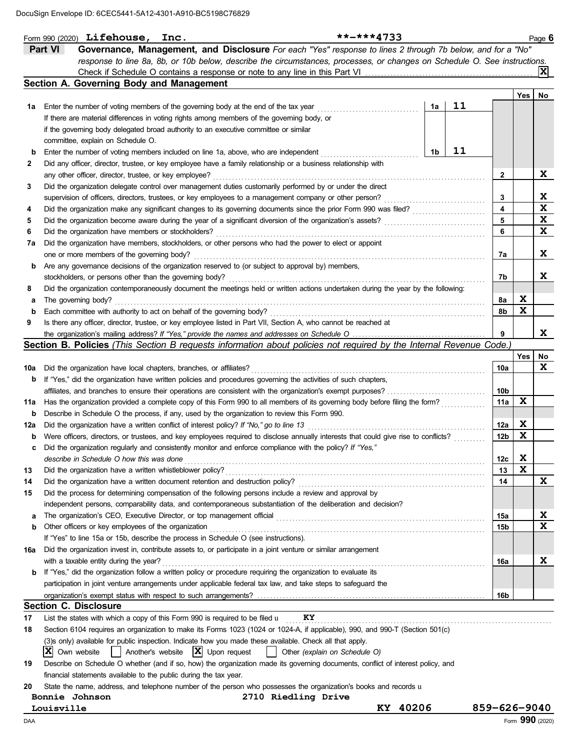DocuSign Envelope ID: 6CEC5441-5A12-4301-A910-BC5198C76829

Form 990 (2020) **Lifehouse, Inc.** **-***4733 Page 6

## Part VI Governance, Management, and Disclosure

*For each "Yes" response to lines 2 through 7b below, and for a "No" response to line 8a, 8b, or 10b below, describe the circumstances, processes, or changes on Schedule O. See instructions.*

Check if Schedule O contains a response or note to any line in this Part VI ... [X]

### Section A. Governing Body and Management

| | | | | | Yes | No |
|---|---|---|---|---|---|---|
| **1a** | Enter the number of voting members of the governing body at the end of the tax year | 1a | 11 | | | |
| | If there are material differences in voting rights among members of the governing body, or if the governing body delegated broad authority to an executive committee or similar committee, explain on Schedule O. | | | | | |
| **b** | Enter the number of voting members included on line 1a, above, who are independent | 1b | 11 | | | |
| **2** | Did any officer, director, trustee, or key employee have a family relationship or a business relationship with any other officer, director, trustee, or key employee? | | | 2 | | X |
| **3** | Did the organization delegate control over management duties customarily performed by or under the direct supervision of officers, directors, trustees, or key employees to a management company or other person? | | | 3 | | X |
| **4** | Did the organization make any significant changes to its governing documents since the prior Form 990 was filed? | | | 4 | | X |
| **5** | Did the organization become aware during the year of a significant diversion of the organization's assets? | | | 5 | | X |
| **6** | Did the organization have members or stockholders? | | | 6 | | X |
| **7a** | Did the organization have members, stockholders, or other persons who had the power to elect or appoint one or more members of the governing body? | | | 7a | | X |
| **b** | Are any governance decisions of the organization reserved to (or subject to approval by) members, stockholders, or persons other than the governing body? | | | 7b | | X |
| **8** | Did the organization contemporaneously document the meetings held or written actions undertaken during the year by the following: | | | | | |
| **a** | The governing body? | | | 8a | X | |
| **b** | Each committee with authority to act on behalf of the governing body? | | | 8b | X | |
| **9** | Is there any officer, director, trustee, or key employee listed in Part VII, Section A, who cannot be reached at the organization's mailing address? *If "Yes," provide the names and addresses on Schedule O* | | | 9 | | X |

### Section B. Policies *(This Section B requests information about policies not required by the Internal Revenue Code.)*

| | | | Yes | No |
|---|---|---|---|---|
| **10a** | Did the organization have local chapters, branches, or affiliates? | 10a | | X |
| **b** | If "Yes," did the organization have written policies and procedures governing the activities of such chapters, affiliates, and branches to ensure their operations are consistent with the organization's exempt purposes? | 10b | | |
| **11a** | Has the organization provided a complete copy of this Form 990 to all members of its governing body before filing the form? | 11a | X | |
| **b** | Describe in Schedule O the process, if any, used by the organization to review this Form 990. | | | |
| **12a** | Did the organization have a written conflict of interest policy? *If "No," go to line 13* | 12a | X | |
| **b** | Were officers, directors, or trustees, and key employees required to disclose annually interests that could give rise to conflicts? | 12b | X | |
| **c** | Did the organization regularly and consistently monitor and enforce compliance with the policy? *If "Yes," describe in Schedule O how this was done* | 12c | X | |
| **13** | Did the organization have a written whistleblower policy? | 13 | X | |
| **14** | Did the organization have a written document retention and destruction policy? | 14 | | X |
| **15** | Did the process for determining compensation of the following persons include a review and approval by independent persons, comparability data, and contemporaneous substantiation of the deliberation and decision? | | | |
| **a** | The organization's CEO, Executive Director, or top management official | 15a | | X |
| **b** | Other officers or key employees of the organization | 15b | | X |
| | If "Yes" to line 15a or 15b, describe the process in Schedule O (see instructions). | | | |
| **16a** | Did the organization invest in, contribute assets to, or participate in a joint venture or similar arrangement with a taxable entity during the year? | 16a | | X |
| **b** | If "Yes," did the organization follow a written policy or procedure requiring the organization to evaluate its participation in joint venture arrangements under applicable federal tax law, and take steps to safeguard the organization's exempt status with respect to such arrangements? | 16b | | |

### Section C. Disclosure

**17** List the states with which a copy of this Form 990 is required to be filed u **KY**

**18** Section 6104 requires an organization to make its Forms 1023 (1024 or 1024-A, if applicable), 990, and 990-T (Section 501(c)(3)s only) available for public inspection. Indicate how you made these available. Check all that apply.

[X] Own website [ ] Another's website [X] Upon request [ ] Other *(explain on Schedule O)*

**19** Describe on Schedule O whether (and if so, how) the organization made its governing documents, conflict of interest policy, and financial statements available to the public during the tax year.

**20** State the name, address, and telephone number of the person who possesses the organization's books and records u

**Bonnie Johnson** **2710 Riedling Drive**
**Louisville** **KY 40206** **859-626-9040**

DAA Form **990** (2020)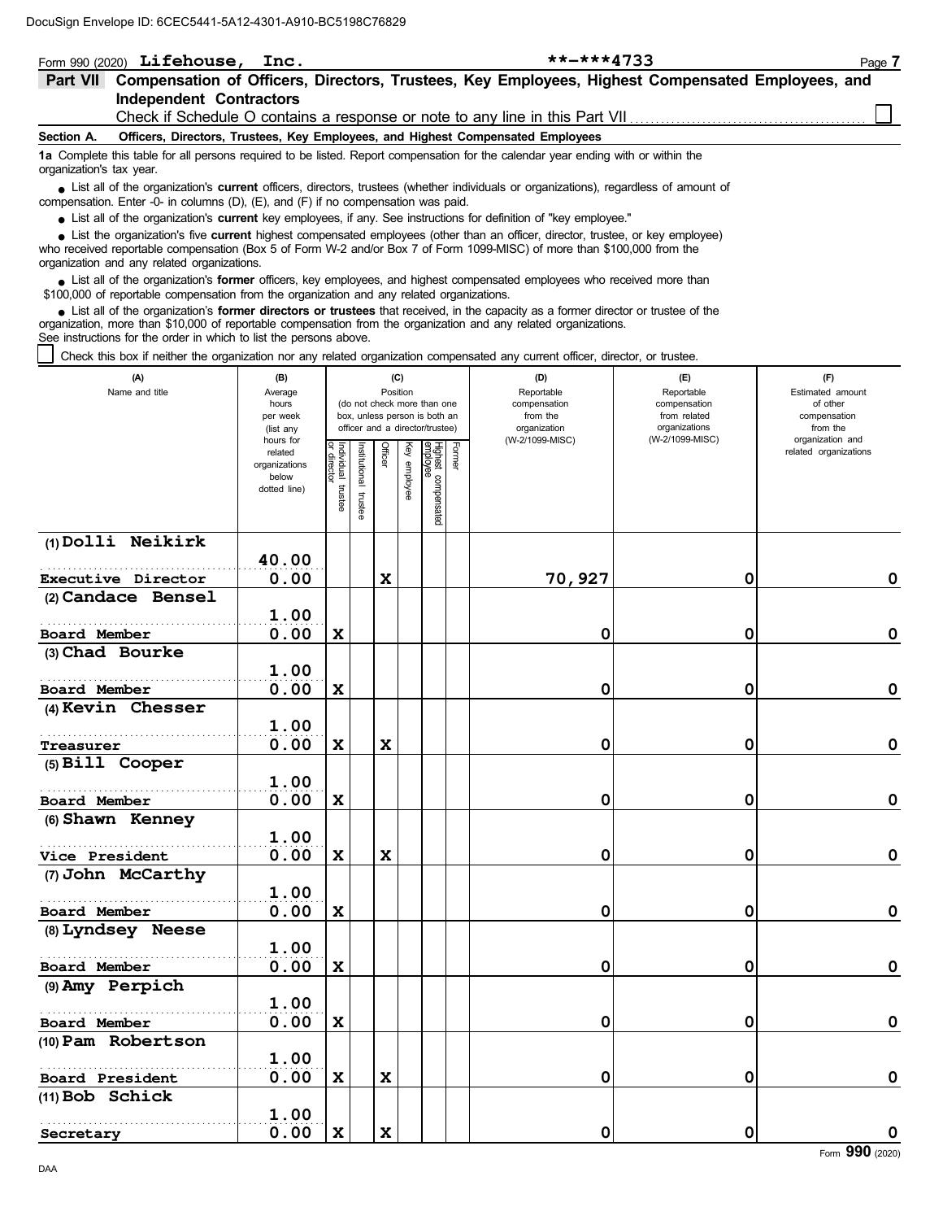DocuSign Envelope ID: 6CEC5441-5A12-4301-A910-BC5198C76829

Form 990 (2020) **Lifehouse, Inc.** **\*\*-\*\*\*4733** Page 7

## Part VII Compensation of Officers, Directors, Trustees, Key Employees, Highest Compensated Employees, and Independent Contractors

Check if Schedule O contains a response or note to any line in this Part VII ☐

### Section A. Officers, Directors, Trustees, Key Employees, and Highest Compensated Employees

**1a** Complete this table for all persons required to be listed. Report compensation for the calendar year ending with or within the organization's tax year.

- List all of the organization's **current** officers, directors, trustees (whether individuals or organizations), regardless of amount of compensation. Enter -0- in columns (D), (E), and (F) if no compensation was paid.
- List all of the organization's **current** key employees, if any. See instructions for definition of "key employee."
- List the organization's five **current** highest compensated employees (other than an officer, director, trustee, or key employee) who received reportable compensation (Box 5 of Form W-2 and/or Box 7 of Form 1099-MISC) of more than $100,000 from the organization and any related organizations.
- List all of the organization's **former** officers, key employees, and highest compensated employees who received more than $100,000 of reportable compensation from the organization and any related organizations.
- List all of the organization's **former directors or trustees** that received, in the capacity as a former director or trustee of the organization, more than $10,000 of reportable compensation from the organization and any related organizations.

See instructions for the order in which to list the persons above.

☐ Check this box if neither the organization nor any related organization compensated any current officer, director, or trustee.

| (A) Name and title | (B) Average hours per week (list any hours for related organizations below dotted line) | (C) Position (do not check more than one box, unless person is both an officer and a director/trustee): Individual trustee or director | Institutional trustee | Officer | Key employee | Highest compensated employee | Former | (D) Reportable compensation from the organization (W-2/1099-MISC) | (E) Reportable compensation from related organizations (W-2/1099-MISC) | (F) Estimated amount of other compensation from the organization and related organizations |
|---|---|---|---|---|---|---|---|---|---|---|
| (1) Dolli Neikirk<br>Executive Director | 40.00<br>0.00 | | | X | | | | 70,927 | 0 | 0 |
| (2) Candace Bensel<br>Board Member | 1.00<br>0.00 | X | | | | | | 0 | 0 | 0 |
| (3) Chad Bourke<br>Board Member | 1.00<br>0.00 | X | | | | | | 0 | 0 | 0 |
| (4) Kevin Chesser<br>Treasurer | 1.00<br>0.00 | X | | X | | | | 0 | 0 | 0 |
| (5) Bill Cooper<br>Board Member | 1.00<br>0.00 | X | | | | | | 0 | 0 | 0 |
| (6) Shawn Kenney<br>Vice President | 1.00<br>0.00 | X | | X | | | | 0 | 0 | 0 |
| (7) John McCarthy<br>Board Member | 1.00<br>0.00 | X | | | | | | 0 | 0 | 0 |
| (8) Lyndsey Neese<br>Board Member | 1.00<br>0.00 | X | | | | | | 0 | 0 | 0 |
| (9) Amy Perpich<br>Board Member | 1.00<br>0.00 | X | | | | | | 0 | 0 | 0 |
| (10) Pam Robertson<br>Board President | 1.00<br>0.00 | X | | X | | | | 0 | 0 | 0 |
| (11) Bob Schick<br>Secretary | 1.00<br>0.00 | X | | X | | | | 0 | 0 | 0 |

DAA Form **990** (2020)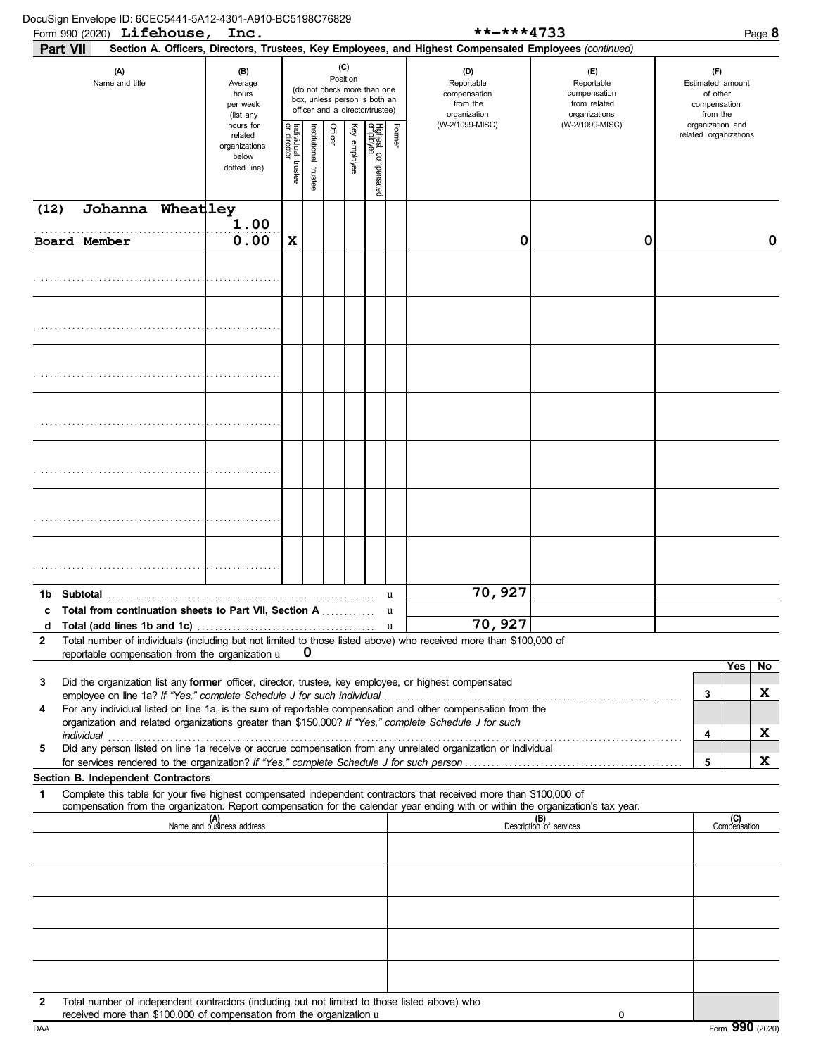DocuSign Envelope ID: 6CEC5441-5A12-4301-A910-BC5198C76829

Form 990 (2020) **Lifehouse, Inc.** **-***4733

**Part VII** **Section A. Officers, Directors, Trustees, Key Employees, and Highest Compensated Employees** *(continued)*

| (A) Name and title | (B) Average hours per week (list any hours for related organizations below dotted line) | (C) Position: Individual trustee or director | Institutional trustee | Officer | Key employee | Highest compensated employee | Former | (D) Reportable compensation from the organization (W-2/1099-MISC) | (E) Reportable compensation from related organizations (W-2/1099-MISC) | (F) Estimated amount of other compensation from the organization and related organizations |
|---|---|---|---|---|---|---|---|---|---|---|
| (12) Johanna Wheatley<br>Board Member | 1.00<br>0.00 | X | | | | | | 0 | 0 | 0 |
| | | | | | | | | | | |
| | | | | | | | | | | |
| | | | | | | | | | | |
| | | | | | | | | | | |
| | | | | | | | | | | |
| | | | | | | | | | | |
| | | | | | | | | | | |

| | | (D) | (E) | (F) |
|---|---|---|---|---|
| **1b** | **Subtotal** | 70,927 | | |
| **c** | **Total from continuation sheets to Part VII, Section A** | | | |
| **d** | **Total (add lines 1b and 1c)** | 70,927 | | |

**2** Total number of individuals (including but not limited to those listed above) who received more than $100,000 of reportable compensation from the organization **0**

| | | | Yes | No |
|---|---|---|---|---|
| **3** | Did the organization list any **former** officer, director, trustee, key employee, or highest compensated employee on line 1a? *If "Yes," complete Schedule J for such individual* | 3 | | X |
| **4** | For any individual listed on line 1a, is the sum of reportable compensation and other compensation from the organization and related organizations greater than $150,000? *If "Yes," complete Schedule J for such individual* | 4 | | X |
| **5** | Did any person listed on line 1a receive or accrue compensation from any unrelated organization or individual for services rendered to the organization? *If "Yes," complete Schedule J for such person* | 5 | | X |

**Section B. Independent Contractors**

**1** Complete this table for your five highest compensated independent contractors that received more than $100,000 of compensation from the organization. Report compensation for the calendar year ending with or within the organization's tax year.

| (A) Name and business address | (B) Description of services | (C) Compensation |
|---|---|---|
| | | |
| | | |
| | | |
| | | |
| | | |

**2** Total number of independent contractors (including but not limited to those listed above) who received more than $100,000 of compensation from the organization **0**

DAA Form **990** (2020)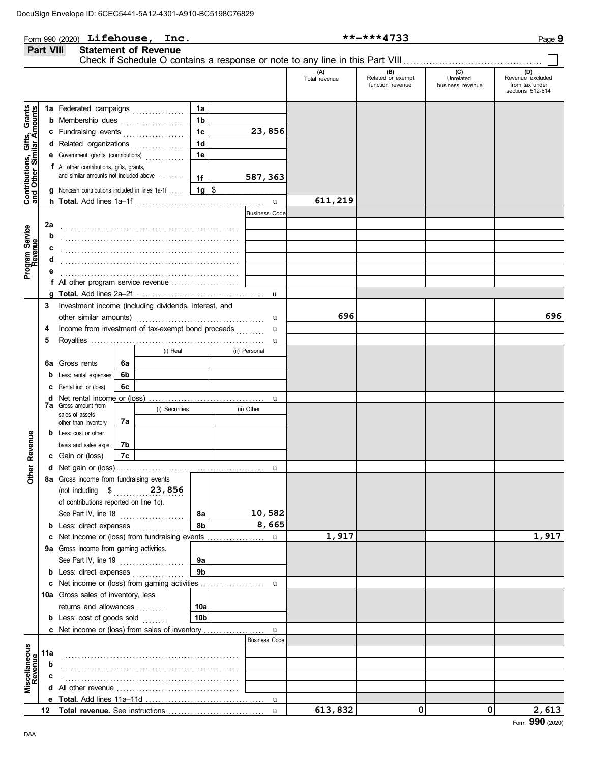DocuSign Envelope ID: 6CEC5441-5A12-4301-A910-BC5198C76829

Form 990 (2020) **Lifehouse, Inc.** **-***4733 Page **9**

## Part VIII Statement of Revenue

Check if Schedule O contains a response or note to any line in this Part VIII ☐

| | | | | (A) Total revenue | (B) Related or exempt function revenue | (C) Unrelated business revenue | (D) Revenue excluded from tax under sections 512-514 |
|---|---|---|---|---|---|---|---|
| **Contributions, Gifts, Grants and Other Similar Amounts** | **1a** Federated campaigns | 1a | | | | | |
| | **b** Membership dues | 1b | | | | | |
| | **c** Fundraising events | 1c | 23,856 | | | | |
| | **d** Related organizations | 1d | | | | | |
| | **e** Government grants (contributions) | 1e | | | | | |
| | **f** All other contributions, gifts, grants, and similar amounts not included above | 1f | 587,363 | | | | |
| | **g** Noncash contributions included in lines 1a-1f | 1g | $ | | | | |
| | **h Total.** Add lines 1a–1f | | | 611,219 | | | |
| **Program Service Revenue** | | | Business Code | | | | |
| | **2a** | | | | | | |
| | **b** | | | | | | |
| | **c** | | | | | | |
| | **d** | | | | | | |
| | **e** | | | | | | |
| | **f** All other program service revenue | | | | | | |
| | **g Total.** Add lines 2a–2f | | | | | | |
| **Other Revenue** | **3** Investment income (including dividends, interest, and other similar amounts) | | | 696 | | | 696 |
| | **4** Income from investment of tax-exempt bond proceeds | | | | | | |
| | **5** Royalties | | | | | | |
| | | | (i) Real / (ii) Personal | | | | |
| | **6a** Gross rents | 6a | | | | | |
| | **b** Less: rental expenses | 6b | | | | | |
| | **c** Rental inc. or (loss) | 6c | | | | | |
| | **d** Net rental income or (loss) | | | | | | |
| | | | (i) Securities / (ii) Other | | | | |
| | **7a** Gross amount from sales of assets other than inventory | 7a | | | | | |
| | **b** Less: cost or other basis and sales exps. | 7b | | | | | |
| | **c** Gain or (loss) | 7c | | | | | |
| | **d** Net gain or (loss) | | | | | | |
| | **8a** Gross income from fundraising events (not including $ 23,856 of contributions reported on line 1c). See Part IV, line 18 | 8a | 10,582 | | | | |
| | **b** Less: direct expenses | 8b | 8,665 | | | | |
| | **c** Net income or (loss) from fundraising events | | | 1,917 | | | 1,917 |
| | **9a** Gross income from gaming activities. See Part IV, line 19 | 9a | | | | | |
| | **b** Less: direct expenses | 9b | | | | | |
| | **c** Net income or (loss) from gaming activities | | | | | | |
| | **10a** Gross sales of inventory, less returns and allowances | 10a | | | | | |
| | **b** Less: cost of goods sold | 10b | | | | | |
| | **c** Net income or (loss) from sales of inventory | | | | | | |
| **Miscellaneous Revenue** | | | Business Code | | | | |
| | **11a** | | | | | | |
| | **b** | | | | | | |
| | **c** | | | | | | |
| | **d** All other revenue | | | | | | |
| | **e Total.** Add lines 11a–11d | | | | | | |
| | **12 Total revenue.** See instructions | | | 613,832 | 0 | 0 | 2,613 |

DAA Form **990** (2020)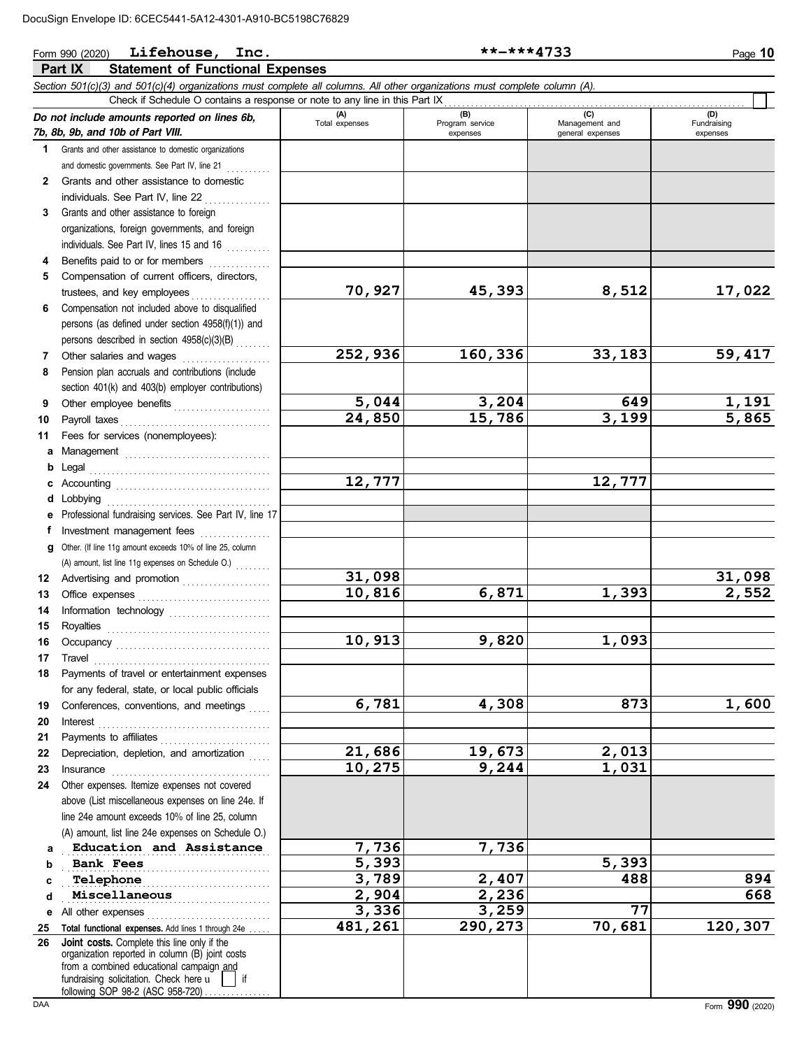DocuSign Envelope ID: 6CEC5441-5A12-4301-A910-BC5198C76829

Form 990 (2020) **Lifehouse, Inc.** **\*\*-\*\*\*4733**

## Part IX Statement of Functional Expenses

*Section 501(c)(3) and 501(c)(4) organizations must complete all columns. All other organizations must complete column (A).*

Check if Schedule O contains a response or note to any line in this Part IX ☐

| *Do not include amounts reported on lines 6b, 7b, 8b, 9b, and 10b of Part VIII.* | (A) Total expenses | (B) Program service expenses | (C) Management and general expenses | (D) Fundraising expenses |
|---|---|---|---|---|
| 1 Grants and other assistance to domestic organizations and domestic governments. See Part IV, line 21 | | | | |
| 2 Grants and other assistance to domestic individuals. See Part IV, line 22 | | | | |
| 3 Grants and other assistance to foreign organizations, foreign governments, and foreign individuals. See Part IV, lines 15 and 16 | | | | |
| 4 Benefits paid to or for members | | | | |
| 5 Compensation of current officers, directors, trustees, and key employees | 70,927 | 45,393 | 8,512 | 17,022 |
| 6 Compensation not included above to disqualified persons (as defined under section 4958(f)(1)) and persons described in section 4958(c)(3)(B) | | | | |
| 7 Other salaries and wages | 252,936 | 160,336 | 33,183 | 59,417 |
| 8 Pension plan accruals and contributions (include section 401(k) and 403(b) employer contributions) | | | | |
| 9 Other employee benefits | 5,044 | 3,204 | 649 | 1,191 |
| 10 Payroll taxes | 24,850 | 15,786 | 3,199 | 5,865 |
| 11 Fees for services (nonemployees): | | | | |
| a Management | | | | |
| b Legal | | | | |
| c Accounting | 12,777 | | 12,777 | |
| d Lobbying | | | | |
| e Professional fundraising services. See Part IV, line 17 | | | | |
| f Investment management fees | | | | |
| g Other. (If line 11g amount exceeds 10% of line 25, column (A) amount, list line 11g expenses on Schedule O.) | | | | |
| 12 Advertising and promotion | 31,098 | | | 31,098 |
| 13 Office expenses | 10,816 | 6,871 | 1,393 | 2,552 |
| 14 Information technology | | | | |
| 15 Royalties | | | | |
| 16 Occupancy | 10,913 | 9,820 | 1,093 | |
| 17 Travel | | | | |
| 18 Payments of travel or entertainment expenses for any federal, state, or local public officials | | | | |
| 19 Conferences, conventions, and meetings | 6,781 | 4,308 | 873 | 1,600 |
| 20 Interest | | | | |
| 21 Payments to affiliates | | | | |
| 22 Depreciation, depletion, and amortization | 21,686 | 19,673 | 2,013 | |
| 23 Insurance | 10,275 | 9,244 | 1,031 | |
| 24 Other expenses. Itemize expenses not covered above (List miscellaneous expenses on line 24e. If line 24e amount exceeds 10% of line 25, column (A) amount, list line 24e expenses on Schedule O.) | | | | |
| a Education and Assistance | 7,736 | 7,736 | | |
| b Bank Fees | 5,393 | | 5,393 | |
| c Telephone | 3,789 | 2,407 | 488 | 894 |
| d Miscellaneous | 2,904 | 2,236 | | 668 |
| e All other expenses | 3,336 | 3,259 | 77 | |
| 25 **Total functional expenses.** Add lines 1 through 24e | 481,261 | 290,273 | 70,681 | 120,307 |
| 26 **Joint costs.** Complete this line only if the organization reported in column (B) joint costs from a combined educational campaign and fundraising solicitation. Check here ☐ if following SOP 98-2 (ASC 958-720) | | | | |

DAA Form **990** (2020)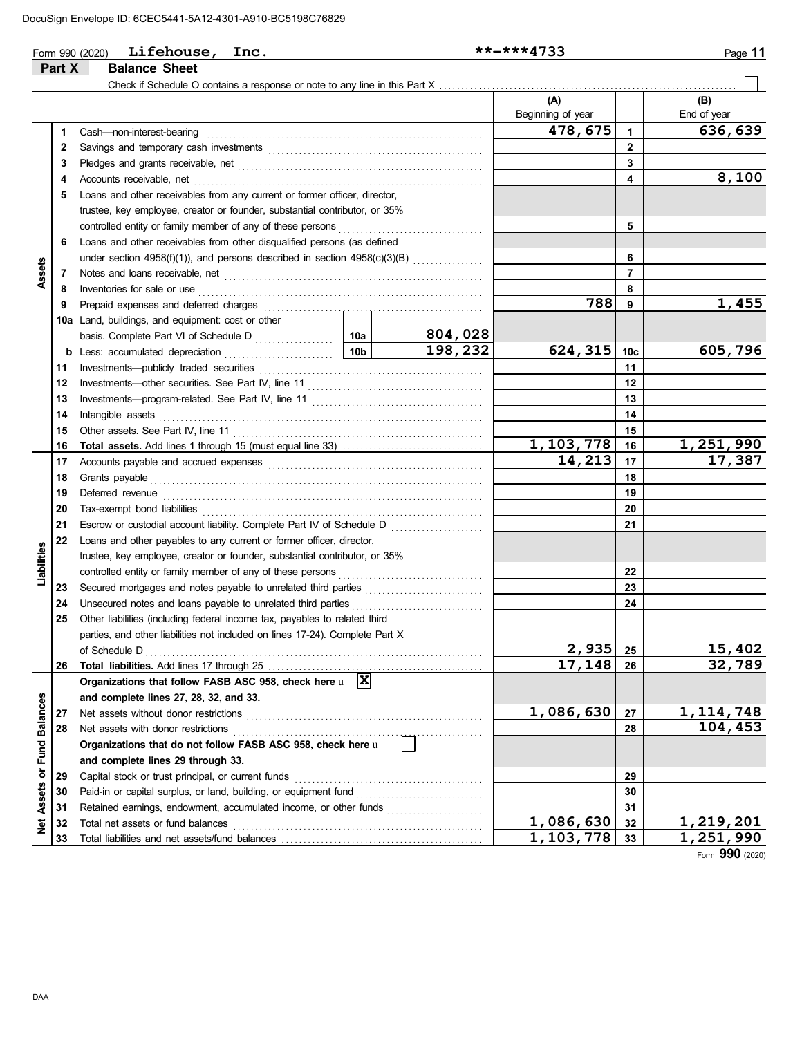DocuSign Envelope ID: 6CEC5441-5A12-4301-A910-BC5198C76829

Form 990 (2020) **Lifehouse, Inc.** **-***4733

## Part X Balance Sheet

Check if Schedule O contains a response or note to any line in this Part X ☐

| | | | | (A) Beginning of year | | (B) End of year |
|---|---|---|---|---|---|---|
| **Assets** | 1 | Cash—non-interest-bearing | | 478,675 | 1 | 636,639 |
| | 2 | Savings and temporary cash investments | | | 2 | |
| | 3 | Pledges and grants receivable, net | | | 3 | |
| | 4 | Accounts receivable, net | | | 4 | 8,100 |
| | 5 | Loans and other receivables from any current or former officer, director, trustee, key employee, creator or founder, substantial contributor, or 35% controlled entity or family member of any of these persons | | | 5 | |
| | 6 | Loans and other receivables from other disqualified persons (as defined under section 4958(f)(1)), and persons described in section 4958(c)(3)(B) | | | 6 | |
| | 7 | Notes and loans receivable, net | | | 7 | |
| | 8 | Inventories for sale or use | | | 8 | |
| | 9 | Prepaid expenses and deferred charges | | 788 | 9 | 1,455 |
| | 10a | Land, buildings, and equipment: cost or other basis. Complete Part VI of Schedule D | 10a: 804,028 | | | |
| | b | Less: accumulated depreciation | 10b: 198,232 | 624,315 | 10c | 605,796 |
| | 11 | Investments—publicly traded securities | | | 11 | |
| | 12 | Investments—other securities. See Part IV, line 11 | | | 12 | |
| | 13 | Investments—program-related. See Part IV, line 11 | | | 13 | |
| | 14 | Intangible assets | | | 14 | |
| | 15 | Other assets. See Part IV, line 11 | | | 15 | |
| | 16 | **Total assets.** Add lines 1 through 15 (must equal line 33) | | 1,103,778 | 16 | 1,251,990 |
| **Liabilities** | 17 | Accounts payable and accrued expenses | | 14,213 | 17 | 17,387 |
| | 18 | Grants payable | | | 18 | |
| | 19 | Deferred revenue | | | 19 | |
| | 20 | Tax-exempt bond liabilities | | | 20 | |
| | 21 | Escrow or custodial account liability. Complete Part IV of Schedule D | | | 21 | |
| | 22 | Loans and other payables to any current or former officer, director, trustee, key employee, creator or founder, substantial contributor, or 35% controlled entity or family member of any of these persons | | | 22 | |
| | 23 | Secured mortgages and notes payable to unrelated third parties | | | 23 | |
| | 24 | Unsecured notes and loans payable to unrelated third parties | | | 24 | |
| | 25 | Other liabilities (including federal income tax, payables to related third parties, and other liabilities not included on lines 17-24). Complete Part X of Schedule D | | 2,935 | 25 | 15,402 |
| | 26 | **Total liabilities.** Add lines 17 through 25 | | 17,148 | 26 | 32,789 |
| **Net Assets or Fund Balances** | | **Organizations that follow FASB ASC 958, check here** ☒ **and complete lines 27, 28, 32, and 33.** | | | | |
| | 27 | Net assets without donor restrictions | | 1,086,630 | 27 | 1,114,748 |
| | 28 | Net assets with donor restrictions | | | 28 | 104,453 |
| | | **Organizations that do not follow FASB ASC 958, check here** ☐ **and complete lines 29 through 33.** | | | | |
| | 29 | Capital stock or trust principal, or current funds | | | 29 | |
| | 30 | Paid-in or capital surplus, or land, building, or equipment fund | | | 30 | |
| | 31 | Retained earnings, endowment, accumulated income, or other funds | | | 31 | |
| | 32 | Total net assets or fund balances | | 1,086,630 | 32 | 1,219,201 |
| | 33 | Total liabilities and net assets/fund balances | | 1,103,778 | 33 | 1,251,990 |

Form **990** (2020)

DAA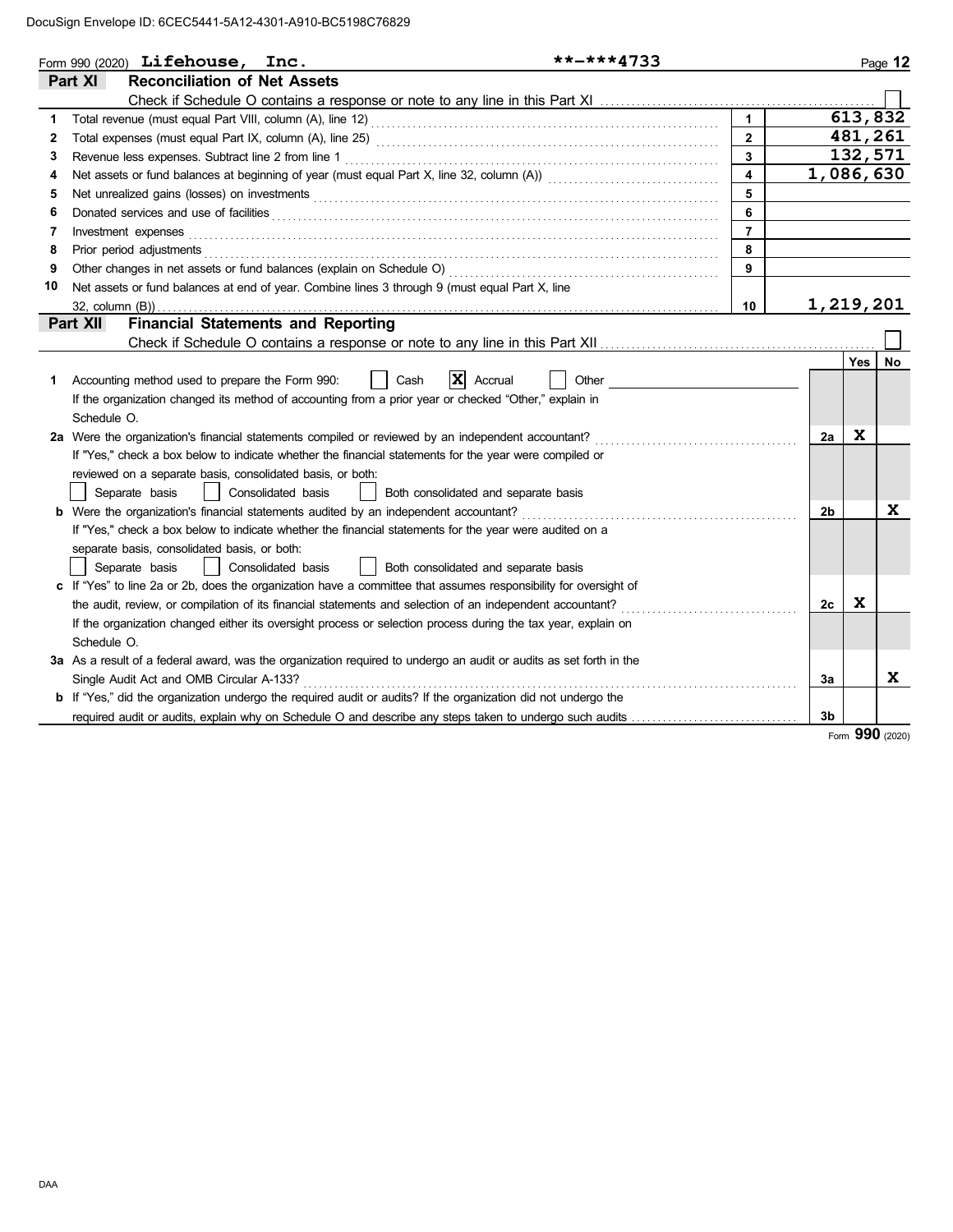DocuSign Envelope ID: 6CEC5441-5A12-4301-A910-BC5198C76829

Form 990 (2020) **Lifehouse, Inc.** **-***4733

## Part XI Reconciliation of Net Assets

Check if Schedule O contains a response or note to any line in this Part XI ☐

| | | | |
|---|---|---|---|
| 1 | Total revenue (must equal Part VIII, column (A), line 12) | 1 | 613,832 |
| 2 | Total expenses (must equal Part IX, column (A), line 25) | 2 | 481,261 |
| 3 | Revenue less expenses. Subtract line 2 from line 1 | 3 | 132,571 |
| 4 | Net assets or fund balances at beginning of year (must equal Part X, line 32, column (A)) | 4 | 1,086,630 |
| 5 | Net unrealized gains (losses) on investments | 5 | |
| 6 | Donated services and use of facilities | 6 | |
| 7 | Investment expenses | 7 | |
| 8 | Prior period adjustments | 8 | |
| 9 | Other changes in net assets or fund balances (explain on Schedule O) | 9 | |
| 10 | Net assets or fund balances at end of year. Combine lines 3 through 9 (must equal Part X, line 32, column (B)) | 10 | 1,219,201 |

## Part XII Financial Statements and Reporting

Check if Schedule O contains a response or note to any line in this Part XII ☐

| | | | Yes | No |
|---|---|---|---|---|
| 1 | Accounting method used to prepare the Form 990: ☐ Cash ☒ Accrual ☐ Other<br>If the organization changed its method of accounting from a prior year or checked "Other," explain in Schedule O. | | | |
| 2a | Were the organization's financial statements compiled or reviewed by an independent accountant?<br>If "Yes," check a box below to indicate whether the financial statements for the year were compiled or reviewed on a separate basis, consolidated basis, or both:<br>☐ Separate basis ☐ Consolidated basis ☐ Both consolidated and separate basis | 2a | X | |
| b | Were the organization's financial statements audited by an independent accountant?<br>If "Yes," check a box below to indicate whether the financial statements for the year were audited on a separate basis, consolidated basis, or both:<br>☐ Separate basis ☐ Consolidated basis ☐ Both consolidated and separate basis | 2b | | X |
| c | If "Yes" to line 2a or 2b, does the organization have a committee that assumes responsibility for oversight of the audit, review, or compilation of its financial statements and selection of an independent accountant?<br>If the organization changed either its oversight process or selection process during the tax year, explain on Schedule O. | 2c | X | |
| 3a | As a result of a federal award, was the organization required to undergo an audit or audits as set forth in the Single Audit Act and OMB Circular A-133? | 3a | | X |
| b | If "Yes," did the organization undergo the required audit or audits? If the organization did not undergo the required audit or audits, explain why on Schedule O and describe any steps taken to undergo such audits | 3b | | |

Form **990** (2020)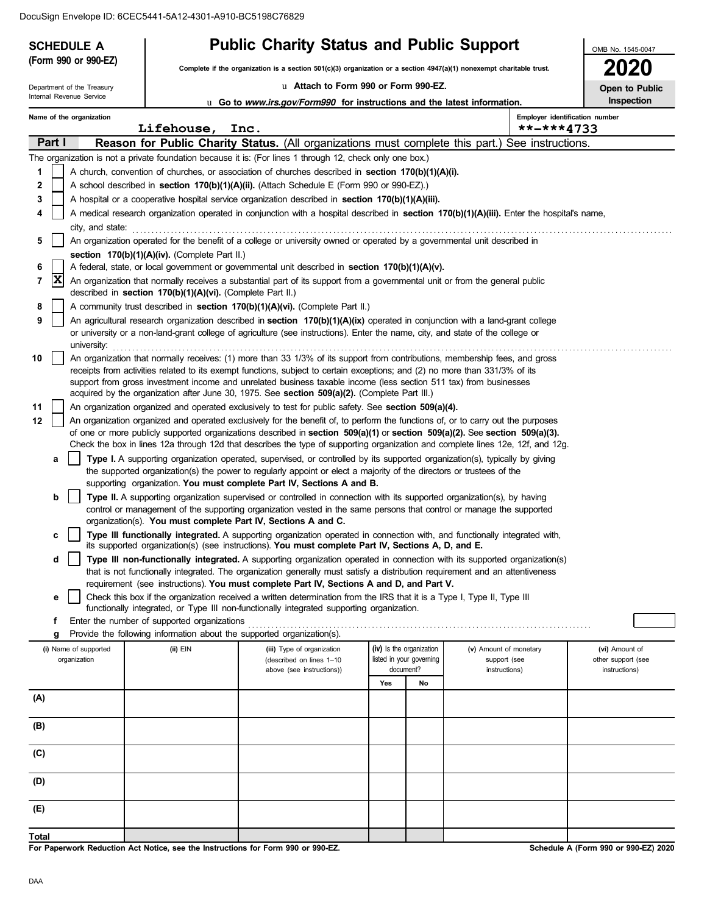DocuSign Envelope ID: 6CEC5441-5A12-4301-A910-BC5198C76829

**SCHEDULE A (Form 990 or 990-EZ)**

Department of the Treasury
Internal Revenue Service

# Public Charity Status and Public Support

**Complete if the organization is a section 501(c)(3) organization or a section 4947(a)(1) nonexempt charitable trust.**

u **Attach to Form 990 or Form 990-EZ.**

u **Go to *www.irs.gov/Form990* for instructions and the latest information.**

OMB No. 1545-0047

**2020**

**Open to Public Inspection**

Name of the organization: Lifehouse, Inc.

Employer identification number: **-***4733

## Part I — Reason for Public Charity Status. (All organizations must complete this part.) See instructions.

The organization is not a private foundation because it is: (For lines 1 through 12, check only one box.)

1. [ ] A church, convention of churches, or association of churches described in **section 170(b)(1)(A)(i).**
2. [ ] A school described in **section 170(b)(1)(A)(ii).** (Attach Schedule E (Form 990 or 990-EZ).)
3. [ ] A hospital or a cooperative hospital service organization described in **section 170(b)(1)(A)(iii).**
4. [ ] A medical research organization operated in conjunction with a hospital described in **section 170(b)(1)(A)(iii).** Enter the hospital's name, city, and state:
5. [ ] An organization operated for the benefit of a college or university owned or operated by a governmental unit described in **section 170(b)(1)(A)(iv).** (Complete Part II.)
6. [ ] A federal, state, or local government or governmental unit described in **section 170(b)(1)(A)(v).**
7. [X] An organization that normally receives a substantial part of its support from a governmental unit or from the general public described in **section 170(b)(1)(A)(vi).** (Complete Part II.)
8. [ ] A community trust described in **section 170(b)(1)(A)(vi).** (Complete Part II.)
9. [ ] An agricultural research organization described in **section 170(b)(1)(A)(ix)** operated in conjunction with a land-grant college or university or a non-land-grant college of agriculture (see instructions). Enter the name, city, and state of the college or university:
10. [ ] An organization that normally receives: (1) more than 33 1/3% of its support from contributions, membership fees, and gross receipts from activities related to its exempt functions, subject to certain exceptions; and (2) no more than 331/3% of its support from gross investment income and unrelated business taxable income (less section 511 tax) from businesses acquired by the organization after June 30, 1975. See **section 509(a)(2).** (Complete Part III.)
11. [ ] An organization organized and operated exclusively to test for public safety. See **section 509(a)(4).**
12. [ ] An organization organized and operated exclusively for the benefit of, to perform the functions of, or to carry out the purposes of one or more publicly supported organizations described in **section 509(a)(1)** or **section 509(a)(2).** See **section 509(a)(3).** Check the box in lines 12a through 12d that describes the type of supporting organization and complete lines 12e, 12f, and 12g.
   - **a** [ ] **Type I.** A supporting organization operated, supervised, or controlled by its supported organization(s), typically by giving the supported organization(s) the power to regularly appoint or elect a majority of the directors or trustees of the supporting organization. **You must complete Part IV, Sections A and B.**
   - **b** [ ] **Type II.** A supporting organization supervised or controlled in connection with its supported organization(s), by having control or management of the supporting organization vested in the same persons that control or manage the supported organization(s). **You must complete Part IV, Sections A and C.**
   - **c** [ ] **Type III functionally integrated.** A supporting organization operated in connection with, and functionally integrated with, its supported organization(s) (see instructions). **You must complete Part IV, Sections A, D, and E.**
   - **d** [ ] **Type III non-functionally integrated.** A supporting organization operated in connection with its supported organization(s) that is not functionally integrated. The organization generally must satisfy a distribution requirement and an attentiveness requirement (see instructions). **You must complete Part IV, Sections A and D, and Part V.**
   - **e** [ ] Check this box if the organization received a written determination from the IRS that it is a Type I, Type II, Type III functionally integrated, or Type III non-functionally integrated supporting organization.
   - **f** Enter the number of supported organizations
   - **g** Provide the following information about the supported organization(s).

| (i) Name of supported organization | (ii) EIN | (iii) Type of organization (described on lines 1–10 above (see instructions)) | (iv) Is the organization listed in your governing document? Yes | No | (v) Amount of monetary support (see instructions) | (vi) Amount of other support (see instructions) |
|---|---|---|---|---|---|---|
| (A) | | | | | | |
| (B) | | | | | | |
| (C) | | | | | | |
| (D) | | | | | | |
| (E) | | | | | | |
| Total | | | | | | |

**For Paperwork Reduction Act Notice, see the Instructions for Form 990 or 990-EZ.**

**Schedule A (Form 990 or 990-EZ) 2020**

DAA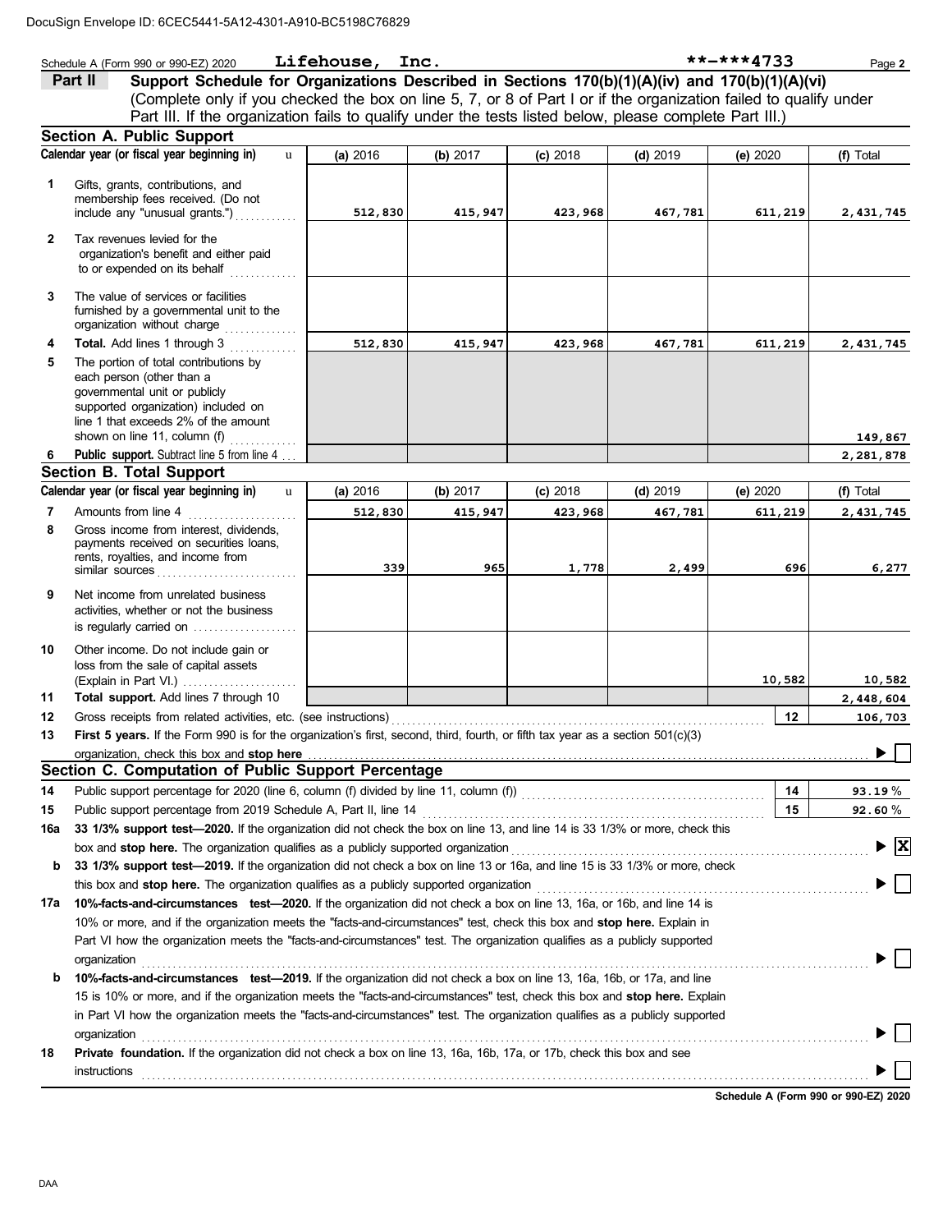DocuSign Envelope ID: 6CEC5441-5A12-4301-A910-BC5198C76829

Schedule A (Form 990 or 990-EZ) 2020 **Lifehouse, Inc.** **-***4733 Page 2

## Part II Support Schedule for Organizations Described in Sections 170(b)(1)(A)(iv) and 170(b)(1)(A)(vi)

(Complete only if you checked the box on line 5, 7, or 8 of Part I or if the organization failed to qualify under Part III. If the organization fails to qualify under the tests listed below, please complete Part III.)

### Section A. Public Support

| | Calendar year (or fiscal year beginning in) | (a) 2016 | (b) 2017 | (c) 2018 | (d) 2019 | (e) 2020 | (f) Total |
|---|---|---|---|---|---|---|---|
| 1 | Gifts, grants, contributions, and membership fees received. (Do not include any "unusual grants.") | 512,830 | 415,947 | 423,968 | 467,781 | 611,219 | 2,431,745 |
| 2 | Tax revenues levied for the organization's benefit and either paid to or expended on its behalf | | | | | | |
| 3 | The value of services or facilities furnished by a governmental unit to the organization without charge | | | | | | |
| 4 | **Total.** Add lines 1 through 3 | 512,830 | 415,947 | 423,968 | 467,781 | 611,219 | 2,431,745 |
| 5 | The portion of total contributions by each person (other than a governmental unit or publicly supported organization) included on line 1 that exceeds 2% of the amount shown on line 11, column (f) | | | | | | 149,867 |
| 6 | **Public support.** Subtract line 5 from line 4 | | | | | | 2,281,878 |

### Section B. Total Support

| | Calendar year (or fiscal year beginning in) | (a) 2016 | (b) 2017 | (c) 2018 | (d) 2019 | (e) 2020 | (f) Total |
|---|---|---|---|---|---|---|---|
| 7 | Amounts from line 4 | 512,830 | 415,947 | 423,968 | 467,781 | 611,219 | 2,431,745 |
| 8 | Gross income from interest, dividends, payments received on securities loans, rents, royalties, and income from similar sources | 339 | 965 | 1,778 | 2,499 | 696 | 6,277 |
| 9 | Net income from unrelated business activities, whether or not the business is regularly carried on | | | | | | |
| 10 | Other income. Do not include gain or loss from the sale of capital assets (Explain in Part VI.) | | | | | 10,582 | 10,582 |
| 11 | **Total support.** Add lines 7 through 10 | | | | | | 2,448,604 |

12 Gross receipts from related activities, etc. (see instructions) — **12** — 106,703

13 **First 5 years.** If the Form 990 is for the organization's first, second, third, fourth, or fifth tax year as a section 501(c)(3) organization, check this box and **stop here** ☐

### Section C. Computation of Public Support Percentage

14 Public support percentage for 2020 (line 6, column (f) divided by line 11, column (f)) — **14** — 93.19 %

15 Public support percentage from 2019 Schedule A, Part II, line 14 — **15** — 92.60 %

16a **33 1/3% support test—2020.** If the organization did not check the box on line 13, and line 14 is 33 1/3% or more, check this box and **stop here.** The organization qualifies as a publicly supported organization ☒

b **33 1/3% support test—2019.** If the organization did not check a box on line 13 or 16a, and line 15 is 33 1/3% or more, check this box and **stop here.** The organization qualifies as a publicly supported organization ☐

17a **10%-facts-and-circumstances test—2020.** If the organization did not check a box on line 13, 16a, or 16b, and line 14 is 10% or more, and if the organization meets the "facts-and-circumstances" test, check this box and **stop here.** Explain in Part VI how the organization meets the "facts-and-circumstances" test. The organization qualifies as a publicly supported organization ☐

b **10%-facts-and-circumstances test—2019.** If the organization did not check a box on line 13, 16a, 16b, or 17a, and line 15 is 10% or more, and if the organization meets the "facts-and-circumstances" test, check this box and **stop here.** Explain in Part VI how the organization meets the "facts-and-circumstances" test. The organization qualifies as a publicly supported organization ☐

18 **Private foundation.** If the organization did not check a box on line 13, 16a, 16b, 17a, or 17b, check this box and see instructions ☐

**Schedule A (Form 990 or 990-EZ) 2020**

DAA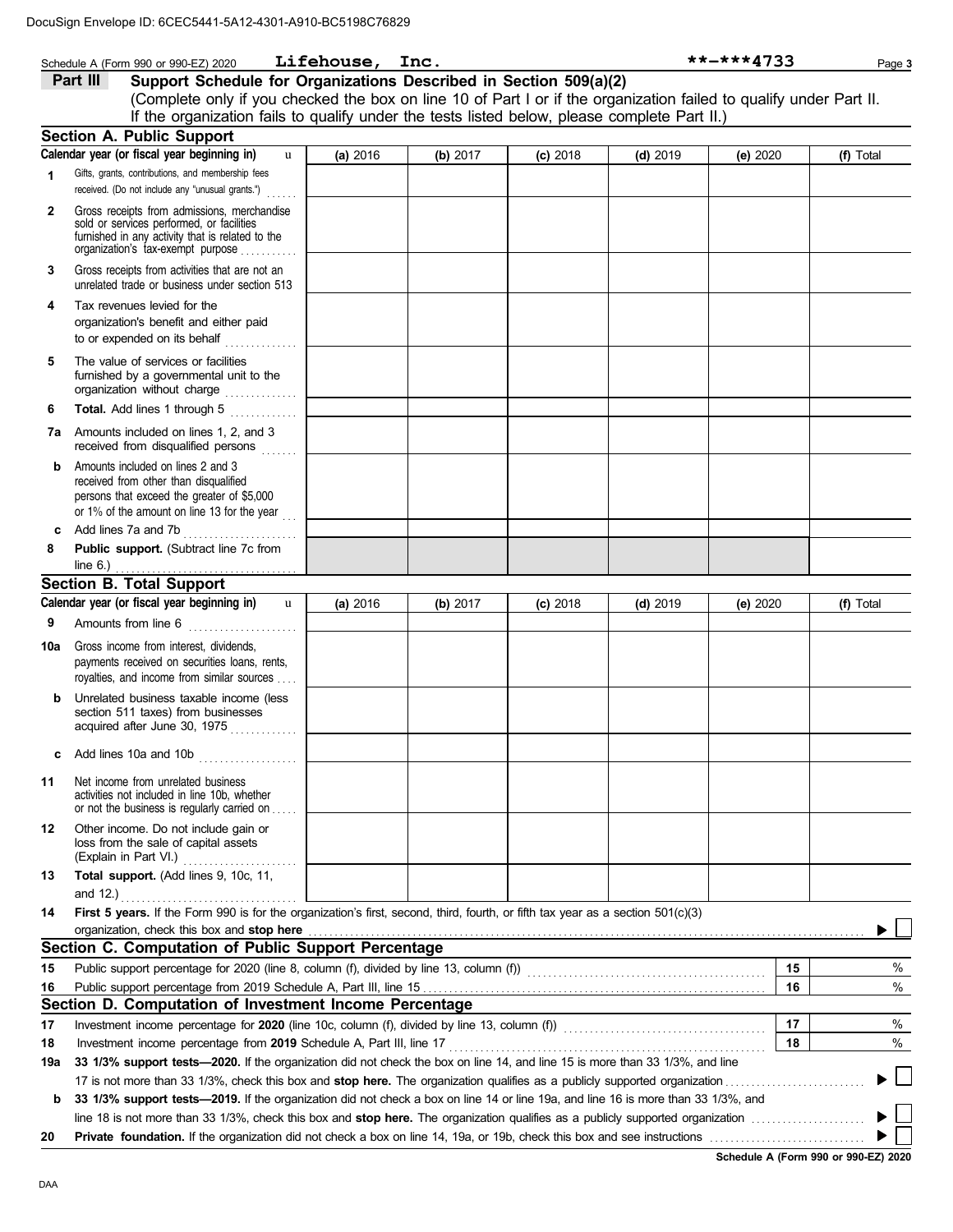DocuSign Envelope ID: 6CEC5441-5A12-4301-A910-BC5198C76829

Schedule A (Form 990 or 990-EZ) 2020 **Lifehouse, Inc.** **-***4733 Page 3

## Part III Support Schedule for Organizations Described in Section 509(a)(2)

(Complete only if you checked the box on line 10 of Part I or if the organization failed to qualify under Part II. If the organization fails to qualify under the tests listed below, please complete Part II.)

### Section A. Public Support

| Calendar year (or fiscal year beginning in) | (a) 2016 | (b) 2017 | (c) 2018 | (d) 2019 | (e) 2020 | (f) Total |
|---|---|---|---|---|---|---|
| 1 Gifts, grants, contributions, and membership fees received. (Do not include any "unusual grants.") | | | | | | |
| 2 Gross receipts from admissions, merchandise sold or services performed, or facilities furnished in any activity that is related to the organization's tax-exempt purpose | | | | | | |
| 3 Gross receipts from activities that are not an unrelated trade or business under section 513 | | | | | | |
| 4 Tax revenues levied for the organization's benefit and either paid to or expended on its behalf | | | | | | |
| 5 The value of services or facilities furnished by a governmental unit to the organization without charge | | | | | | |
| 6 **Total.** Add lines 1 through 5 | | | | | | |
| 7a Amounts included on lines 1, 2, and 3 received from disqualified persons | | | | | | |
| b Amounts included on lines 2 and 3 received from other than disqualified persons that exceed the greater of $5,000 or 1% of the amount on line 13 for the year | | | | | | |
| c Add lines 7a and 7b | | | | | | |
| 8 **Public support.** (Subtract line 7c from line 6.) | | | | | | |

### Section B. Total Support

| Calendar year (or fiscal year beginning in) | (a) 2016 | (b) 2017 | (c) 2018 | (d) 2019 | (e) 2020 | (f) Total |
|---|---|---|---|---|---|---|
| 9 Amounts from line 6 | | | | | | |
| 10a Gross income from interest, dividends, payments received on securities loans, rents, royalties, and income from similar sources | | | | | | |
| b Unrelated business taxable income (less section 511 taxes) from businesses acquired after June 30, 1975 | | | | | | |
| c Add lines 10a and 10b | | | | | | |
| 11 Net income from unrelated business activities not included in line 10b, whether or not the business is regularly carried on | | | | | | |
| 12 Other income. Do not include gain or loss from the sale of capital assets (Explain in Part VI.) | | | | | | |
| 13 **Total support.** (Add lines 9, 10c, 11, and 12.) | | | | | | |

**14 First 5 years.** If the Form 990 is for the organization's first, second, third, fourth, or fifth tax year as a section 501(c)(3) organization, check this box and **stop here** ☐

### Section C. Computation of Public Support Percentage

| | | | |
|---|---|---|---|
| 15 | Public support percentage for 2020 (line 8, column (f), divided by line 13, column (f)) | 15 | % |
| 16 | Public support percentage from 2019 Schedule A, Part III, line 15 | 16 | % |

### Section D. Computation of Investment Income Percentage

| | | | |
|---|---|---|---|
| 17 | Investment income percentage for **2020** (line 10c, column (f), divided by line 13, column (f)) | 17 | % |
| 18 | Investment income percentage from **2019** Schedule A, Part III, line 17 | 18 | % |

**19a 33 1/3% support tests—2020.** If the organization did not check the box on line 14, and line 15 is more than 33 1/3%, and line 17 is not more than 33 1/3%, check this box and **stop here.** The organization qualifies as a publicly supported organization ☐

**b 33 1/3% support tests—2019.** If the organization did not check a box on line 14 or line 19a, and line 16 is more than 33 1/3%, and line 18 is not more than 33 1/3%, check this box and **stop here.** The organization qualifies as a publicly supported organization ☐

**20 Private foundation.** If the organization did not check a box on line 14, 19a, or 19b, check this box and see instructions ☐

**Schedule A (Form 990 or 990-EZ) 2020**

DAA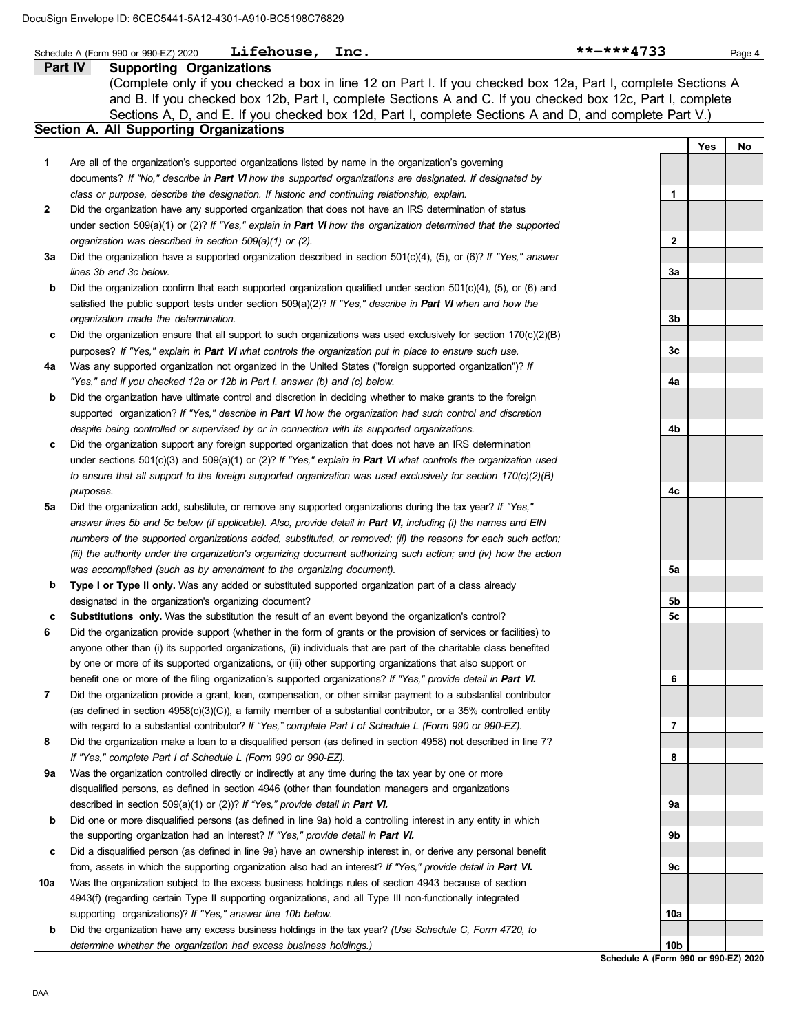DocuSign Envelope ID: 6CEC5441-5A12-4301-A910-BC5198C76829

Schedule A (Form 990 or 990-EZ) 2020 **Lifehouse, Inc.** **-***4733 Page **4**

## Part IV Supporting Organizations

(Complete only if you checked a box in line 12 on Part I. If you checked box 12a, Part I, complete Sections A and B. If you checked box 12b, Part I, complete Sections A and C. If you checked box 12c, Part I, complete Sections A, D, and E. If you checked box 12d, Part I, complete Sections A and D, and complete Part V.)

### Section A. All Supporting Organizations

| | | | Yes | No |
|---|---|---|---|---|
| **1** | Are all of the organization's supported organizations listed by name in the organization's governing documents? *If "No," describe in **Part VI** how the supported organizations are designated. If designated by class or purpose, describe the designation. If historic and continuing relationship, explain.* | 1 | | |
| **2** | Did the organization have any supported organization that does not have an IRS determination of status under section 509(a)(1) or (2)? *If "Yes," explain in **Part VI** how the organization determined that the supported organization was described in section 509(a)(1) or (2).* | 2 | | |
| **3a** | Did the organization have a supported organization described in section 501(c)(4), (5), or (6)? *If "Yes," answer lines 3b and 3c below.* | 3a | | |
| **b** | Did the organization confirm that each supported organization qualified under section 501(c)(4), (5), or (6) and satisfied the public support tests under section 509(a)(2)? *If "Yes," describe in **Part VI** when and how the organization made the determination.* | 3b | | |
| **c** | Did the organization ensure that all support to such organizations was used exclusively for section 170(c)(2)(B) purposes? *If "Yes," explain in **Part VI** what controls the organization put in place to ensure such use.* | 3c | | |
| **4a** | Was any supported organization not organized in the United States ("foreign supported organization")? *If "Yes," and if you checked 12a or 12b in Part I, answer (b) and (c) below.* | 4a | | |
| **b** | Did the organization have ultimate control and discretion in deciding whether to make grants to the foreign supported organization? *If "Yes," describe in **Part VI** how the organization had such control and discretion despite being controlled or supervised by or in connection with its supported organizations.* | 4b | | |
| **c** | Did the organization support any foreign supported organization that does not have an IRS determination under sections 501(c)(3) and 509(a)(1) or (2)? *If "Yes," explain in **Part VI** what controls the organization used to ensure that all support to the foreign supported organization was used exclusively for section 170(c)(2)(B) purposes.* | 4c | | |
| **5a** | Did the organization add, substitute, or remove any supported organizations during the tax year? *If "Yes," answer lines 5b and 5c below (if applicable). Also, provide detail in **Part VI,** including (i) the names and EIN numbers of the supported organizations added, substituted, or removed; (ii) the reasons for each such action; (iii) the authority under the organization's organizing document authorizing such action; and (iv) how the action was accomplished (such as by amendment to the organizing document).* | 5a | | |
| **b** | **Type I or Type II only.** Was any added or substituted supported organization part of a class already designated in the organization's organizing document? | 5b | | |
| **c** | **Substitutions only.** Was the substitution the result of an event beyond the organization's control? | 5c | | |
| **6** | Did the organization provide support (whether in the form of grants or the provision of services or facilities) to anyone other than (i) its supported organizations, (ii) individuals that are part of the charitable class benefited by one or more of its supported organizations, or (iii) other supporting organizations that also support or benefit one or more of the filing organization's supported organizations? *If "Yes," provide detail in **Part VI.*** | 6 | | |
| **7** | Did the organization provide a grant, loan, compensation, or other similar payment to a substantial contributor (as defined in section 4958(c)(3)(C)), a family member of a substantial contributor, or a 35% controlled entity with regard to a substantial contributor? *If "Yes," complete Part I of Schedule L (Form 990 or 990-EZ).* | 7 | | |
| **8** | Did the organization make a loan to a disqualified person (as defined in section 4958) not described in line 7? *If "Yes," complete Part I of Schedule L (Form 990 or 990-EZ).* | 8 | | |
| **9a** | Was the organization controlled directly or indirectly at any time during the tax year by one or more disqualified persons, as defined in section 4946 (other than foundation managers and organizations described in section 509(a)(1) or (2))? *If "Yes," provide detail in **Part VI.*** | 9a | | |
| **b** | Did one or more disqualified persons (as defined in line 9a) hold a controlling interest in any entity in which the supporting organization had an interest? *If "Yes," provide detail in **Part VI.*** | 9b | | |
| **c** | Did a disqualified person (as defined in line 9a) have an ownership interest in, or derive any personal benefit from, assets in which the supporting organization also had an interest? *If "Yes," provide detail in **Part VI.*** | 9c | | |
| **10a** | Was the organization subject to the excess business holdings rules of section 4943 because of section 4943(f) (regarding certain Type II supporting organizations, and all Type III non-functionally integrated supporting organizations)? *If "Yes," answer line 10b below.* | 10a | | |
| **b** | Did the organization have any excess business holdings in the tax year? *(Use Schedule C, Form 4720, to determine whether the organization had excess business holdings.)* | 10b | | |

**Schedule A (Form 990 or 990-EZ) 2020**

DAA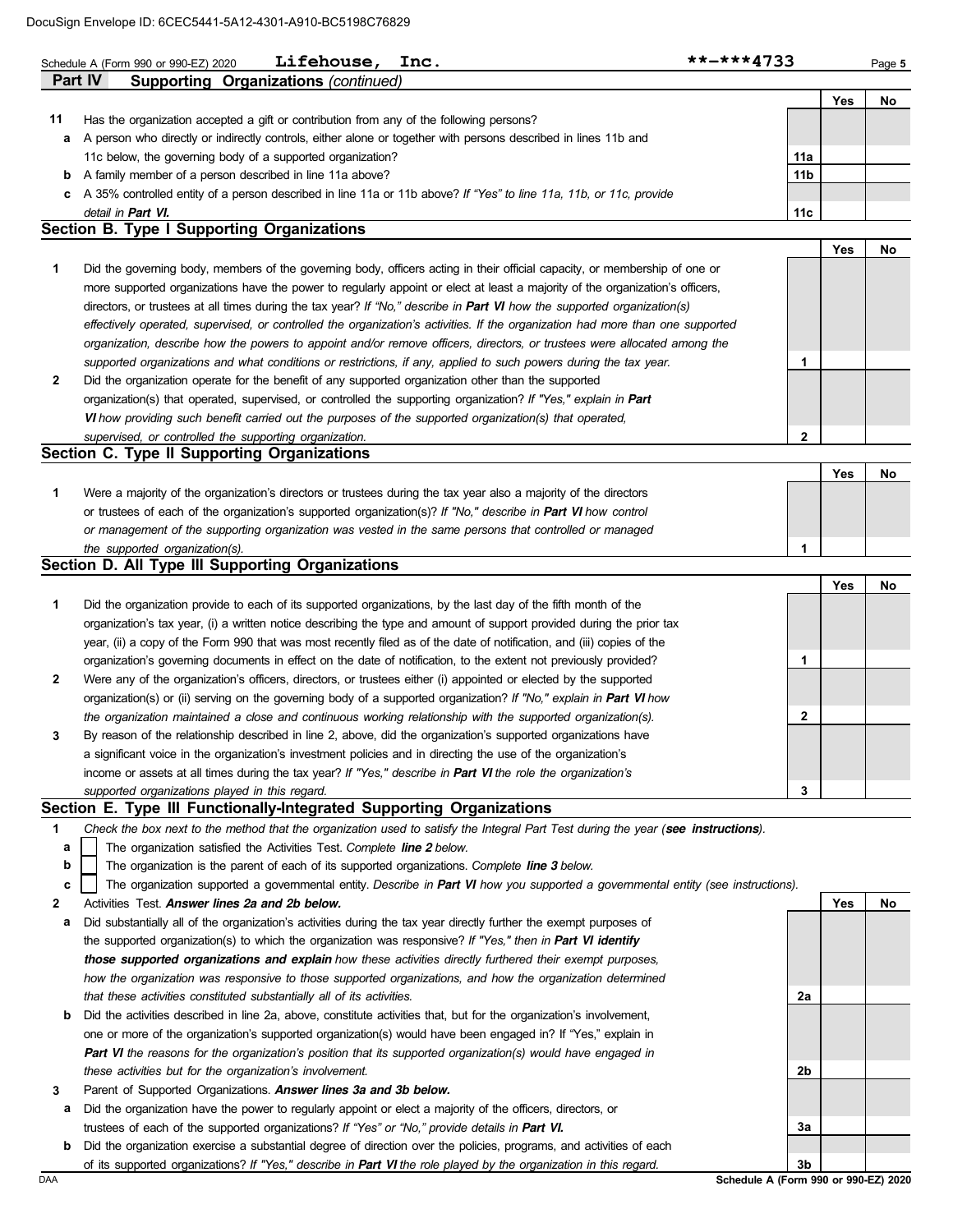DocuSign Envelope ID: 6CEC5441-5A12-4301-A910-BC5198C76829

Schedule A (Form 990 or 990-EZ) 2020 **Lifehouse, Inc.** **-***4733 Page **5**

**Part IV — Supporting Organizations** *(continued)*

| | | | Yes | No |
|---|---|---|---|---|
| **11** | Has the organization accepted a gift or contribution from any of the following persons? | | | |
| **a** | A person who directly or indirectly controls, either alone or together with persons described in lines 11b and 11c below, the governing body of a supported organization? | **11a** | | |
| **b** | A family member of a person described in line 11a above? | **11b** | | |
| **c** | A 35% controlled entity of a person described in line 11a or 11b above? *If "Yes" to line 11a, 11b, or 11c, provide detail in **Part VI**.* | **11c** | | |

## Section B. Type I Supporting Organizations

| | | | Yes | No |
|---|---|---|---|---|
| **1** | Did the governing body, members of the governing body, officers acting in their official capacity, or membership of one or more supported organizations have the power to regularly appoint or elect at least a majority of the organization's officers, directors, or trustees at all times during the tax year? *If "No," describe in **Part VI** how the supported organization(s) effectively operated, supervised, or controlled the organization's activities. If the organization had more than one supported organization, describe how the powers to appoint and/or remove officers, directors, or trustees were allocated among the supported organizations and what conditions or restrictions, if any, applied to such powers during the tax year.* | **1** | | |
| **2** | Did the organization operate for the benefit of any supported organization other than the supported organization(s) that operated, supervised, or controlled the supporting organization? *If "Yes," explain in **Part VI** how providing such benefit carried out the purposes of the supported organization(s) that operated, supervised, or controlled the supporting organization.* | **2** | | |

## Section C. Type II Supporting Organizations

| | | | Yes | No |
|---|---|---|---|---|
| **1** | Were a majority of the organization's directors or trustees during the tax year also a majority of the directors or trustees of each of the organization's supported organization(s)? *If "No," describe in **Part VI** how control or management of the supporting organization was vested in the same persons that controlled or managed the supported organization(s).* | **1** | | |

## Section D. All Type III Supporting Organizations

| | | | Yes | No |
|---|---|---|---|---|
| **1** | Did the organization provide to each of its supported organizations, by the last day of the fifth month of the organization's tax year, (i) a written notice describing the type and amount of support provided during the prior tax year, (ii) a copy of the Form 990 that was most recently filed as of the date of notification, and (iii) copies of the organization's governing documents in effect on the date of notification, to the extent not previously provided? | **1** | | |
| **2** | Were any of the organization's officers, directors, or trustees either (i) appointed or elected by the supported organization(s) or (ii) serving on the governing body of a supported organization? *If "No," explain in **Part VI** how the organization maintained a close and continuous working relationship with the supported organization(s).* | **2** | | |
| **3** | By reason of the relationship described in line 2, above, did the organization's supported organizations have a significant voice in the organization's investment policies and in directing the use of the organization's income or assets at all times during the tax year? *If "Yes," describe in **Part VI** the role the organization's supported organizations played in this regard.* | **3** | | |

## Section E. Type III Functionally-Integrated Supporting Organizations

**1** *Check the box next to the method that the organization used to satisfy the Integral Part Test during the year (**see instructions**).*

- **a** ☐ The organization satisfied the Activities Test. *Complete **line 2** below.*
- **b** ☐ The organization is the parent of each of its supported organizations. *Complete **line 3** below.*
- **c** ☐ The organization supported a governmental entity. *Describe in **Part VI** how you supported a governmental entity (see instructions).*

| | | | Yes | No |
|---|---|---|---|---|
| **2** | Activities Test. ***Answer lines 2a and 2b below.*** | | | |
| **a** | Did substantially all of the organization's activities during the tax year directly further the exempt purposes of the supported organization(s) to which the organization was responsive? *If "Yes," then in **Part VI identify those supported organizations and explain** how these activities directly furthered their exempt purposes, how the organization was responsive to those supported organizations, and how the organization determined that these activities constituted substantially all of its activities.* | **2a** | | |
| **b** | Did the activities described in line 2a, above, constitute activities that, but for the organization's involvement, one or more of the organization's supported organization(s) would have been engaged in? If "Yes," explain in ***Part VI*** *the reasons for the organization's position that its supported organization(s) would have engaged in these activities but for the organization's involvement.* | **2b** | | |
| **3** | Parent of Supported Organizations. ***Answer lines 3a and 3b below.*** | | | |
| **a** | Did the organization have the power to regularly appoint or elect a majority of the officers, directors, or trustees of each of the supported organizations? *If "Yes" or "No," provide details in **Part VI.*** | **3a** | | |
| **b** | Did the organization exercise a substantial degree of direction over the policies, programs, and activities of each of its supported organizations? *If "Yes," describe in **Part VI** the role played by the organization in this regard.* | **3b** | | |

DAA **Schedule A (Form 990 or 990-EZ) 2020**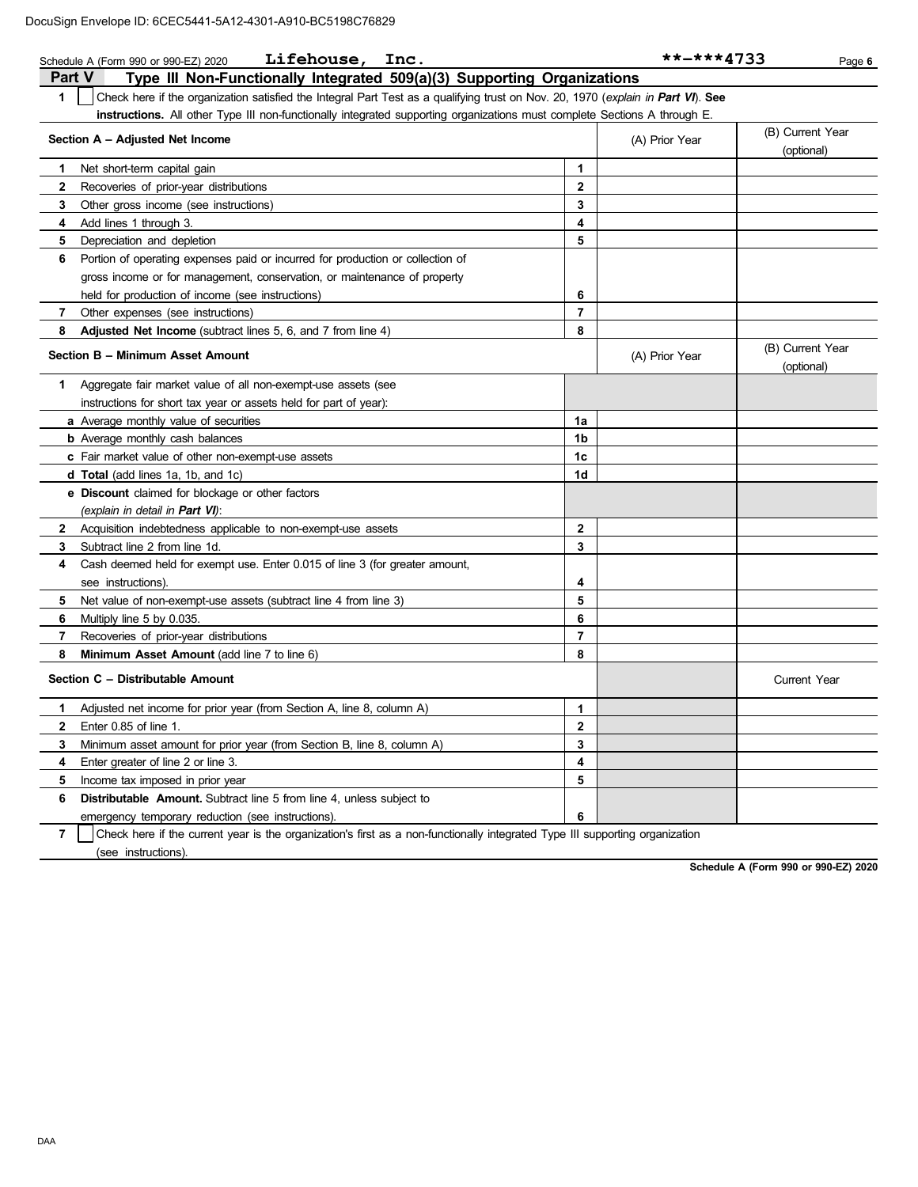Schedule A (Form 990 or 990-EZ) 2020 **Lifehouse, Inc.** **-***4733

## Part V Type III Non-Functionally Integrated 509(a)(3) Supporting Organizations

**1** ☐ Check here if the organization satisfied the Integral Part Test as a qualifying trust on Nov. 20, 1970 (*explain in **Part VI***). **See instructions.** All other Type III non-functionally integrated supporting organizations must complete Sections A through E.

| **Section A – Adjusted Net Income** | | (A) Prior Year | (B) Current Year (optional) |
|---|---|---|---|
| **1** Net short-term capital gain | 1 | | |
| **2** Recoveries of prior-year distributions | 2 | | |
| **3** Other gross income (see instructions) | 3 | | |
| **4** Add lines 1 through 3. | 4 | | |
| **5** Depreciation and depletion | 5 | | |
| **6** Portion of operating expenses paid or incurred for production or collection of gross income or for management, conservation, or maintenance of property held for production of income (see instructions) | 6 | | |
| **7** Other expenses (see instructions) | 7 | | |
| **8** **Adjusted Net Income** (subtract lines 5, 6, and 7 from line 4) | 8 | | |

| **Section B – Minimum Asset Amount** | | (A) Prior Year | (B) Current Year (optional) |
|---|---|---|---|
| **1** Aggregate fair market value of all non-exempt-use assets (see instructions for short tax year or assets held for part of year): | | | |
| **a** Average monthly value of securities | 1a | | |
| **b** Average monthly cash balances | 1b | | |
| **c** Fair market value of other non-exempt-use assets | 1c | | |
| **d** **Total** (add lines 1a, 1b, and 1c) | 1d | | |
| **e** **Discount** claimed for blockage or other factors (*explain in detail in **Part VI***): | | | |
| **2** Acquisition indebtedness applicable to non-exempt-use assets | 2 | | |
| **3** Subtract line 2 from line 1d. | 3 | | |
| **4** Cash deemed held for exempt use. Enter 0.015 of line 3 (for greater amount, see instructions). | 4 | | |
| **5** Net value of non-exempt-use assets (subtract line 4 from line 3) | 5 | | |
| **6** Multiply line 5 by 0.035. | 6 | | |
| **7** Recoveries of prior-year distributions | 7 | | |
| **8** **Minimum Asset Amount** (add line 7 to line 6) | 8 | | |

| **Section C – Distributable Amount** | | | Current Year |
|---|---|---|---|
| **1** Adjusted net income for prior year (from Section A, line 8, column A) | 1 | | |
| **2** Enter 0.85 of line 1. | 2 | | |
| **3** Minimum asset amount for prior year (from Section B, line 8, column A) | 3 | | |
| **4** Enter greater of line 2 or line 3. | 4 | | |
| **5** Income tax imposed in prior year | 5 | | |
| **6** **Distributable Amount.** Subtract line 5 from line 4, unless subject to emergency temporary reduction (see instructions). | 6 | | |

**7** ☐ Check here if the current year is the organization's first as a non-functionally integrated Type III supporting organization (see instructions).

**Schedule A (Form 990 or 990-EZ) 2020**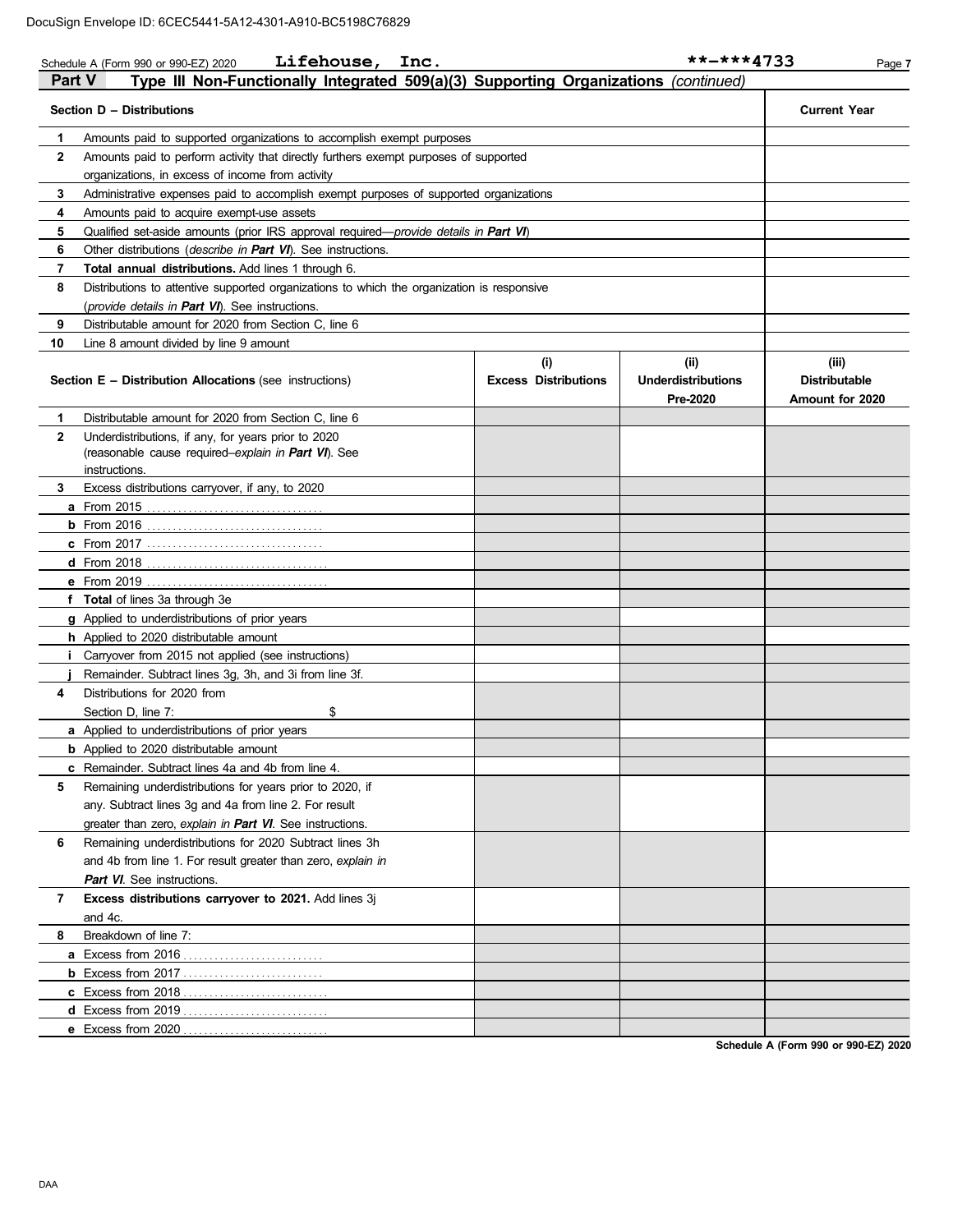DocuSign Envelope ID: 6CEC5441-5A12-4301-A910-BC5198C76829

Schedule A (Form 990 or 990-EZ) 2020 **Lifehouse, Inc.** **-***4733

## Part V Type III Non-Functionally Integrated 509(a)(3) Supporting Organizations *(continued)*

| | **Section D – Distributions** | **Current Year** |
|---|---|---|
| **1** | Amounts paid to supported organizations to accomplish exempt purposes | |
| **2** | Amounts paid to perform activity that directly furthers exempt purposes of supported organizations, in excess of income from activity | |
| **3** | Administrative expenses paid to accomplish exempt purposes of supported organizations | |
| **4** | Amounts paid to acquire exempt-use assets | |
| **5** | Qualified set-aside amounts (prior IRS approval required—*provide details in **Part VI***) | |
| **6** | Other distributions (*describe in **Part VI***). See instructions. | |
| **7** | **Total annual distributions.** Add lines 1 through 6. | |
| **8** | Distributions to attentive supported organizations to which the organization is responsive (*provide details in **Part VI***). See instructions. | |
| **9** | Distributable amount for 2020 from Section C, line 6 | |
| **10** | Line 8 amount divided by line 9 amount | |

| | **Section E – Distribution Allocations** (see instructions) | **(i) Excess Distributions** | **(ii) Underdistributions Pre-2020** | **(iii) Distributable Amount for 2020** |
|---|---|---|---|---|
| **1** | Distributable amount for 2020 from Section C, line 6 | | | |
| **2** | Underdistributions, if any, for years prior to 2020 (reasonable cause required–*explain in **Part VI***). See instructions. | | | |
| **3** | Excess distributions carryover, if any, to 2020 | | | |
| **a** | From 2015 | | | |
| **b** | From 2016 | | | |
| **c** | From 2017 | | | |
| **d** | From 2018 | | | |
| **e** | From 2019 | | | |
| **f** | **Total** of lines 3a through 3e | | | |
| **g** | Applied to underdistributions of prior years | | | |
| **h** | Applied to 2020 distributable amount | | | |
| **i** | Carryover from 2015 not applied (see instructions) | | | |
| **j** | Remainder. Subtract lines 3g, 3h, and 3i from line 3f. | | | |
| **4** | Distributions for 2020 from Section D, line 7: $ | | | |
| **a** | Applied to underdistributions of prior years | | | |
| **b** | Applied to 2020 distributable amount | | | |
| **c** | Remainder. Subtract lines 4a and 4b from line 4. | | | |
| **5** | Remaining underdistributions for years prior to 2020, if any. Subtract lines 3g and 4a from line 2. For result greater than zero, *explain in **Part VI***. See instructions. | | | |
| **6** | Remaining underdistributions for 2020 Subtract lines 3h and 4b from line 1. For result greater than zero, *explain in **Part VI***. See instructions. | | | |
| **7** | **Excess distributions carryover to 2021.** Add lines 3j and 4c. | | | |
| **8** | Breakdown of line 7: | | | |
| **a** | Excess from 2016 | | | |
| **b** | Excess from 2017 | | | |
| **c** | Excess from 2018 | | | |
| **d** | Excess from 2019 | | | |
| **e** | Excess from 2020 | | | |

**Schedule A (Form 990 or 990-EZ) 2020**

DAA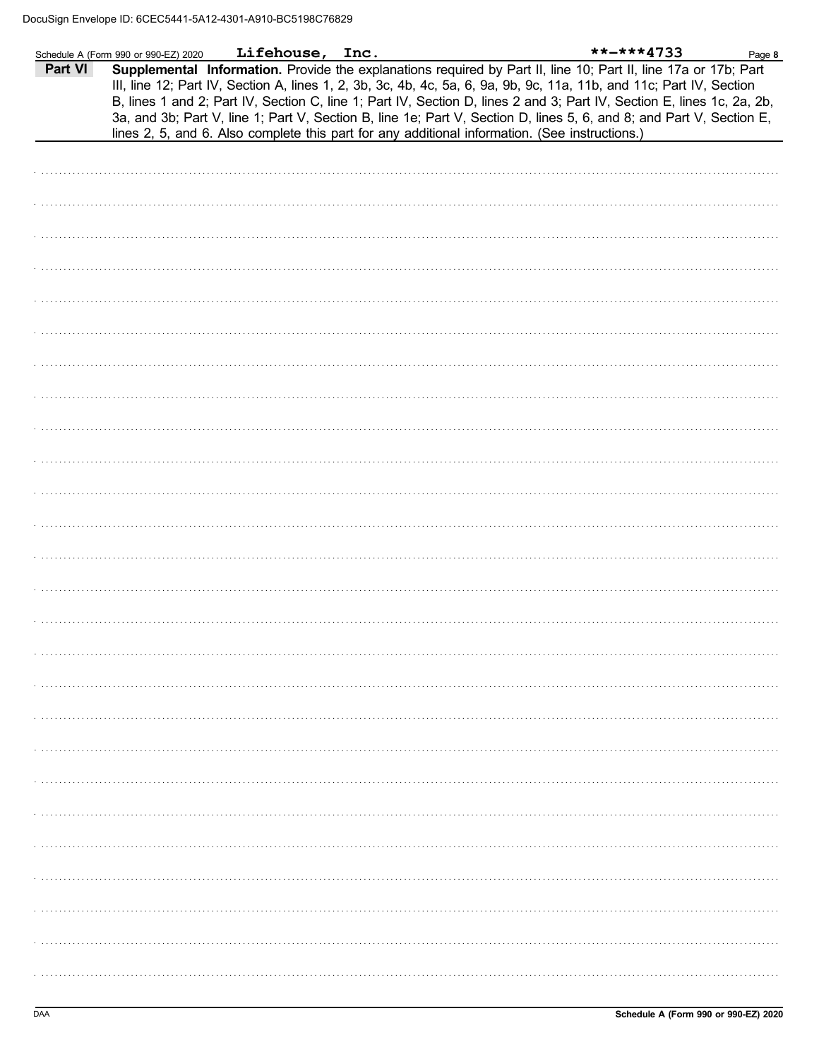DocuSign Envelope ID: 6CEC5441-5A12-4301-A910-BC5198C76829

Schedule A (Form 990 or 990-EZ) 2020 **Lifehouse, Inc.** **-***4733 Page 8

**Part VI** **Supplemental Information.** Provide the explanations required by Part II, line 10; Part II, line 17a or 17b; Part III, line 12; Part IV, Section A, lines 1, 2, 3b, 3c, 4b, 4c, 5a, 6, 9a, 9b, 9c, 11a, 11b, and 11c; Part IV, Section B, lines 1 and 2; Part IV, Section C, line 1; Part IV, Section D, lines 2 and 3; Part IV, Section E, lines 1c, 2a, 2b, 3a, and 3b; Part V, line 1; Part V, Section B, line 1e; Part V, Section D, lines 5, 6, and 8; and Part V, Section E, lines 2, 5, and 6. Also complete this part for any additional information. (See instructions.)

DAA **Schedule A (Form 990 or 990-EZ) 2020**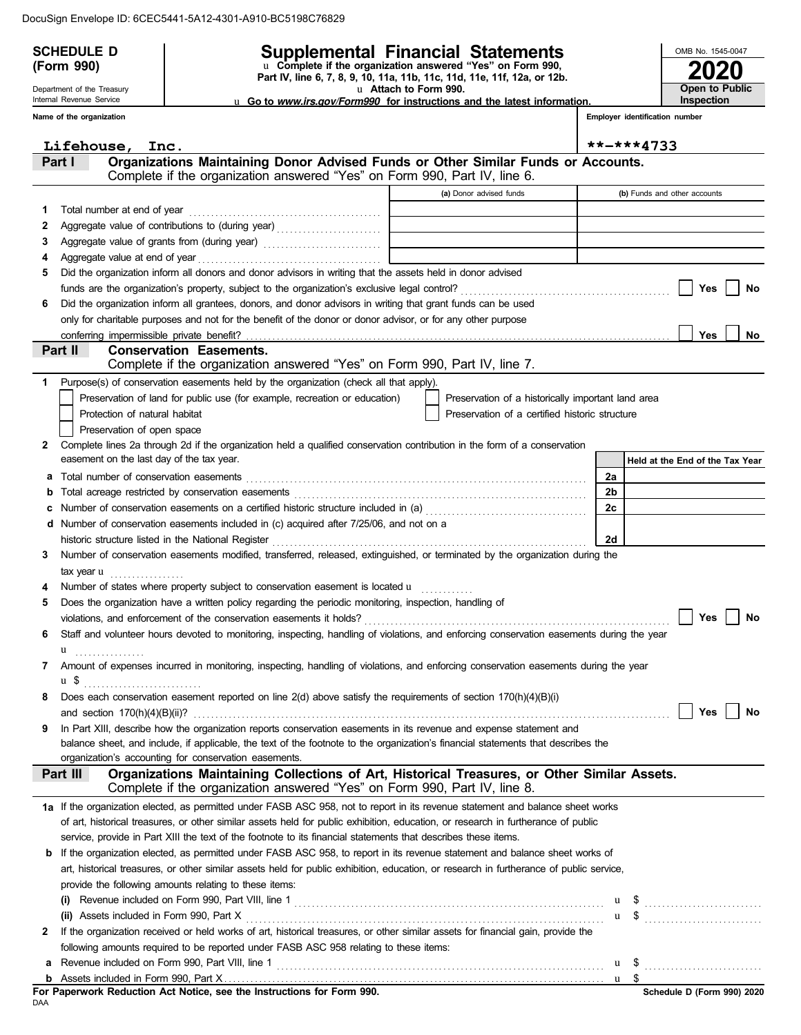DocuSign Envelope ID: 6CEC5441-5A12-4301-A910-BC5198C76829

**SCHEDULE D (Form 990)**

Department of the Treasury
Internal Revenue Service

# Supplemental Financial Statements

u Complete if the organization answered "Yes" on Form 990, Part IV, line 6, 7, 8, 9, 10, 11a, 11b, 11c, 11d, 11e, 11f, 12a, or 12b.
u Attach to Form 990.
u Go to *www.irs.gov/Form990* for instructions and the latest information.

OMB No. 1545-0047

**2020**

**Open to Public Inspection**

**Name of the organization**: Lifehouse, Inc.

**Employer identification number**: **-***4733

## Part I — Organizations Maintaining Donor Advised Funds or Other Similar Funds or Accounts.

Complete if the organization answered "Yes" on Form 990, Part IV, line 6.

| | | (a) Donor advised funds | (b) Funds and other accounts |
|---|---|---|---|
| 1 | Total number at end of year | | |
| 2 | Aggregate value of contributions to (during year) | | |
| 3 | Aggregate value of grants from (during year) | | |
| 4 | Aggregate value at end of year | | |

5 Did the organization inform all donors and donor advisors in writing that the assets held in donor advised funds are the organization's property, subject to the organization's exclusive legal control? ☐ Yes ☐ No

6 Did the organization inform all grantees, donors, and donor advisors in writing that grant funds can be used only for charitable purposes and not for the benefit of the donor or donor advisor, or for any other purpose conferring impermissible private benefit? ☐ Yes ☐ No

## Part II — Conservation Easements.

Complete if the organization answered "Yes" on Form 990, Part IV, line 7.

1 Purpose(s) of conservation easements held by the organization (check all that apply).

☐ Preservation of land for public use (for example, recreation or education)
☐ Preservation of a historically important land area
☐ Protection of natural habitat
☐ Preservation of a certified historic structure
☐ Preservation of open space

2 Complete lines 2a through 2d if the organization held a qualified conservation contribution in the form of a conservation easement on the last day of the tax year.

| | | | Held at the End of the Tax Year |
|---|---|---|---|
| a | Total number of conservation easements | 2a | |
| b | Total acreage restricted by conservation easements | 2b | |
| c | Number of conservation easements on a certified historic structure included in (a) | 2c | |
| d | Number of conservation easements included in (c) acquired after 7/25/06, and not on a historic structure listed in the National Register | 2d | |

3 Number of conservation easements modified, transferred, released, extinguished, or terminated by the organization during the tax year u

4 Number of states where property subject to conservation easement is located u

5 Does the organization have a written policy regarding the periodic monitoring, inspection, handling of violations, and enforcement of the conservation easements it holds? ☐ Yes ☐ No

6 Staff and volunteer hours devoted to monitoring, inspecting, handling of violations, and enforcing conservation easements during the year u

7 Amount of expenses incurred in monitoring, inspecting, handling of violations, and enforcing conservation easements during the year u $

8 Does each conservation easement reported on line 2(d) above satisfy the requirements of section 170(h)(4)(B)(i) and section 170(h)(4)(B)(ii)? ☐ Yes ☐ No

9 In Part XIII, describe how the organization reports conservation easements in its revenue and expense statement and balance sheet, and include, if applicable, the text of the footnote to the organization's financial statements that describes the organization's accounting for conservation easements.

## Part III — Organizations Maintaining Collections of Art, Historical Treasures, or Other Similar Assets.

Complete if the organization answered "Yes" on Form 990, Part IV, line 8.

1a If the organization elected, as permitted under FASB ASC 958, not to report in its revenue statement and balance sheet works of art, historical treasures, or other similar assets held for public exhibition, education, or research in furtherance of public service, provide in Part XIII the text of the footnote to its financial statements that describes these items.

b If the organization elected, as permitted under FASB ASC 958, to report in its revenue statement and balance sheet works of art, historical treasures, or other similar assets held for public exhibition, education, or research in furtherance of public service, provide the following amounts relating to these items:

(i) Revenue included on Form 990, Part VIII, line 1 u $

(ii) Assets included in Form 990, Part X u $

2 If the organization received or held works of art, historical treasures, or other similar assets for financial gain, provide the following amounts required to be reported under FASB ASC 958 relating to these items:

a Revenue included on Form 990, Part VIII, line 1 u $

b Assets included in Form 990, Part X u $

**For Paperwork Reduction Act Notice, see the Instructions for Form 990.**

DAA

**Schedule D (Form 990) 2020**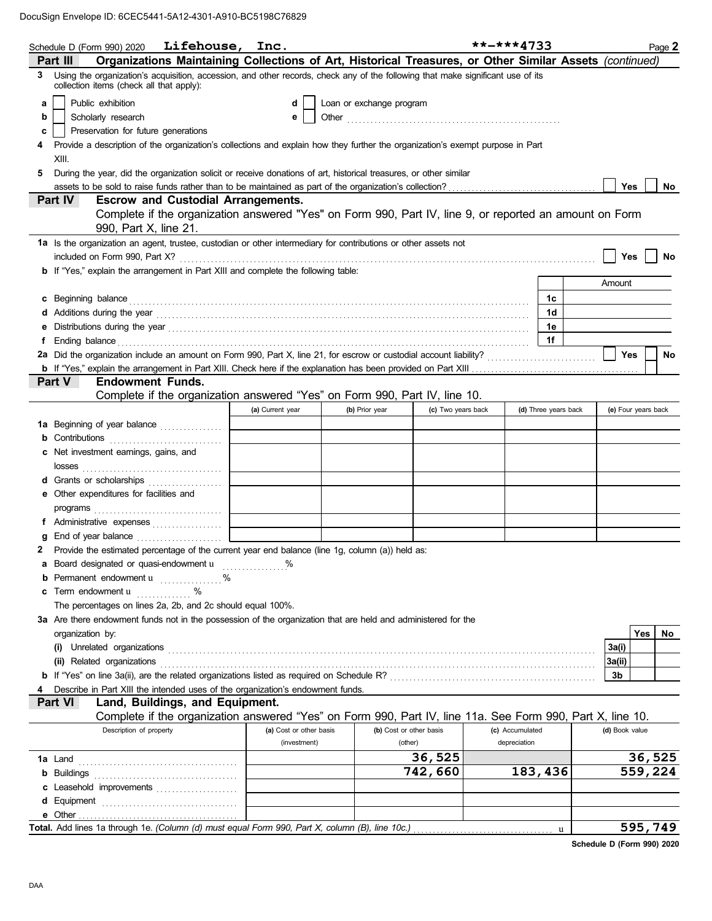DocuSign Envelope ID: 6CEC5441-5A12-4301-A910-BC5198C76829

Schedule D (Form 990) 2020 **Lifehouse, Inc.** **\*\*-\*\*\*4733** Page **2**

## Part III Organizations Maintaining Collections of Art, Historical Treasures, or Other Similar Assets *(continued)*

**3** Using the organization's acquisition, accession, and other records, check any of the following that make significant use of its collection items (check all that apply):

- **a** ☐ Public exhibition
- **b** ☐ Scholarly research
- **c** ☐ Preservation for future generations
- **d** ☐ Loan or exchange program
- **e** ☐ Other ...........................................

**4** Provide a description of the organization's collections and explain how they further the organization's exempt purpose in Part XIII.

**5** During the year, did the organization solicit or receive donations of art, historical treasures, or other similar assets to be sold to raise funds rather than to be maintained as part of the organization's collection? ☐ Yes ☐ No

## Part IV Escrow and Custodial Arrangements.

Complete if the organization answered "Yes" on Form 990, Part IV, line 9, or reported an amount on Form 990, Part X, line 21.

**1a** Is the organization an agent, trustee, custodian or other intermediary for contributions or other assets not included on Form 990, Part X? ☐ Yes ☐ No

**b** If "Yes," explain the arrangement in Part XIII and complete the following table:

| | | Amount |
|---|---|---|
| **c** Beginning balance | 1c | |
| **d** Additions during the year | 1d | |
| **e** Distributions during the year | 1e | |
| **f** Ending balance | 1f | |

**2a** Did the organization include an amount on Form 990, Part X, line 21, for escrow or custodial account liability? ☐ Yes ☐ No

**b** If "Yes," explain the arrangement in Part XIII. Check here if the explanation has been provided on Part XIII ☐

## Part V Endowment Funds.

Complete if the organization answered "Yes" on Form 990, Part IV, line 10.

| | (a) Current year | (b) Prior year | (c) Two years back | (d) Three years back | (e) Four years back |
|---|---|---|---|---|---|
| **1a** Beginning of year balance | | | | | |
| **b** Contributions | | | | | |
| **c** Net investment earnings, gains, and losses | | | | | |
| **d** Grants or scholarships | | | | | |
| **e** Other expenditures for facilities and programs | | | | | |
| **f** Administrative expenses | | | | | |
| **g** End of year balance | | | | | |

**2** Provide the estimated percentage of the current year end balance (line 1g, column (a)) held as:

- **a** Board designated or quasi-endowment ............%
- **b** Permanent endowment ............%
- **c** Term endowment ............%

The percentages on lines 2a, 2b, and 2c should equal 100%.

**3a** Are there endowment funds not in the possession of the organization that are held and administered for the organization by:

| | | Yes | No |
|---|---|---|---|
| **(i)** Unrelated organizations | 3a(i) | | |
| **(ii)** Related organizations | 3a(ii) | | |
| **b** If "Yes" on line 3a(ii), are the related organizations listed as required on Schedule R? | 3b | | |

**4** Describe in Part XIII the intended uses of the organization's endowment funds.

## Part VI Land, Buildings, and Equipment.

Complete if the organization answered "Yes" on Form 990, Part IV, line 11a. See Form 990, Part X, line 10.

| Description of property | (a) Cost or other basis (investment) | (b) Cost or other basis (other) | (c) Accumulated depreciation | (d) Book value |
|---|---|---|---|---|
| **1a** Land | | 36,525 | | 36,525 |
| **b** Buildings | | 742,660 | 183,436 | 559,224 |
| **c** Leasehold improvements | | | | |
| **d** Equipment | | | | |
| **e** Other | | | | |
| **Total.** Add lines 1a through 1e. *(Column (d) must equal Form 990, Part X, column (B), line 10c.)* | | | | 595,749 |

**Schedule D (Form 990) 2020**

DAA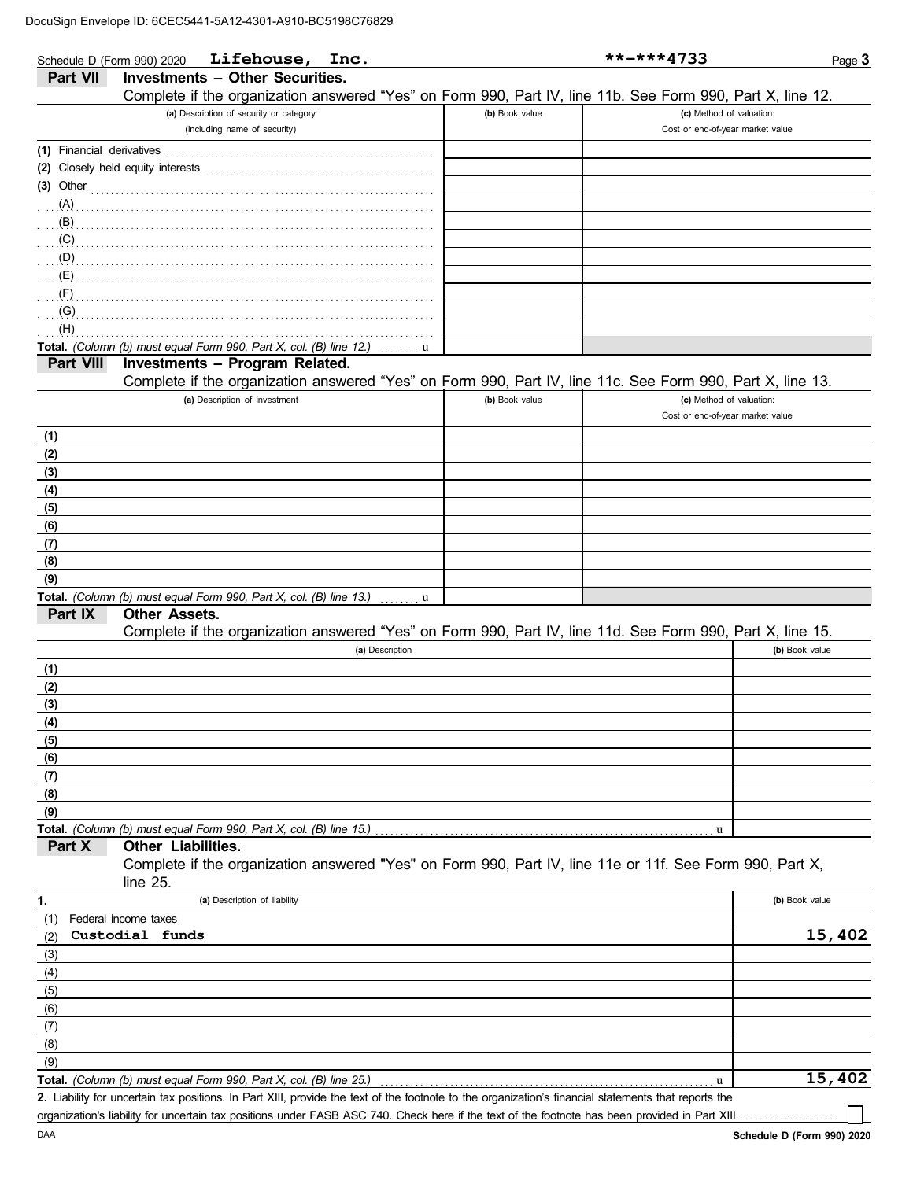DocuSign Envelope ID: 6CEC5441-5A12-4301-A910-BC5198C76829

Schedule D (Form 990) 2020 **Lifehouse, Inc.** **-***4733 Page **3**

## Part VII Investments – Other Securities.

Complete if the organization answered "Yes" on Form 990, Part IV, line 11b. See Form 990, Part X, line 12.

| (a) Description of security or category (including name of security) | (b) Book value | (c) Method of valuation: Cost or end-of-year market value |
|---|---|---|
| (1) Financial derivatives | | |
| (2) Closely held equity interests | | |
| (3) Other | | |
| (A) | | |
| (B) | | |
| (C) | | |
| (D) | | |
| (E) | | |
| (F) | | |
| (G) | | |
| (H) | | |
| **Total.** *(Column (b) must equal Form 990, Part X, col. (B) line 12.)* | | |

## Part VIII Investments – Program Related.

Complete if the organization answered "Yes" on Form 990, Part IV, line 11c. See Form 990, Part X, line 13.

| (a) Description of investment | (b) Book value | (c) Method of valuation: Cost or end-of-year market value |
|---|---|---|
| (1) | | |
| (2) | | |
| (3) | | |
| (4) | | |
| (5) | | |
| (6) | | |
| (7) | | |
| (8) | | |
| (9) | | |
| **Total.** *(Column (b) must equal Form 990, Part X, col. (B) line 13.)* | | |

## Part IX Other Assets.

Complete if the organization answered "Yes" on Form 990, Part IV, line 11d. See Form 990, Part X, line 15.

| (a) Description | (b) Book value |
|---|---|
| (1) | |
| (2) | |
| (3) | |
| (4) | |
| (5) | |
| (6) | |
| (7) | |
| (8) | |
| (9) | |
| **Total.** *(Column (b) must equal Form 990, Part X, col. (B) line 15.)* | |

## Part X Other Liabilities.

Complete if the organization answered "Yes" on Form 990, Part IV, line 11e or 11f. See Form 990, Part X, line 25.

| 1. (a) Description of liability | (b) Book value |
|---|---|
| (1) Federal income taxes | |
| (2) **Custodial funds** | **15,402** |
| (3) | |
| (4) | |
| (5) | |
| (6) | |
| (7) | |
| (8) | |
| (9) | |
| **Total.** *(Column (b) must equal Form 990, Part X, col. (B) line 25.)* | **15,402** |

**2.** Liability for uncertain tax positions. In Part XIII, provide the text of the footnote to the organization's financial statements that reports the organization's liability for uncertain tax positions under FASB ASC 740. Check here if the text of the footnote has been provided in Part XIII ☐

DAA **Schedule D (Form 990) 2020**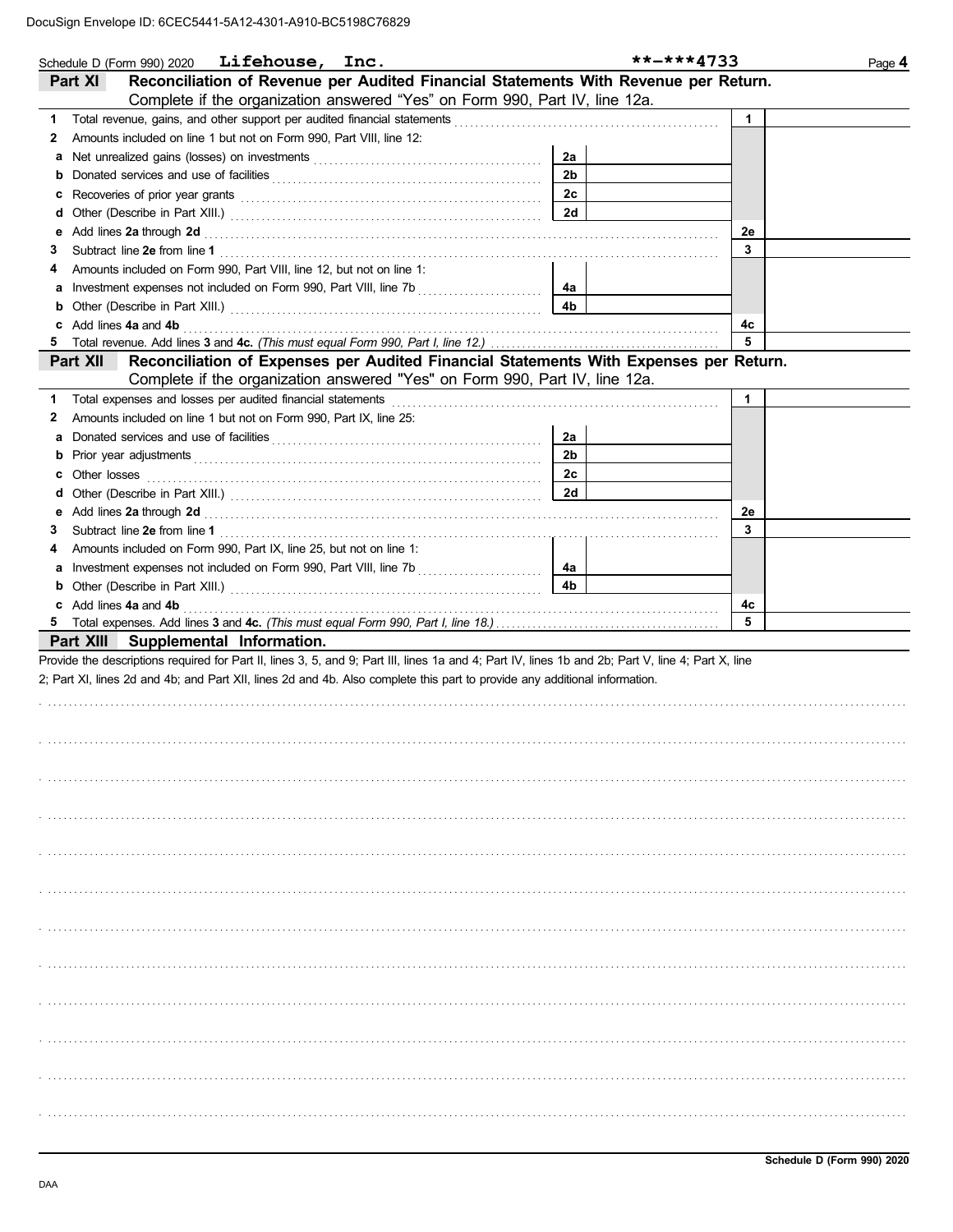DocuSign Envelope ID: 6CEC5441-5A12-4301-A910-BC5198C76829

Schedule D (Form 990) 2020 **Lifehouse, Inc.** **-***4733

## Part XI Reconciliation of Revenue per Audited Financial Statements With Revenue per Return.

Complete if the organization answered "Yes" on Form 990, Part IV, line 12a.

| | | | | | |
|---|---|---|---|---|---|
| **1** | Total revenue, gains, and other support per audited financial statements | | | 1 | |
| **2** | Amounts included on line 1 but not on Form 990, Part VIII, line 12: | | | | |
| **a** | Net unrealized gains (losses) on investments | 2a | | | |
| **b** | Donated services and use of facilities | 2b | | | |
| **c** | Recoveries of prior year grants | 2c | | | |
| **d** | Other (Describe in Part XIII.) | 2d | | | |
| **e** | Add lines **2a** through **2d** | | | 2e | |
| **3** | Subtract line **2e** from line **1** | | | 3 | |
| **4** | Amounts included on Form 990, Part VIII, line 12, but not on line 1: | | | | |
| **a** | Investment expenses not included on Form 990, Part VIII, line 7b | 4a | | | |
| **b** | Other (Describe in Part XIII.) | 4b | | | |
| **c** | Add lines **4a** and **4b** | | | 4c | |
| **5** | Total revenue. Add lines **3** and **4c.** *(This must equal Form 990, Part I, line 12.)* | | | 5 | |

## Part XII Reconciliation of Expenses per Audited Financial Statements With Expenses per Return.

Complete if the organization answered "Yes" on Form 990, Part IV, line 12a.

| | | | | | |
|---|---|---|---|---|---|
| **1** | Total expenses and losses per audited financial statements | | | 1 | |
| **2** | Amounts included on line 1 but not on Form 990, Part IX, line 25: | | | | |
| **a** | Donated services and use of facilities | 2a | | | |
| **b** | Prior year adjustments | 2b | | | |
| **c** | Other losses | 2c | | | |
| **d** | Other (Describe in Part XIII.) | 2d | | | |
| **e** | Add lines **2a** through **2d** | | | 2e | |
| **3** | Subtract line **2e** from line **1** | | | 3 | |
| **4** | Amounts included on Form 990, Part IX, line 25, but not on line 1: | | | | |
| **a** | Investment expenses not included on Form 990, Part VIII, line 7b | 4a | | | |
| **b** | Other (Describe in Part XIII.) | 4b | | | |
| **c** | Add lines **4a** and **4b** | | | 4c | |
| **5** | Total expenses. Add lines **3** and **4c.** *(This must equal Form 990, Part I, line 18.)* | | | 5 | |

## Part XIII Supplemental Information.

Provide the descriptions required for Part II, lines 3, 5, and 9; Part III, lines 1a and 4; Part IV, lines 1b and 2b; Part V, line 4; Part X, line 2; Part XI, lines 2d and 4b; and Part XII, lines 2d and 4b. Also complete this part to provide any additional information.

**Schedule D (Form 990) 2020**

DAA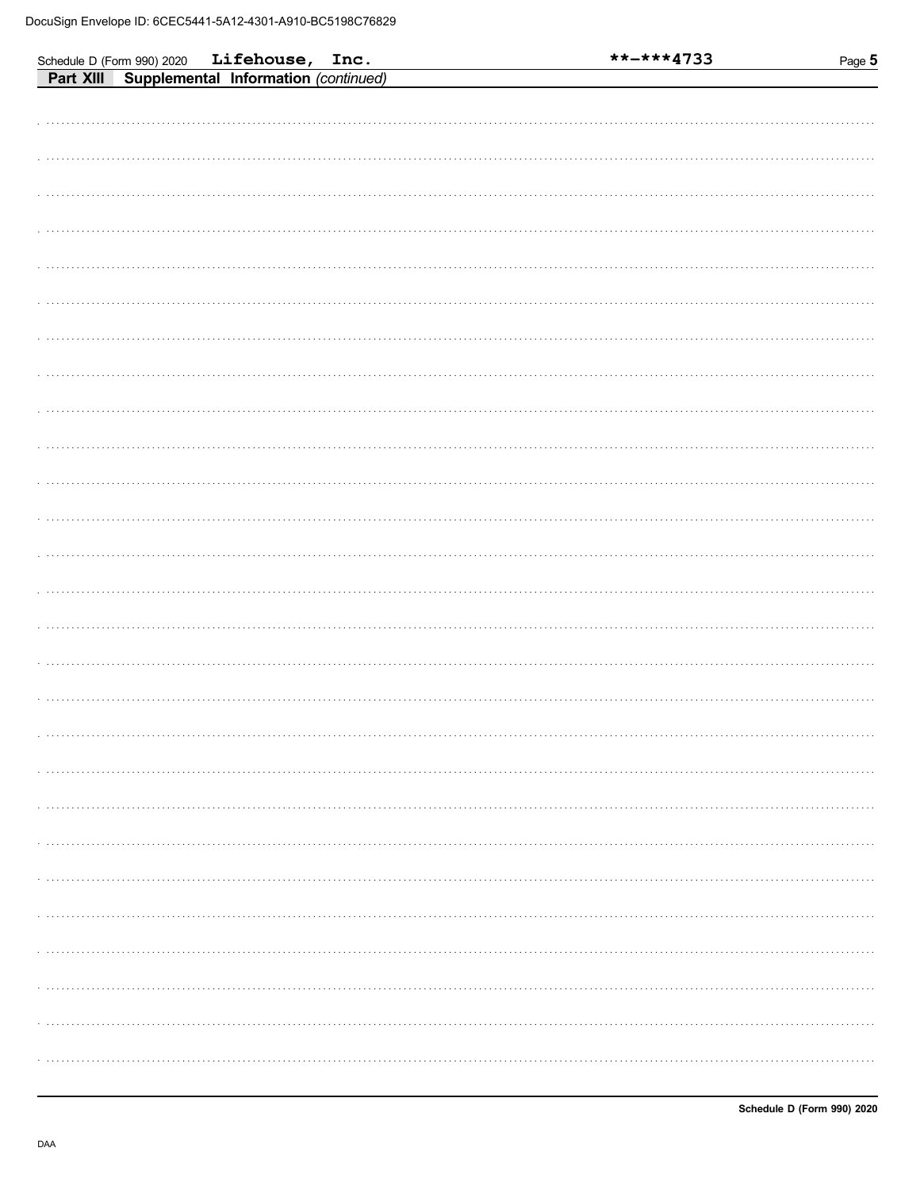Schedule D (Form 990) 2020 **Lifehouse, Inc.** **-***4733

**Part XIII Supplemental Information** *(continued)*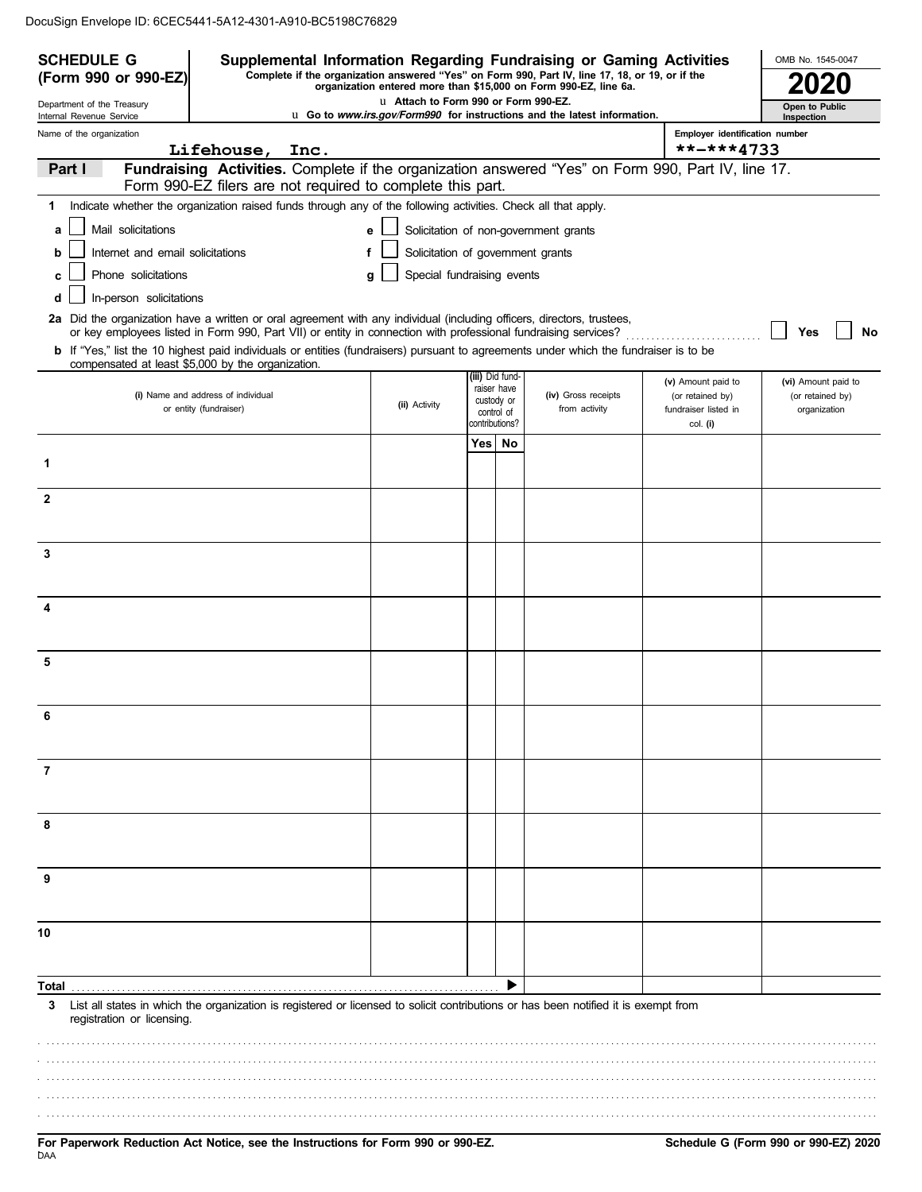DocuSign Envelope ID: 6CEC5441-5A12-4301-A910-BC5198C76829

**SCHEDULE G (Form 990 or 990-EZ)**

Department of the Treasury
Internal Revenue Service

# Supplemental Information Regarding Fundraising or Gaming Activities

**Complete if the organization answered "Yes" on Form 990, Part IV, line 17, 18, or 19, or if the organization entered more than $15,000 on Form 990-EZ, line 6a.**

u **Attach to Form 990 or Form 990-EZ.**

u **Go to *www.irs.gov/Form990* for instructions and the latest information.**

OMB No. 1545-0047

**2020**

**Open to Public Inspection**

Name of the organization: Lifehouse, Inc.

Employer identification number: **-***4733

## Part I — Fundraising Activities. Complete if the organization answered "Yes" on Form 990, Part IV, line 17. Form 990-EZ filers are not required to complete this part.

**1** Indicate whether the organization raised funds through any of the following activities. Check all that apply.

- **a** ☐ Mail solicitations
- **b** ☐ Internet and email solicitations
- **c** ☐ Phone solicitations
- **d** ☐ In-person solicitations
- **e** ☐ Solicitation of non-government grants
- **f** ☐ Solicitation of government grants
- **g** ☐ Special fundraising events

**2a** Did the organization have a written or oral agreement with any individual (including officers, directors, trustees, or key employees listed in Form 990, Part VII) or entity in connection with professional fundraising services? ☐ **Yes** ☐ **No**

**b** If "Yes," list the 10 highest paid individuals or entities (fundraisers) pursuant to agreements under which the fundraiser is to be compensated at least $5,000 by the organization.

| | (i) Name and address of individual or entity (fundraiser) | (ii) Activity | (iii) Did fund-raiser have custody or control of contributions? Yes | No | (iv) Gross receipts from activity | (v) Amount paid to (or retained by) fundraiser listed in col. (i) | (vi) Amount paid to (or retained by) organization |
|---|---|---|---|---|---|---|---|
| 1 | | | | | | | |
| 2 | | | | | | | |
| 3 | | | | | | | |
| 4 | | | | | | | |
| 5 | | | | | | | |
| 6 | | | | | | | |
| 7 | | | | | | | |
| 8 | | | | | | | |
| 9 | | | | | | | |
| 10 | | | | | | | |
| **Total** | | | | ▶ | | | |

**3** List all states in which the organization is registered or licensed to solicit contributions or has been notified it is exempt from registration or licensing.

**For Paperwork Reduction Act Notice, see the Instructions for Form 990 or 990-EZ.**

DAA

**Schedule G (Form 990 or 990-EZ) 2020**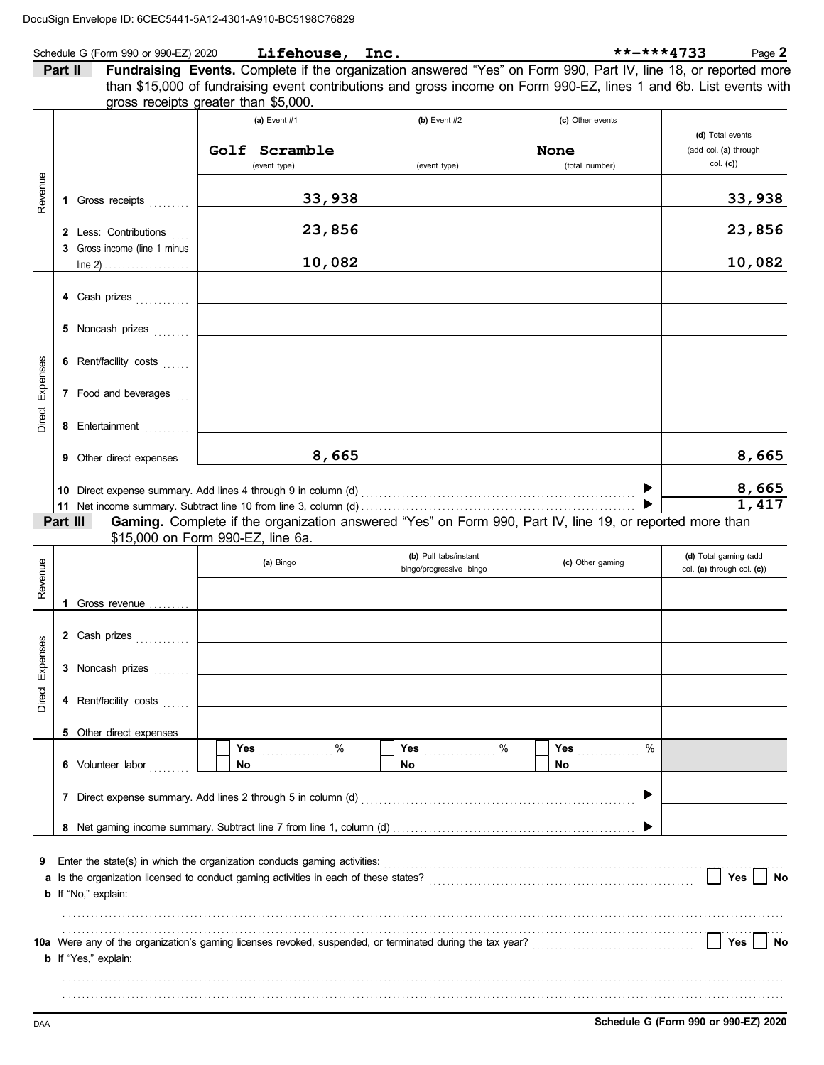DocuSign Envelope ID: 6CEC5441-5A12-4301-A910-BC5198C76829

Schedule G (Form 990 or 990-EZ) 2020 **Lifehouse, Inc.** **-***4733 Page **2**

**Part II** **Fundraising Events.** Complete if the organization answered "Yes" on Form 990, Part IV, line 18, or reported more than $15,000 of fundraising event contributions and gross income on Form 990-EZ, lines 1 and 6b. List events with gross receipts greater than $5,000.

| | | (a) Event #1 | (b) Event #2 | (c) Other events | (d) Total events (add col. (a) through col. (c)) |
|---|---|---|---|---|---|
| | | Golf Scramble (event type) | (event type) | None (total number) | |
| Revenue | 1 Gross receipts | 33,938 | | | 33,938 |
| | 2 Less: Contributions | 23,856 | | | 23,856 |
| | 3 Gross income (line 1 minus line 2) | 10,082 | | | 10,082 |
| Direct Expenses | 4 Cash prizes | | | | |
| | 5 Noncash prizes | | | | |
| | 6 Rent/facility costs | | | | |
| | 7 Food and beverages | | | | |
| | 8 Entertainment | | | | |
| | 9 Other direct expenses | 8,665 | | | 8,665 |
| | 10 Direct expense summary. Add lines 4 through 9 in column (d) | | | ▶ | 8,665 |
| | 11 Net income summary. Subtract line 10 from line 3, column (d) | | | ▶ | 1,417 |

**Part III** **Gaming.** Complete if the organization answered "Yes" on Form 990, Part IV, line 19, or reported more than $15,000 on Form 990-EZ, line 6a.

| | | (a) Bingo | (b) Pull tabs/instant bingo/progressive bingo | (c) Other gaming | (d) Total gaming (add col. (a) through col. (c)) |
|---|---|---|---|---|---|
| Revenue | 1 Gross revenue | | | | |
| Direct Expenses | 2 Cash prizes | | | | |
| | 3 Noncash prizes | | | | |
| | 4 Rent/facility costs | | | | |
| | 5 Other direct expenses | | | | |
| | 6 Volunteer labor | ☐ Yes ..... % ☐ No | ☐ Yes ..... % ☐ No | ☐ Yes ..... % ☐ No | |
| | 7 Direct expense summary. Add lines 2 through 5 in column (d) | | | ▶ | |
| | 8 Net gaming income summary. Subtract line 7 from line 1, column (d) | | | ▶ | |

**9** Enter the state(s) in which the organization conducts gaming activities: ..................................................

**a** Is the organization licensed to conduct gaming activities in each of these states? .................... ☐ Yes ☐ No

**b** If "No," explain:

.......................................................................................................................

**10a** Were any of the organization's gaming licenses revoked, suspended, or terminated during the tax year? .................... ☐ Yes ☐ No

**b** If "Yes," explain:

.......................................................................................................................

DAA **Schedule G (Form 990 or 990-EZ) 2020**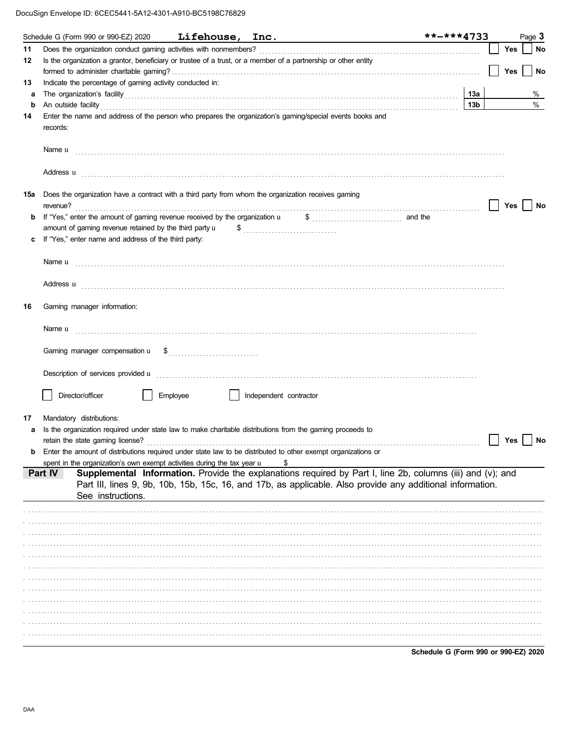DocuSign Envelope ID: 6CEC5441-5A12-4301-A910-BC5198C76829

Schedule G (Form 990 or 990-EZ) 2020 **Lifehouse, Inc.** **-***4733 Page **3**

**11** Does the organization conduct gaming activities with nonmembers? ☐ Yes ☐ No

**12** Is the organization a grantor, beneficiary or trustee of a trust, or a member of a partnership or other entity formed to administer charitable gaming? ☐ Yes ☐ No

**13** Indicate the percentage of gaming activity conducted in:

**a** The organization's facility **13a** %

**b** An outside facility **13b** %

**14** Enter the name and address of the person who prepares the organization's gaming/special events books and records:

Name ▶

Address ▶

**15a** Does the organization have a contract with a third party from whom the organization receives gaming revenue? ☐ Yes ☐ No

**b** If "Yes," enter the amount of gaming revenue received by the organization ▶ $ and the amount of gaming revenue retained by the third party ▶ $

**c** If "Yes," enter name and address of the third party:

Name ▶

Address ▶

**16** Gaming manager information:

Name ▶

Gaming manager compensation ▶ $

Description of services provided ▶

☐ Director/officer ☐ Employee ☐ Independent contractor

**17** Mandatory distributions:

**a** Is the organization required under state law to make charitable distributions from the gaming proceeds to retain the state gaming license? ☐ Yes ☐ No

**b** Enter the amount of distributions required under state law to be distributed to other exempt organizations or spent in the organization's own exempt activities during the tax year ▶ $

**Part IV** **Supplemental Information.** Provide the explanations required by Part I, line 2b, columns (iii) and (v); and Part III, lines 9, 9b, 10b, 15b, 15c, 16, and 17b, as applicable. Also provide any additional information. See instructions.

**Schedule G (Form 990 or 990-EZ) 2020**

DAA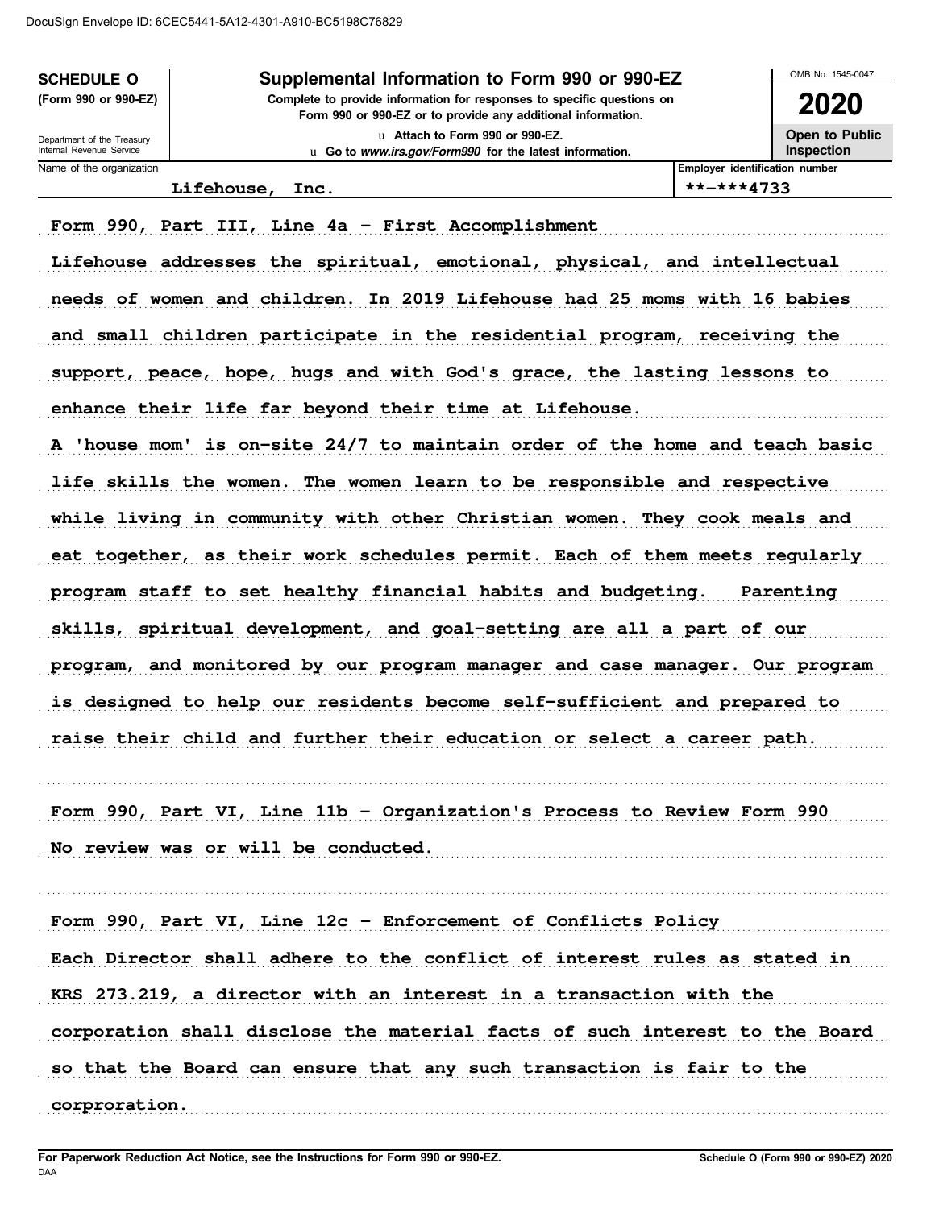DocuSign Envelope ID: 6CEC5441-5A12-4301-A910-BC5198C76829

| **SCHEDULE O** (Form 990 or 990-EZ) Department of the Treasury Internal Revenue Service | **Supplemental Information to Form 990 or 990-EZ** Complete to provide information for responses to specific questions on Form 990 or 990-EZ or to provide any additional information. ▶ Attach to Form 990 or 990-EZ. ▶ Go to *www.irs.gov/Form990* for the latest information. | OMB No. 1545-0047 **2020** **Open to Public Inspection** |
|---|---|---|

| Name of the organization | Employer identification number |
|---|---|
| Lifehouse, Inc. | \*\*-\*\*\*4733 |

Form 990, Part III, Line 4a - First Accomplishment

Lifehouse addresses the spiritual, emotional, physical, and intellectual needs of women and children. In 2019 Lifehouse had 25 moms with 16 babies and small children participate in the residential program, receiving the support, peace, hope, hugs and with God's grace, the lasting lessons to enhance their life far beyond their time at Lifehouse.

A 'house mom' is on-site 24/7 to maintain order of the home and teach basic life skills the women. The women learn to be responsible and respective while living in community with other Christian women. They cook meals and eat together, as their work schedules permit. Each of them meets regularly program staff to set healthy financial habits and budgeting. Parenting skills, spiritual development, and goal-setting are all a part of our program, and monitored by our program manager and case manager. Our program is designed to help our residents become self-sufficient and prepared to raise their child and further their education or select a career path.

Form 990, Part VI, Line 11b - Organization's Process to Review Form 990

No review was or will be conducted.

Form 990, Part VI, Line 12c - Enforcement of Conflicts Policy

Each Director shall adhere to the conflict of interest rules as stated in KRS 273.219, a director with an interest in a transaction with the corporation shall disclose the material facts of such interest to the Board so that the Board can ensure that any such transaction is fair to the corproration.

**For Paperwork Reduction Act Notice, see the Instructions for Form 990 or 990-EZ.** DAA

**Schedule O (Form 990 or 990-EZ) 2020**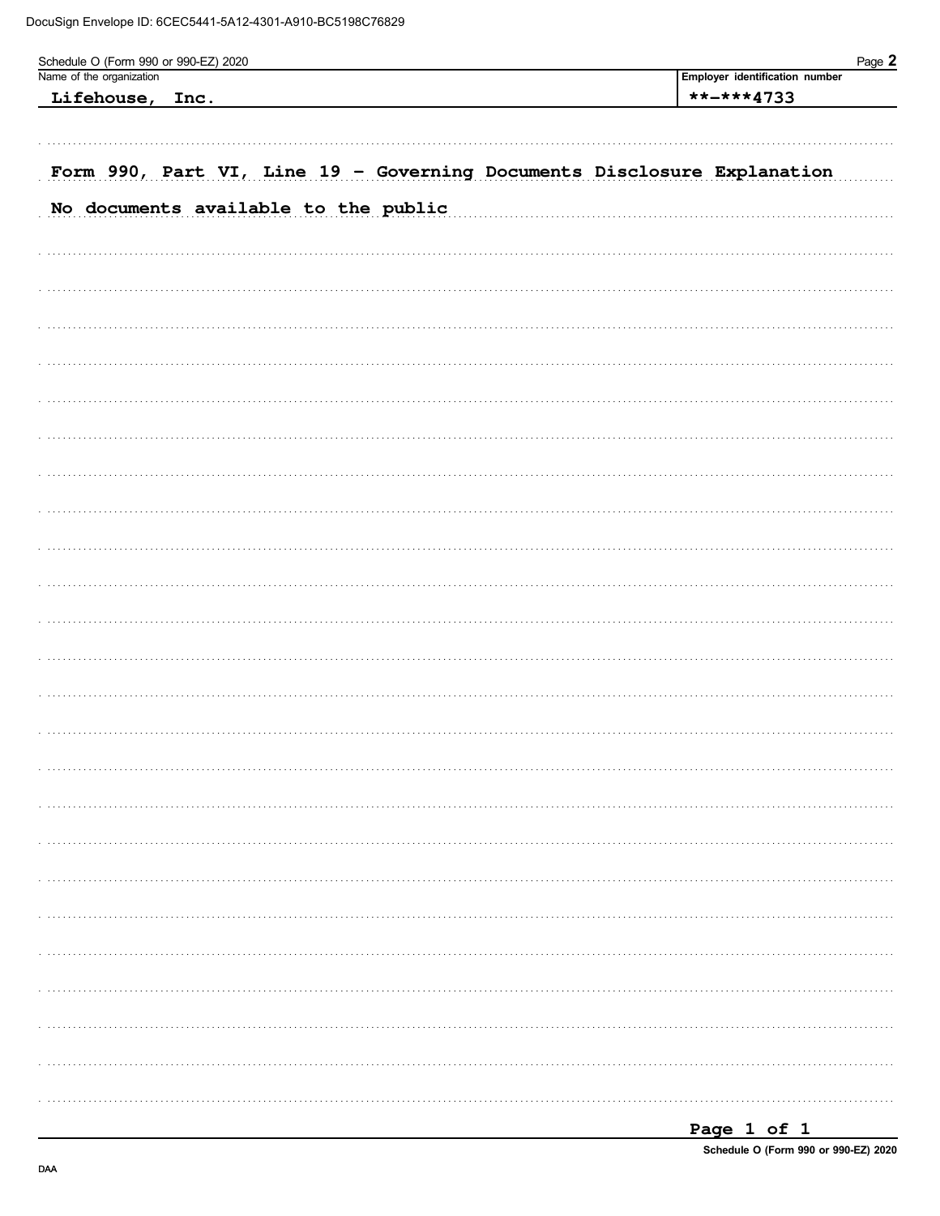Schedule O (Form 990 or 990-EZ) 2020 Page **2**

| Name of the organization | Employer identification number |
|---|---|
| Lifehouse, Inc. | **-***4733 |

Form 990, Part VI, Line 19 - Governing Documents Disclosure Explanation

No documents available to the public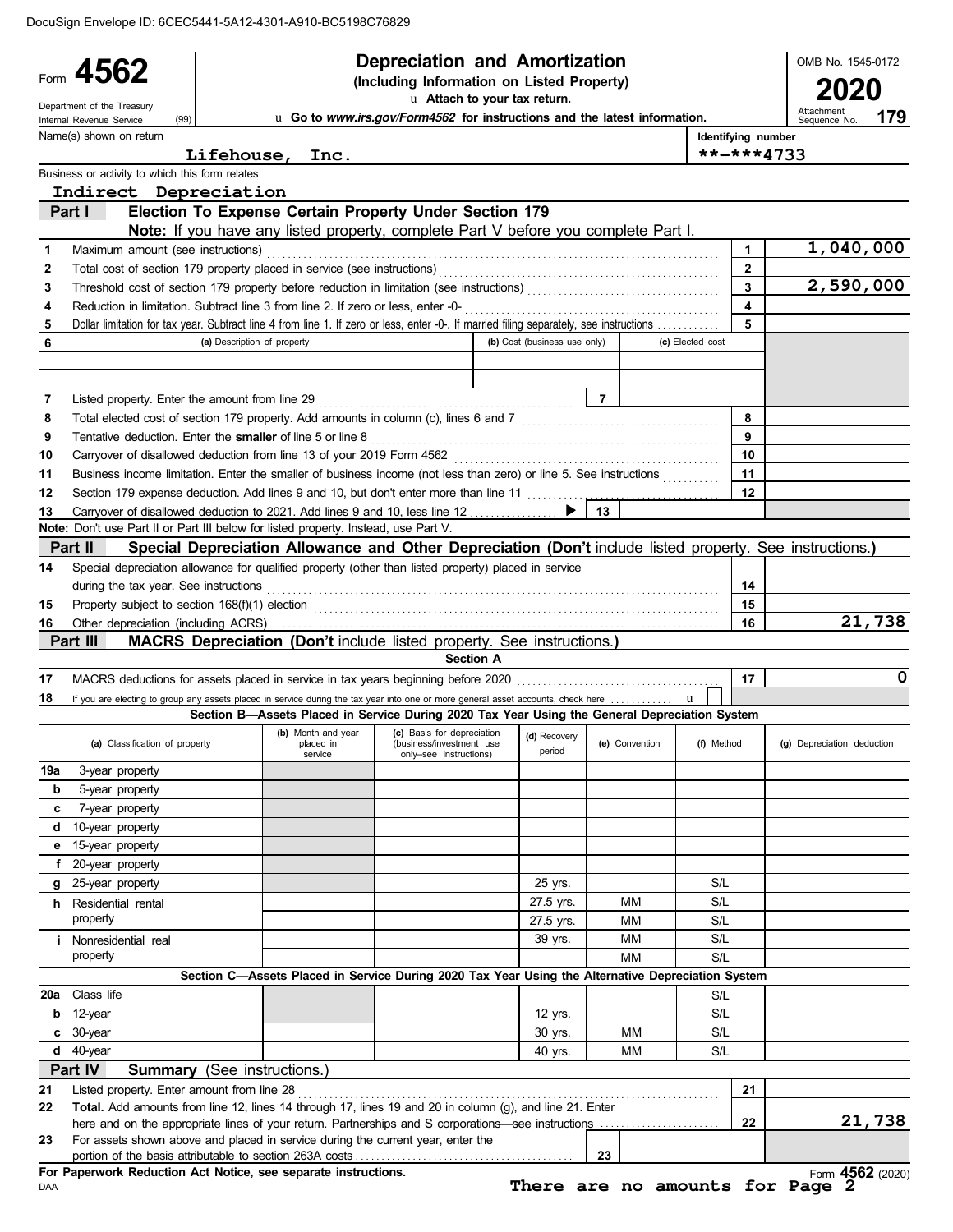DocuSign Envelope ID: 6CEC5441-5A12-4301-A910-BC5198C76829

# Form 4562 — Depreciation and Amortization

**(Including Information on Listed Property)**

Attach to your tax return.

Go to *www.irs.gov/Form4562* for instructions and the latest information.

Department of the Treasury, Internal Revenue Service (99)

OMB No. 1545-0172 — **2020** — Attachment Sequence No. **179**

Name(s) shown on return: **Lifehouse, Inc.**

Identifying number: **\*\*-\*\*\*4733**

Business or activity to which this form relates: **Indirect Depreciation**

## Part I — Election To Expense Certain Property Under Section 179

**Note:** If you have any listed property, complete Part V before you complete Part I.

| | | | |
|---|---|---|---|
| 1 | Maximum amount (see instructions) | 1 | 1,040,000 |
| 2 | Total cost of section 179 property placed in service (see instructions) | 2 | |
| 3 | Threshold cost of section 179 property before reduction in limitation (see instructions) | 3 | 2,590,000 |
| 4 | Reduction in limitation. Subtract line 3 from line 2. If zero or less, enter -0- | 4 | |
| 5 | Dollar limitation for tax year. Subtract line 4 from line 1. If zero or less, enter -0-. If married filing separately, see instructions | 5 | |

| 6 | (a) Description of property | (b) Cost (business use only) | (c) Elected cost |
|---|---|---|---|
| | | | |
| | | | |

| | | | |
|---|---|---|---|
| 7 | Listed property. Enter the amount from line 29 | 7 | |
| 8 | Total elected cost of section 179 property. Add amounts in column (c), lines 6 and 7 | 8 | |
| 9 | Tentative deduction. Enter the **smaller** of line 5 or line 8 | 9 | |
| 10 | Carryover of disallowed deduction from line 13 of your 2019 Form 4562 | 10 | |
| 11 | Business income limitation. Enter the smaller of business income (not less than zero) or line 5. See instructions | 11 | |
| 12 | Section 179 expense deduction. Add lines 9 and 10, but don't enter more than line 11 | 12 | |
| 13 | Carryover of disallowed deduction to 2021. Add lines 9 and 10, less line 12 | 13 | |

**Note:** Don't use Part II or Part III below for listed property. Instead, use Part V.

## Part II — Special Depreciation Allowance and Other Depreciation (Don't include listed property. See instructions.)

| | | | |
|---|---|---|---|
| 14 | Special depreciation allowance for qualified property (other than listed property) placed in service during the tax year. See instructions | 14 | |
| 15 | Property subject to section 168(f)(1) election | 15 | |
| 16 | Other depreciation (including ACRS) | 16 | 21,738 |

## Part III — MACRS Depreciation (Don't include listed property. See instructions.)

### Section A

| | | | |
|---|---|---|---|
| 17 | MACRS deductions for assets placed in service in tax years beginning before 2020 | 17 | 0 |
| 18 | If you are electing to group any assets placed in service during the tax year into one or more general asset accounts, check here | | |

### Section B—Assets Placed in Service During 2020 Tax Year Using the General Depreciation System

| | (a) Classification of property | (b) Month and year placed in service | (c) Basis for depreciation (business/investment use only–see instructions) | (d) Recovery period | (e) Convention | (f) Method | (g) Depreciation deduction |
|---|---|---|---|---|---|---|---|
| 19a | 3-year property | | | | | | |
| b | 5-year property | | | | | | |
| c | 7-year property | | | | | | |
| d | 10-year property | | | | | | |
| e | 15-year property | | | | | | |
| f | 20-year property | | | | | | |
| g | 25-year property | | | 25 yrs. | | S/L | |
| h | Residential rental property | | | 27.5 yrs. | MM | S/L | |
| | | | | 27.5 yrs. | MM | S/L | |
| i | Nonresidential real property | | | 39 yrs. | MM | S/L | |
| | | | | | MM | S/L | |

### Section C—Assets Placed in Service During 2020 Tax Year Using the Alternative Depreciation System

| | (a) Classification of property | (b) Month and year placed in service | (c) Basis for depreciation | (d) Recovery period | (e) Convention | (f) Method | (g) Depreciation deduction |
|---|---|---|---|---|---|---|---|
| 20a | Class life | | | | | S/L | |
| b | 12-year | | | 12 yrs. | | S/L | |
| c | 30-year | | | 30 yrs. | MM | S/L | |
| d | 40-year | | | 40 yrs. | MM | S/L | |

## Part IV — Summary (See instructions.)

| | | | |
|---|---|---|---|
| 21 | Listed property. Enter amount from line 28 | 21 | |
| 22 | **Total.** Add amounts from line 12, lines 14 through 17, lines 19 and 20 in column (g), and line 21. Enter here and on the appropriate lines of your return. Partnerships and S corporations—see instructions | 22 | 21,738 |
| 23 | For assets shown above and placed in service during the current year, enter the portion of the basis attributable to section 263A costs | 23 | |

**For Paperwork Reduction Act Notice, see separate instructions.**

DAA

**There are no amounts for Page 2**

Form **4562** (2020)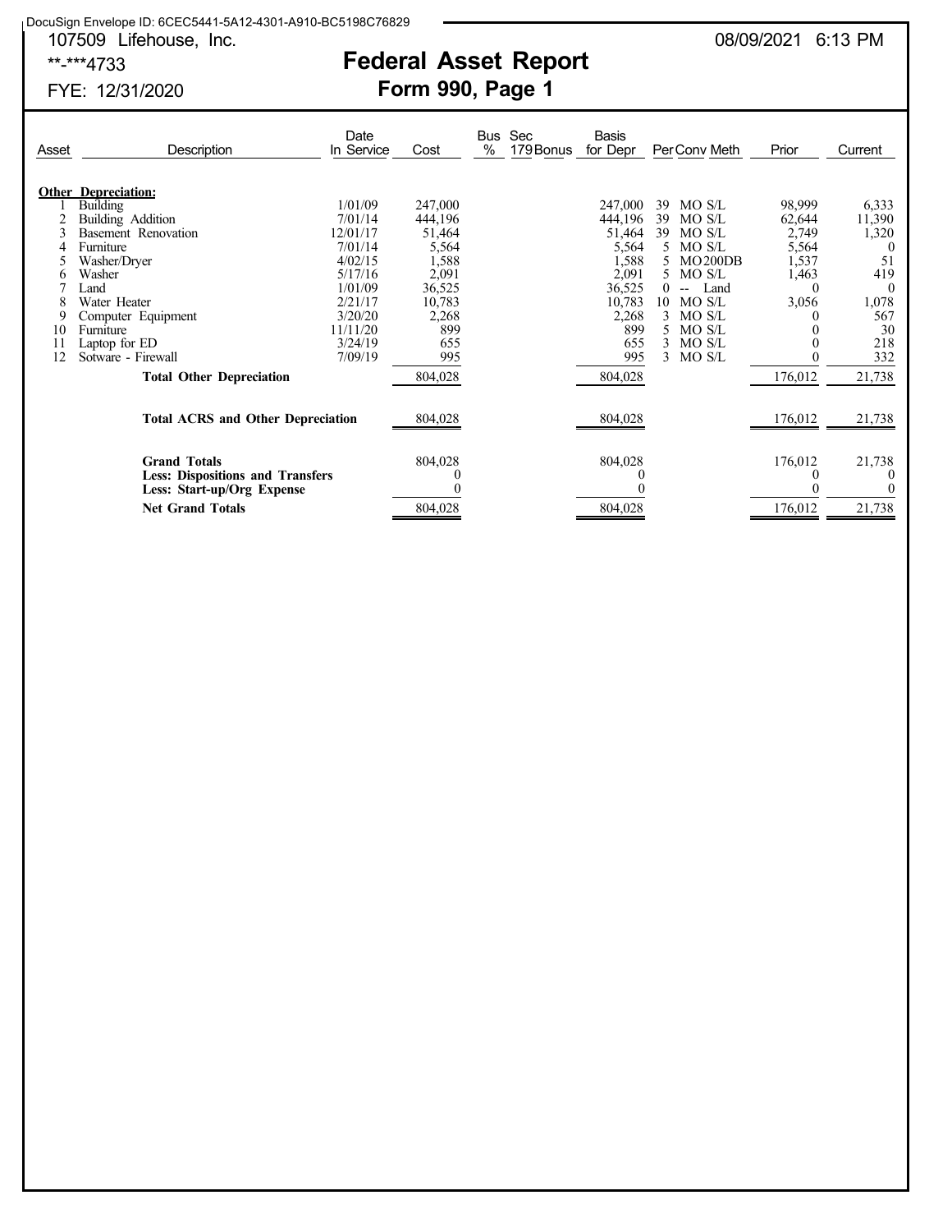DocuSign Envelope ID: 6CEC5441-5A12-4301-A910-BC5198C76829

107509 Lifehouse, Inc.  08/09/2021 6:13 PM

**-***4733

# Federal Asset Report

## Form 990, Page 1

FYE: 12/31/2020

| Asset | Description | Date In Service | Cost | Bus % | Sec 179 Bonus | Basis for Depr | Per | Conv | Meth | Prior | Current |
|---|---|---|---|---|---|---|---|---|---|---|---|
| | **Other Depreciation:** | | | | | | | | | | |
| 1 | Building | 1/01/09 | 247,000 | | | 247,000 | 39 | MO | S/L | 98,999 | 6,333 |
| 2 | Building Addition | 7/01/14 | 444,196 | | | 444,196 | 39 | MO | S/L | 62,644 | 11,390 |
| 3 | Basement Renovation | 12/01/17 | 51,464 | | | 51,464 | 39 | MO | S/L | 2,749 | 1,320 |
| 4 | Furniture | 7/01/14 | 5,564 | | | 5,564 | 5 | MO | S/L | 5,564 | 0 |
| 5 | Washer/Dryer | 4/02/15 | 1,588 | | | 1,588 | 5 | MO | 200DB | 1,537 | 51 |
| 6 | Washer | 5/17/16 | 2,091 | | | 2,091 | 5 | MO | S/L | 1,463 | 419 |
| 7 | Land | 1/01/09 | 36,525 | | | 36,525 | 0 | -- | Land | 0 | 0 |
| 8 | Water Heater | 2/21/17 | 10,783 | | | 10,783 | 10 | MO | S/L | 3,056 | 1,078 |
| 9 | Computer Equipment | 3/20/20 | 2,268 | | | 2,268 | 3 | MO | S/L | 0 | 567 |
| 10 | Furniture | 11/11/20 | 899 | | | 899 | 5 | MO | S/L | 0 | 30 |
| 11 | Laptop for ED | 3/24/19 | 655 | | | 655 | 3 | MO | S/L | 0 | 218 |
| 12 | Sotware - Firewall | 7/09/19 | 995 | | | 995 | 3 | MO | S/L | 0 | 332 |
| | **Total Other Depreciation** | | 804,028 | | | 804,028 | | | | 176,012 | 21,738 |
| | **Total ACRS and Other Depreciation** | | 804,028 | | | 804,028 | | | | 176,012 | 21,738 |
| | **Grand Totals** | | 804,028 | | | 804,028 | | | | 176,012 | 21,738 |
| | **Less: Dispositions and Transfers** | | 0 | | | 0 | | | | 0 | 0 |
| | **Less: Start-up/Org Expense** | | 0 | | | 0 | | | | 0 | 0 |
| | **Net Grand Totals** | | 804,028 | | | 804,028 | | | | 176,012 | 21,738 |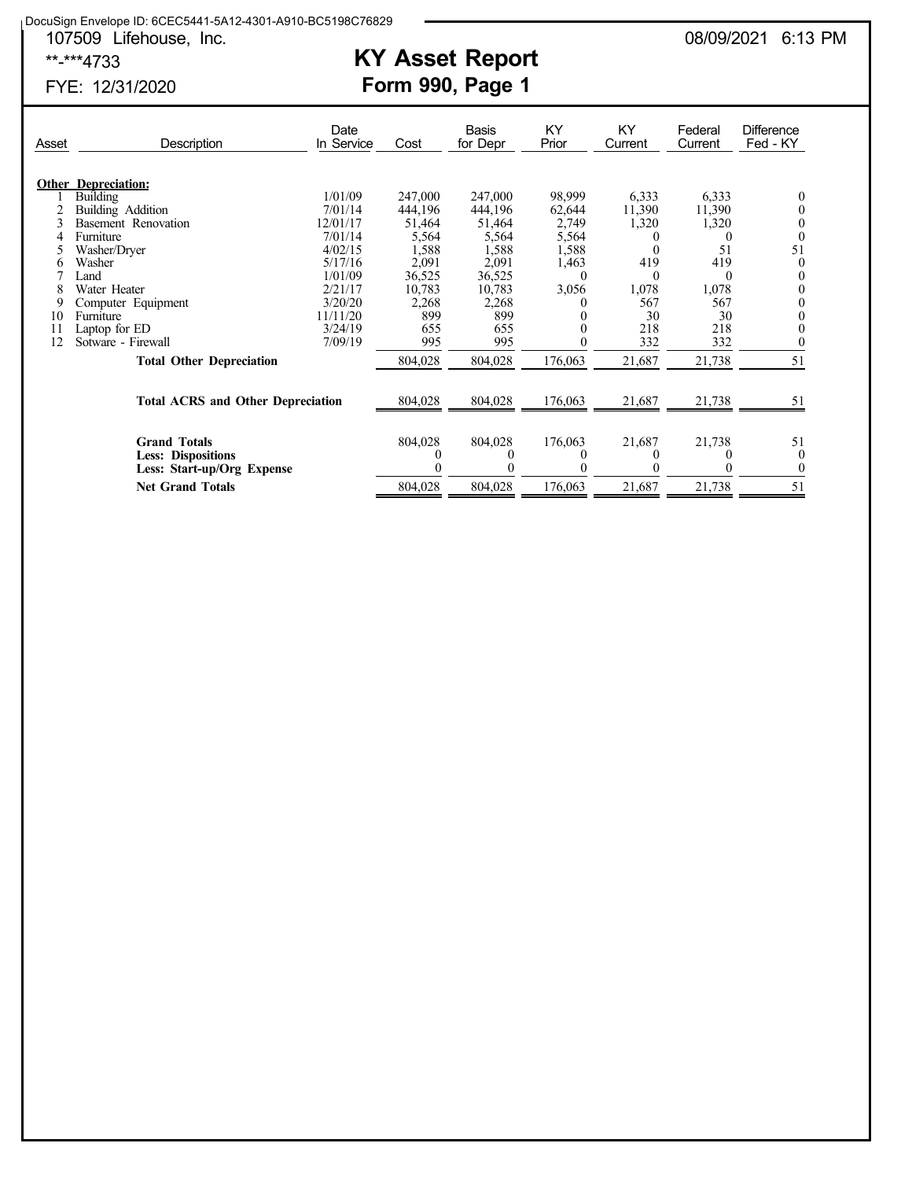DocuSign Envelope ID: 6CEC5441-5A12-4301-A910-BC5198C76829

107509 Lifehouse, Inc.

**-***4733

FYE: 12/31/2020

08/09/2021 6:13 PM

# KY Asset Report
## Form 990, Page 1

| Asset | Description | Date In Service | Cost | Basis for Depr | KY Prior | KY Current | Federal Current | Difference Fed - KY |
|---|---|---|---|---|---|---|---|---|
| **Other Depreciation:** | | | | | | | | |
| 1 | Building | 1/01/09 | 247,000 | 247,000 | 98,999 | 6,333 | 6,333 | 0 |
| 2 | Building Addition | 7/01/14 | 444,196 | 444,196 | 62,644 | 11,390 | 11,390 | 0 |
| 3 | Basement Renovation | 12/01/17 | 51,464 | 51,464 | 2,749 | 1,320 | 1,320 | 0 |
| 4 | Furniture | 7/01/14 | 5,564 | 5,564 | 5,564 | 0 | 0 | 0 |
| 5 | Washer/Dryer | 4/02/15 | 1,588 | 1,588 | 1,588 | 0 | 51 | 51 |
| 6 | Washer | 5/17/16 | 2,091 | 2,091 | 1,463 | 419 | 419 | 0 |
| 7 | Land | 1/01/09 | 36,525 | 36,525 | 0 | 0 | 0 | 0 |
| 8 | Water Heater | 2/21/17 | 10,783 | 10,783 | 3,056 | 1,078 | 1,078 | 0 |
| 9 | Computer Equipment | 3/20/20 | 2,268 | 2,268 | 0 | 567 | 567 | 0 |
| 10 | Furniture | 11/11/20 | 899 | 899 | 0 | 30 | 30 | 0 |
| 11 | Laptop for ED | 3/24/19 | 655 | 655 | 0 | 218 | 218 | 0 |
| 12 | Sotware - Firewall | 7/09/19 | 995 | 995 | 0 | 332 | 332 | 0 |
| | **Total Other Depreciation** | | 804,028 | 804,028 | 176,063 | 21,687 | 21,738 | 51 |
| | **Total ACRS and Other Depreciation** | | 804,028 | 804,028 | 176,063 | 21,687 | 21,738 | 51 |
| | **Grand Totals** | | 804,028 | 804,028 | 176,063 | 21,687 | 21,738 | 51 |
| | **Less: Dispositions** | | 0 | 0 | 0 | 0 | 0 | 0 |
| | **Less: Start-up/Org Expense** | | 0 | 0 | 0 | 0 | 0 | 0 |
| | **Net Grand Totals** | | 804,028 | 804,028 | 176,063 | 21,687 | 21,738 | 51 |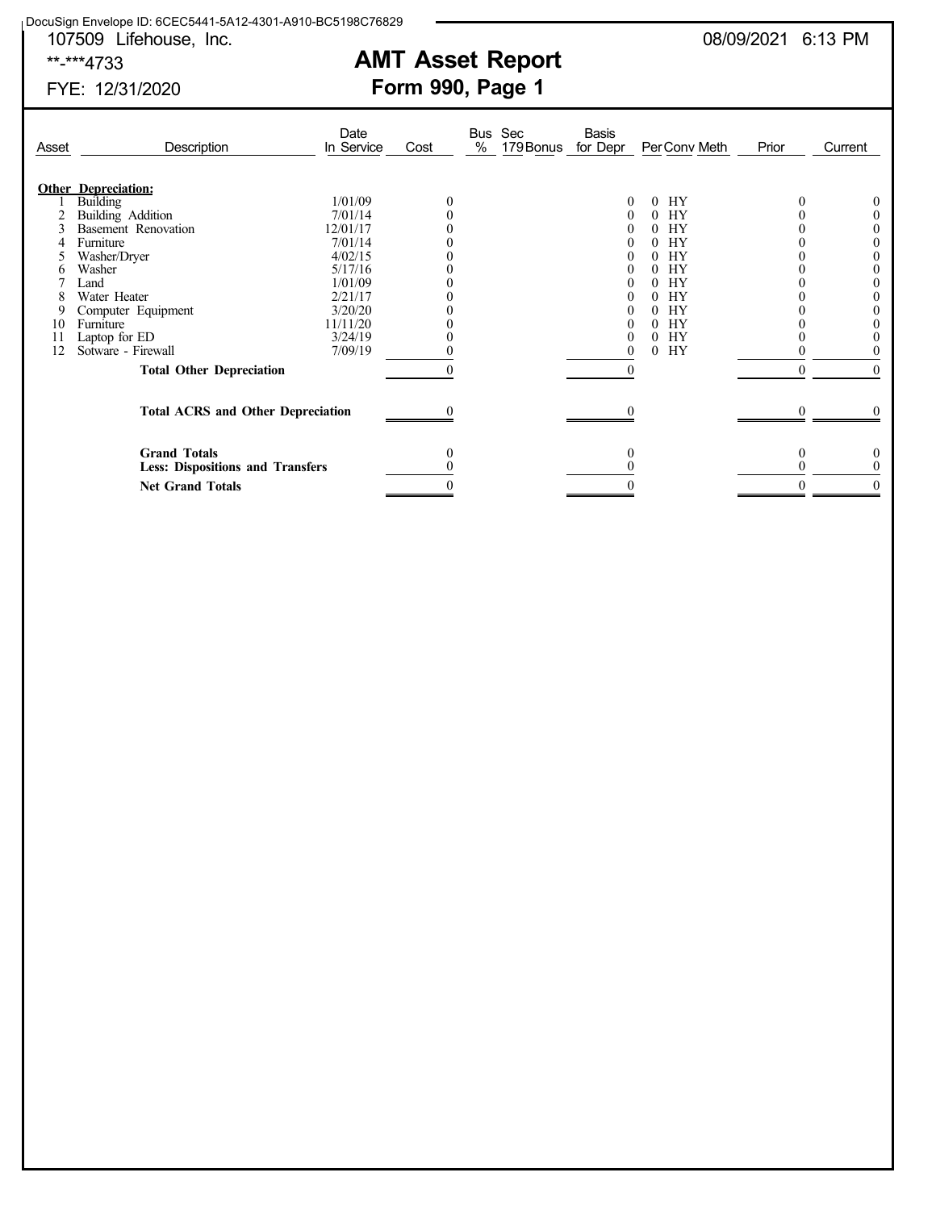DocuSign Envelope ID: 6CEC5441-5A12-4301-A910-BC5198C76829

107509 Lifehouse, Inc. 08/09/2021 6:13 PM

**-***4733

FYE: 12/31/2020

# AMT Asset Report

## Form 990, Page 1

| Asset | Description | Date In Service | Cost | Bus % | Sec 179 Bonus | Basis for Depr | Per | Conv | Meth | Prior | Current |
|---|---|---|---|---|---|---|---|---|---|---|---|
| **Other Depreciation:** | | | | | | | | | | | |
| 1 | Building | 1/01/09 | 0 | | | 0 | 0 | HY | | 0 | 0 |
| 2 | Building Addition | 7/01/14 | 0 | | | 0 | 0 | HY | | 0 | 0 |
| 3 | Basement Renovation | 12/01/17 | 0 | | | 0 | 0 | HY | | 0 | 0 |
| 4 | Furniture | 7/01/14 | 0 | | | 0 | 0 | HY | | 0 | 0 |
| 5 | Washer/Dryer | 4/02/15 | 0 | | | 0 | 0 | HY | | 0 | 0 |
| 6 | Washer | 5/17/16 | 0 | | | 0 | 0 | HY | | 0 | 0 |
| 7 | Land | 1/01/09 | 0 | | | 0 | 0 | HY | | 0 | 0 |
| 8 | Water Heater | 2/21/17 | 0 | | | 0 | 0 | HY | | 0 | 0 |
| 9 | Computer Equipment | 3/20/20 | 0 | | | 0 | 0 | HY | | 0 | 0 |
| 10 | Furniture | 11/11/20 | 0 | | | 0 | 0 | HY | | 0 | 0 |
| 11 | Laptop for ED | 3/24/19 | 0 | | | 0 | 0 | HY | | 0 | 0 |
| 12 | Sotware - Firewall | 7/09/19 | 0 | | | 0 | 0 | HY | | 0 | 0 |
| | **Total Other Depreciation** | | 0 | | | 0 | | | | 0 | 0 |
| | **Total ACRS and Other Depreciation** | | 0 | | | 0 | | | | 0 | 0 |
| | **Grand Totals** | | 0 | | | 0 | | | | 0 | 0 |
| | **Less: Dispositions and Transfers** | | 0 | | | 0 | | | | 0 | 0 |
| | **Net Grand Totals** | | 0 | | | 0 | | | | 0 | 0 |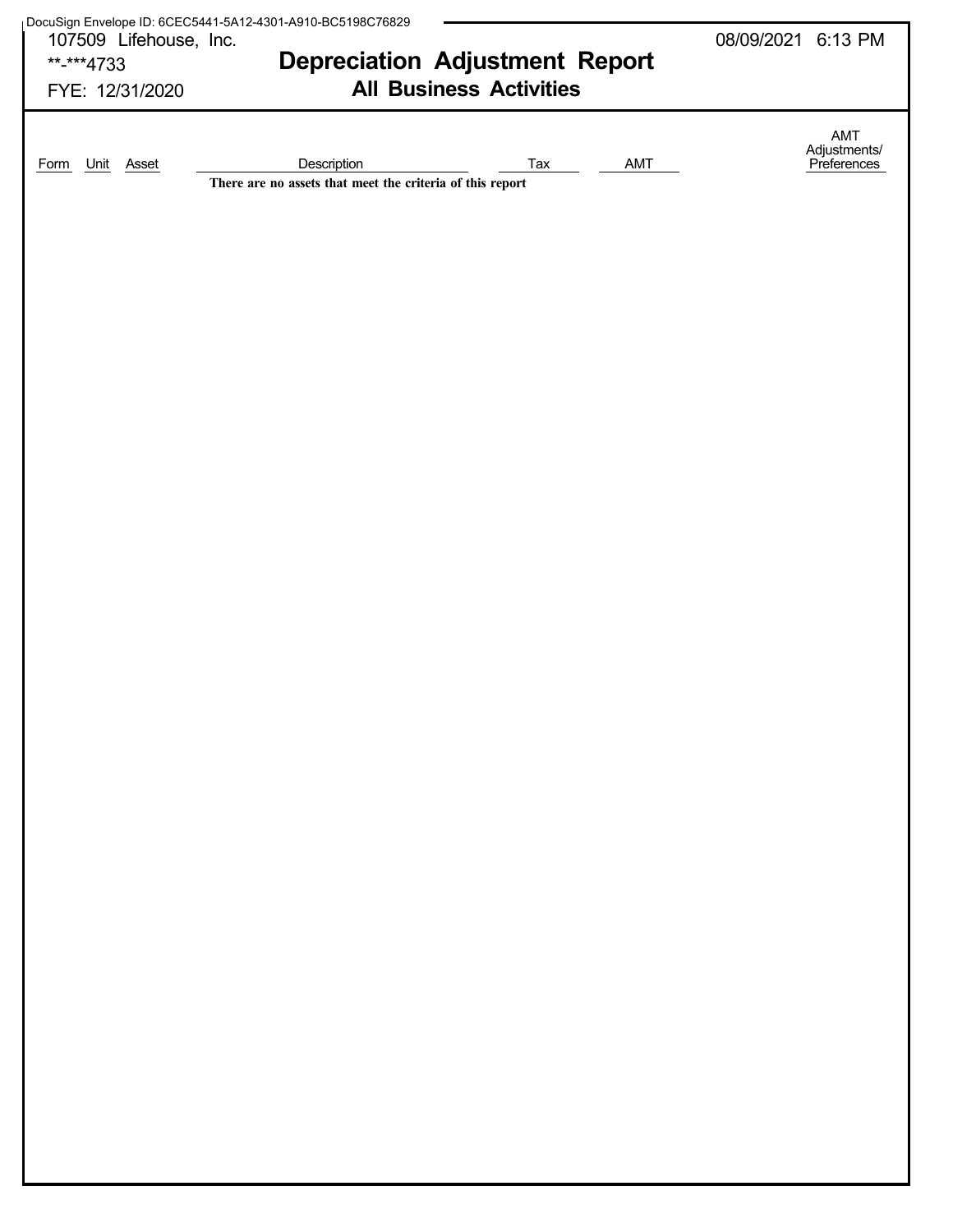DocuSign Envelope ID: 6CEC5441-5A12-4301-A910-BC5198C76829

107509 Lifehouse, Inc.
**-***4733
FYE: 12/31/2020

08/09/2021 6:13 PM

# Depreciation Adjustment Report

## All Business Activities

| Form | Unit | Asset | Description | Tax | AMT | AMT Adjustments/ Preferences |
|---|---|---|---|---|---|---|

**There are no assets that meet the criteria of this report**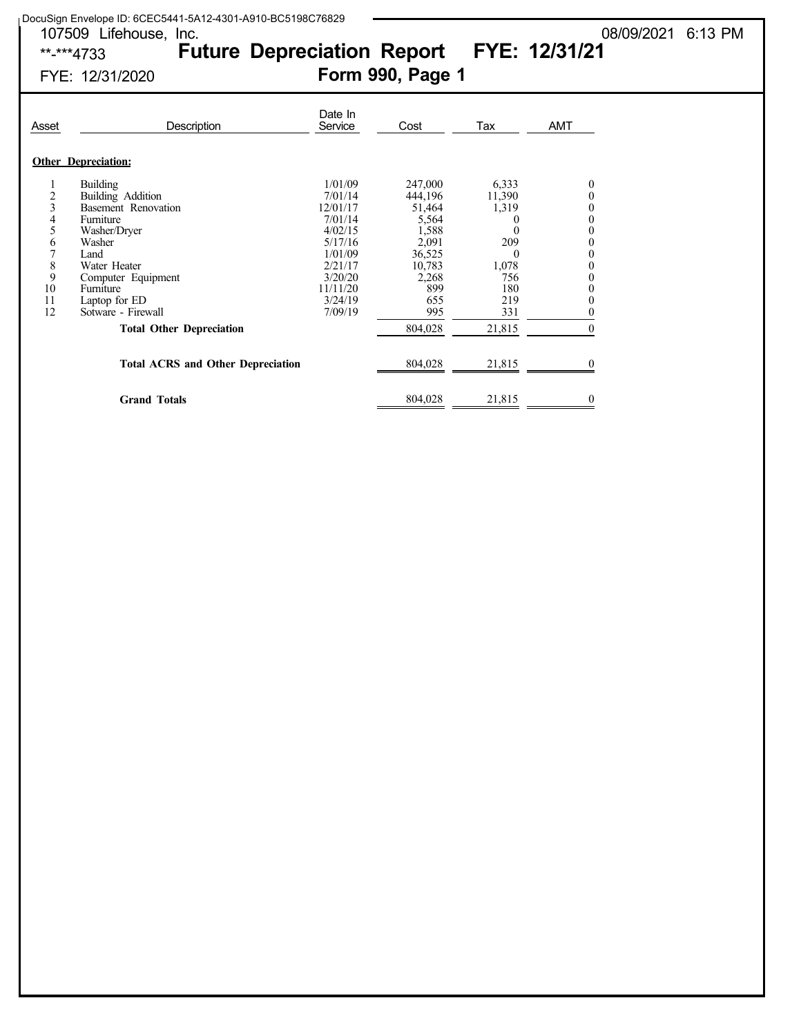DocuSign Envelope ID: 6CEC5441-5A12-4301-A910-BC5198C76829

107509 Lifehouse, Inc. 08/09/2021 6:13 PM

**-***4733

# Future Depreciation Report FYE: 12/31/21

FYE: 12/31/2020

## Form 990, Page 1

| Asset | Description | Date In Service | Cost | Tax | AMT |
|---|---|---|---|---|---|
| **Other Depreciation:** | | | | | |
| 1 | Building | 1/01/09 | 247,000 | 6,333 | 0 |
| 2 | Building Addition | 7/01/14 | 444,196 | 11,390 | 0 |
| 3 | Basement Renovation | 12/01/17 | 51,464 | 1,319 | 0 |
| 4 | Furniture | 7/01/14 | 5,564 | 0 | 0 |
| 5 | Washer/Dryer | 4/02/15 | 1,588 | 0 | 0 |
| 6 | Washer | 5/17/16 | 2,091 | 209 | 0 |
| 7 | Land | 1/01/09 | 36,525 | 0 | 0 |
| 8 | Water Heater | 2/21/17 | 10,783 | 1,078 | 0 |
| 9 | Computer Equipment | 3/20/20 | 2,268 | 756 | 0 |
| 10 | Furniture | 11/11/20 | 899 | 180 | 0 |
| 11 | Laptop for ED | 3/24/19 | 655 | 219 | 0 |
| 12 | Sotware - Firewall | 7/09/19 | 995 | 331 | 0 |
| | **Total Other Depreciation** | | 804,028 | 21,815 | 0 |
| | **Total ACRS and Other Depreciation** | | 804,028 | 21,815 | 0 |
| | **Grand Totals** | | 804,028 | 21,815 | 0 |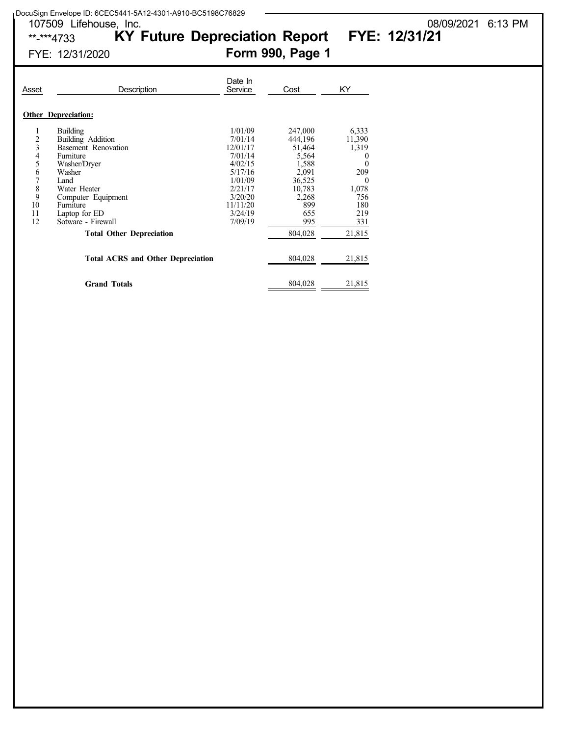DocuSign Envelope ID: 6CEC5441-5A12-4301-A910-BC5198C76829

107509 Lifehouse, Inc. 08/09/2021 6:13 PM

**-***4733

# KY Future Depreciation Report FYE: 12/31/21

FYE: 12/31/2020

## Form 990, Page 1

| Asset | Description | Date In Service | Cost | KY |
|---|---|---|---|---|
| | **Other Depreciation:** | | | |
| 1 | Building | 1/01/09 | 247,000 | 6,333 |
| 2 | Building Addition | 7/01/14 | 444,196 | 11,390 |
| 3 | Basement Renovation | 12/01/17 | 51,464 | 1,319 |
| 4 | Furniture | 7/01/14 | 5,564 | 0 |
| 5 | Washer/Dryer | 4/02/15 | 1,588 | 0 |
| 6 | Washer | 5/17/16 | 2,091 | 209 |
| 7 | Land | 1/01/09 | 36,525 | 0 |
| 8 | Water Heater | 2/21/17 | 10,783 | 1,078 |
| 9 | Computer Equipment | 3/20/20 | 2,268 | 756 |
| 10 | Furniture | 11/11/20 | 899 | 180 |
| 11 | Laptop for ED | 3/24/19 | 655 | 219 |
| 12 | Sotware - Firewall | 7/09/19 | 995 | 331 |
| | **Total Other Depreciation** | | 804,028 | 21,815 |
| | **Total ACRS and Other Depreciation** | | 804,028 | 21,815 |
| | **Grand Totals** | | 804,028 | 21,815 |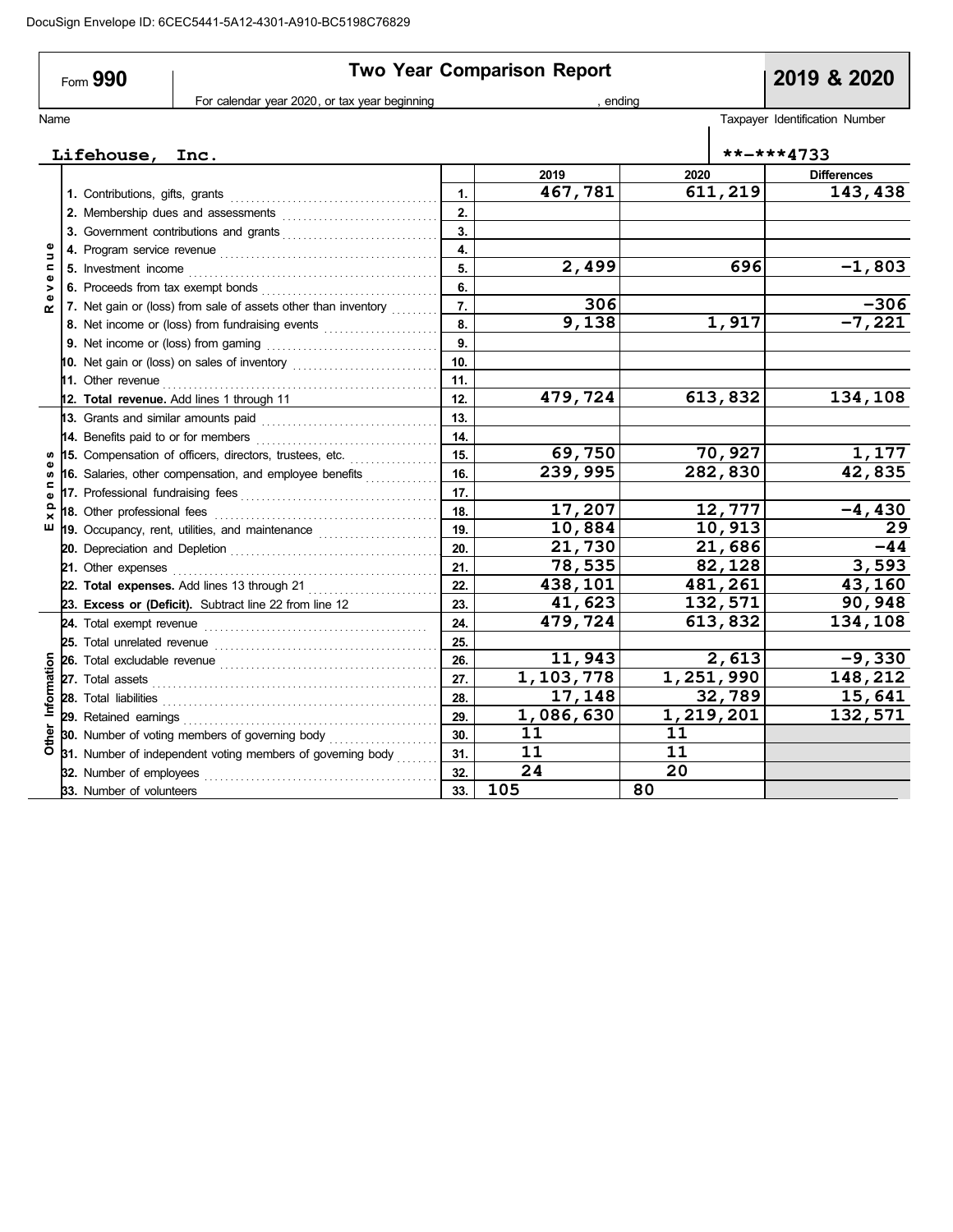DocuSign Envelope ID: 6CEC5441-5A12-4301-A910-BC5198C76829

# Form 990 — Two Year Comparison Report — 2019 & 2020

For calendar year 2020, or tax year beginning , ending

| Name | Taxpayer Identification Number |
|---|---|
| Lifehouse, Inc. | **-***4733 |

| Section | Line | | 2019 | 2020 | Differences |
|---|---|---|---|---|---|
| Revenue | 1. Contributions, gifts, grants | 1. | 467,781 | 611,219 | 143,438 |
| | 2. Membership dues and assessments | 2. | | | |
| | 3. Government contributions and grants | 3. | | | |
| | 4. Program service revenue | 4. | | | |
| | 5. Investment income | 5. | 2,499 | 696 | -1,803 |
| | 6. Proceeds from tax exempt bonds | 6. | | | |
| | 7. Net gain or (loss) from sale of assets other than inventory | 7. | 306 | | -306 |
| | 8. Net income or (loss) from fundraising events | 8. | 9,138 | 1,917 | -7,221 |
| | 9. Net income or (loss) from gaming | 9. | | | |
| | 10. Net gain or (loss) on sales of inventory | 10. | | | |
| | 11. Other revenue | 11. | | | |
| | 12. **Total revenue.** Add lines 1 through 11 | 12. | 479,724 | 613,832 | 134,108 |
| Expenses | 13. Grants and similar amounts paid | 13. | | | |
| | 14. Benefits paid to or for members | 14. | | | |
| | 15. Compensation of officers, directors, trustees, etc. | 15. | 69,750 | 70,927 | 1,177 |
| | 16. Salaries, other compensation, and employee benefits | 16. | 239,995 | 282,830 | 42,835 |
| | 17. Professional fundraising fees | 17. | | | |
| | 18. Other professional fees | 18. | 17,207 | 12,777 | -4,430 |
| | 19. Occupancy, rent, utilities, and maintenance | 19. | 10,884 | 10,913 | 29 |
| | 20. Depreciation and Depletion | 20. | 21,730 | 21,686 | -44 |
| | 21. Other expenses | 21. | 78,535 | 82,128 | 3,593 |
| | 22. **Total expenses.** Add lines 13 through 21 | 22. | 438,101 | 481,261 | 43,160 |
| | 23. **Excess or (Deficit).** Subtract line 22 from line 12 | 23. | 41,623 | 132,571 | 90,948 |
| Other Information | 24. Total exempt revenue | 24. | 479,724 | 613,832 | 134,108 |
| | 25. Total unrelated revenue | 25. | | | |
| | 26. Total excludable revenue | 26. | 11,943 | 2,613 | -9,330 |
| | 27. Total assets | 27. | 1,103,778 | 1,251,990 | 148,212 |
| | 28. Total liabilities | 28. | 17,148 | 32,789 | 15,641 |
| | 29. Retained earnings | 29. | 1,086,630 | 1,219,201 | 132,571 |
| | 30. Number of voting members of governing body | 30. | 11 | 11 | |
| | 31. Number of independent voting members of governing body | 31. | 11 | 11 | |
| | 32. Number of employees | 32. | 24 | 20 | |
| | 33. Number of volunteers | 33. | 105 | 80 | |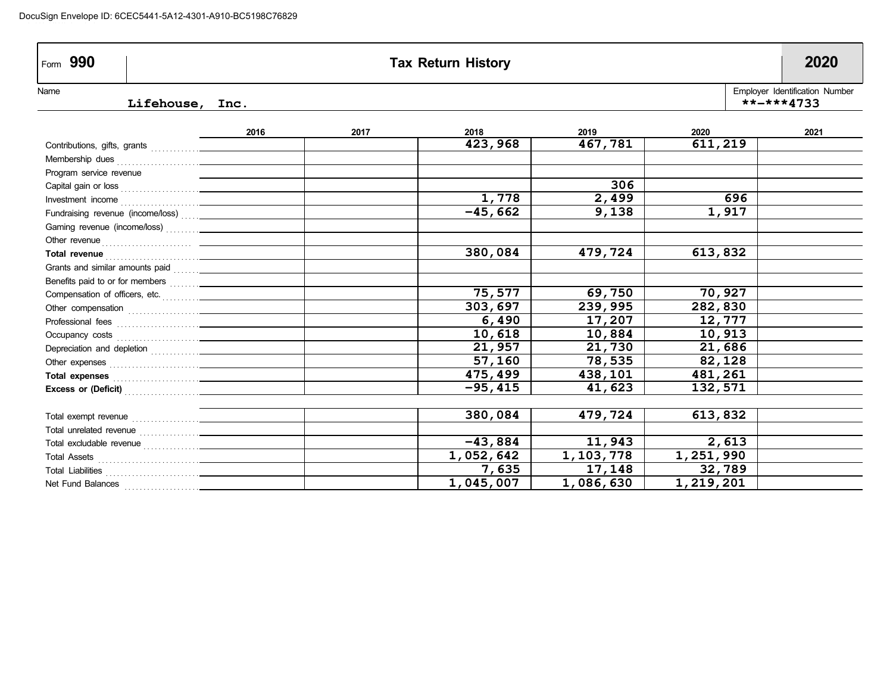DocuSign Envelope ID: 6CEC5441-5A12-4301-A910-BC5198C76829

# Form 990 — Tax Return History — 2020

Name: **Lifehouse, Inc.**

Employer Identification Number: **-***4733

| | 2016 | 2017 | 2018 | 2019 | 2020 | 2021 |
|---|---|---|---|---|---|---|
| Contributions, gifts, grants | | | 423,968 | 467,781 | 611,219 | |
| Membership dues | | | | | | |
| Program service revenue | | | | | | |
| Capital gain or loss | | | | 306 | | |
| Investment income | | | 1,778 | 2,499 | 696 | |
| Fundraising revenue (income/loss) | | | -45,662 | 9,138 | 1,917 | |
| Gaming revenue (income/loss) | | | | | | |
| Other revenue | | | | | | |
| **Total revenue** | | | 380,084 | 479,724 | 613,832 | |
| Grants and similar amounts paid | | | | | | |
| Benefits paid to or for members | | | | | | |
| Compensation of officers, etc. | | | 75,577 | 69,750 | 70,927 | |
| Other compensation | | | 303,697 | 239,995 | 282,830 | |
| Professional fees | | | 6,490 | 17,207 | 12,777 | |
| Occupancy costs | | | 10,618 | 10,884 | 10,913 | |
| Depreciation and depletion | | | 21,957 | 21,730 | 21,686 | |
| Other expenses | | | 57,160 | 78,535 | 82,128 | |
| **Total expenses** | | | 475,499 | 438,101 | 481,261 | |
| **Excess or (Deficit)** | | | -95,415 | 41,623 | 132,571 | |
| | | | | | | |
| Total exempt revenue | | | 380,084 | 479,724 | 613,832 | |
| Total unrelated revenue | | | | | | |
| Total excludable revenue | | | -43,884 | 11,943 | 2,613 | |
| Total Assets | | | 1,052,642 | 1,103,778 | 1,251,990 | |
| Total Liabilities | | | 7,635 | 17,148 | 32,789 | |
| Net Fund Balances | | | 1,045,007 | 1,086,630 | 1,219,201 | |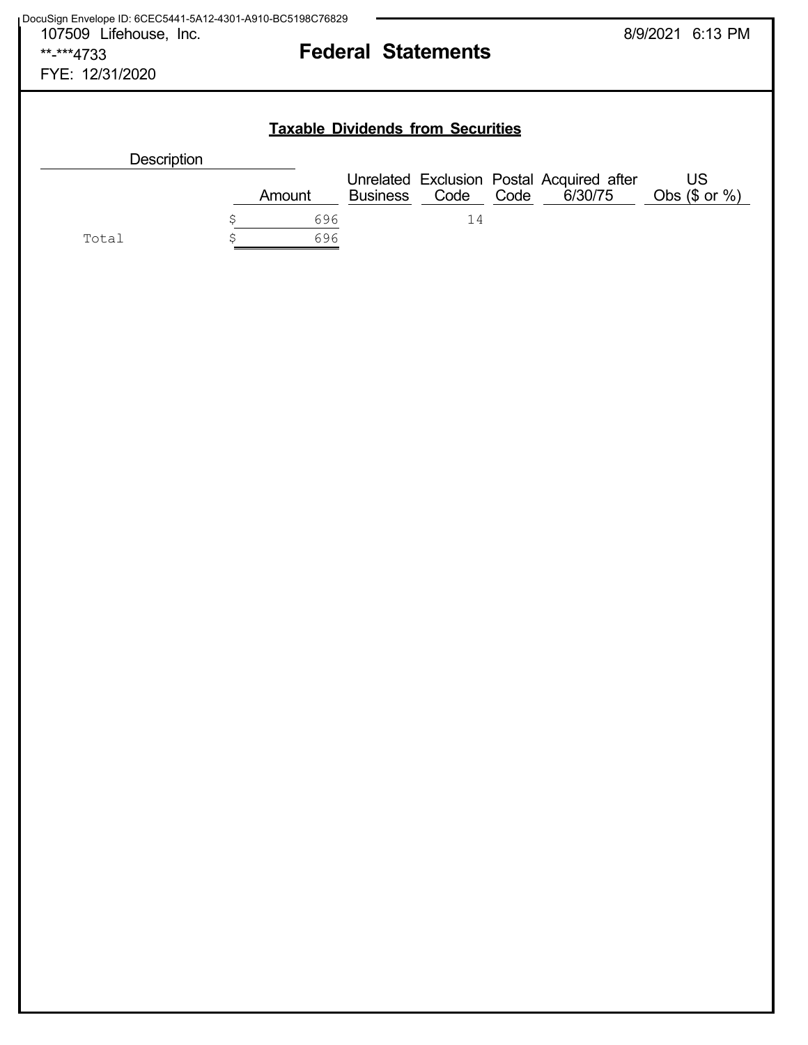107509 Lifehouse, Inc.
**-***4733
FYE: 12/31/2020

# Federal Statements

8/9/2021 6:13 PM

## Taxable Dividends from Securities

| Description | Amount | Unrelated Business | Exclusion Code | Postal Code | Acquired after 6/30/75 | US Obs ($ or %) |
|---|---|---|---|---|---|---|
| | $ 696 | | 14 | | | |
| Total | $ 696 | | | | | |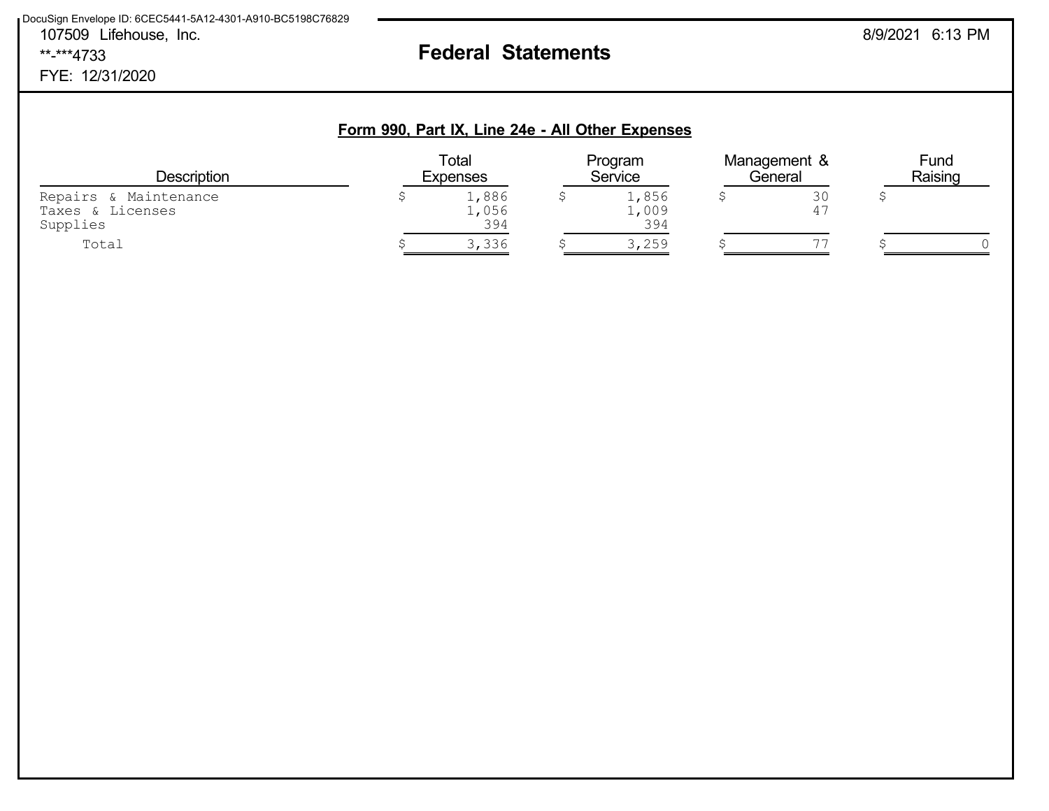DocuSign Envelope ID: 6CEC5441-5A12-4301-A910-BC5198C76829

107509 Lifehouse, Inc.

**-***4733

FYE: 12/31/2020

8/9/2021 6:13 PM

# Federal Statements

## Form 990, Part IX, Line 24e - All Other Expenses

| Description | Total Expenses | Program Service | Management & General | Fund Raising |
|---|---|---|---|---|
| Repairs & Maintenance | $ 1,886 | $ 1,856 | $ 30 | $ |
| Taxes & Licenses | 1,056 | 1,009 | 47 | |
| Supplies | 394 | 394 | | |
| Total | $ 3,336 | $ 3,259 | $ 77 | $ 0 |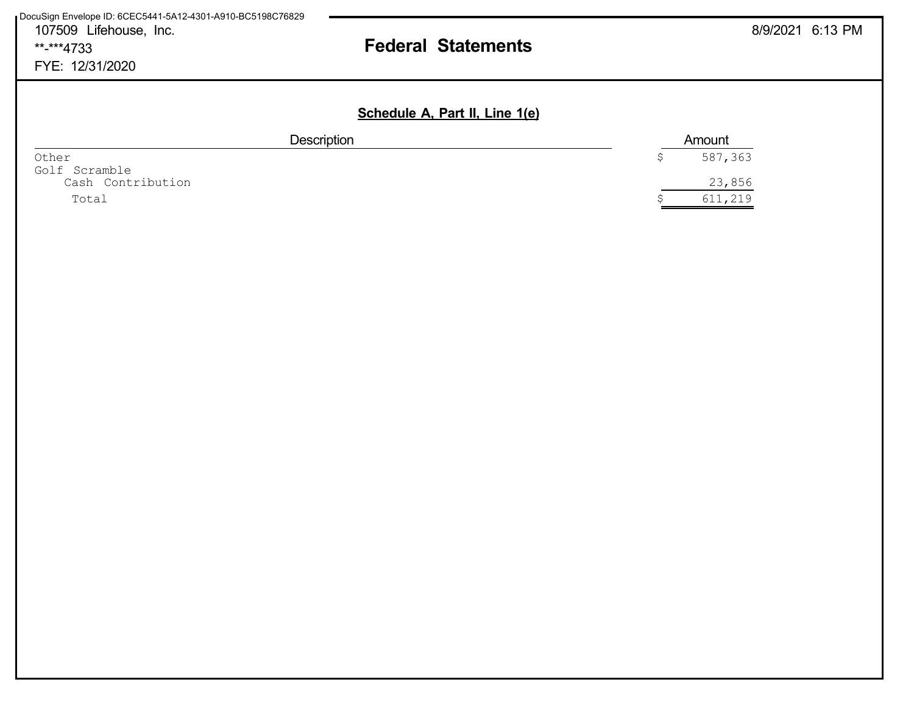107509 Lifehouse, Inc.
**-***4733
FYE: 12/31/2020

# Federal Statements

## Schedule A, Part II, Line 1(e)

| Description | Amount |
|---|---|
| Other | $ 587,363 |
| Golf Scramble | |
| Cash Contribution | 23,856 |
| Total | $ 611,219 |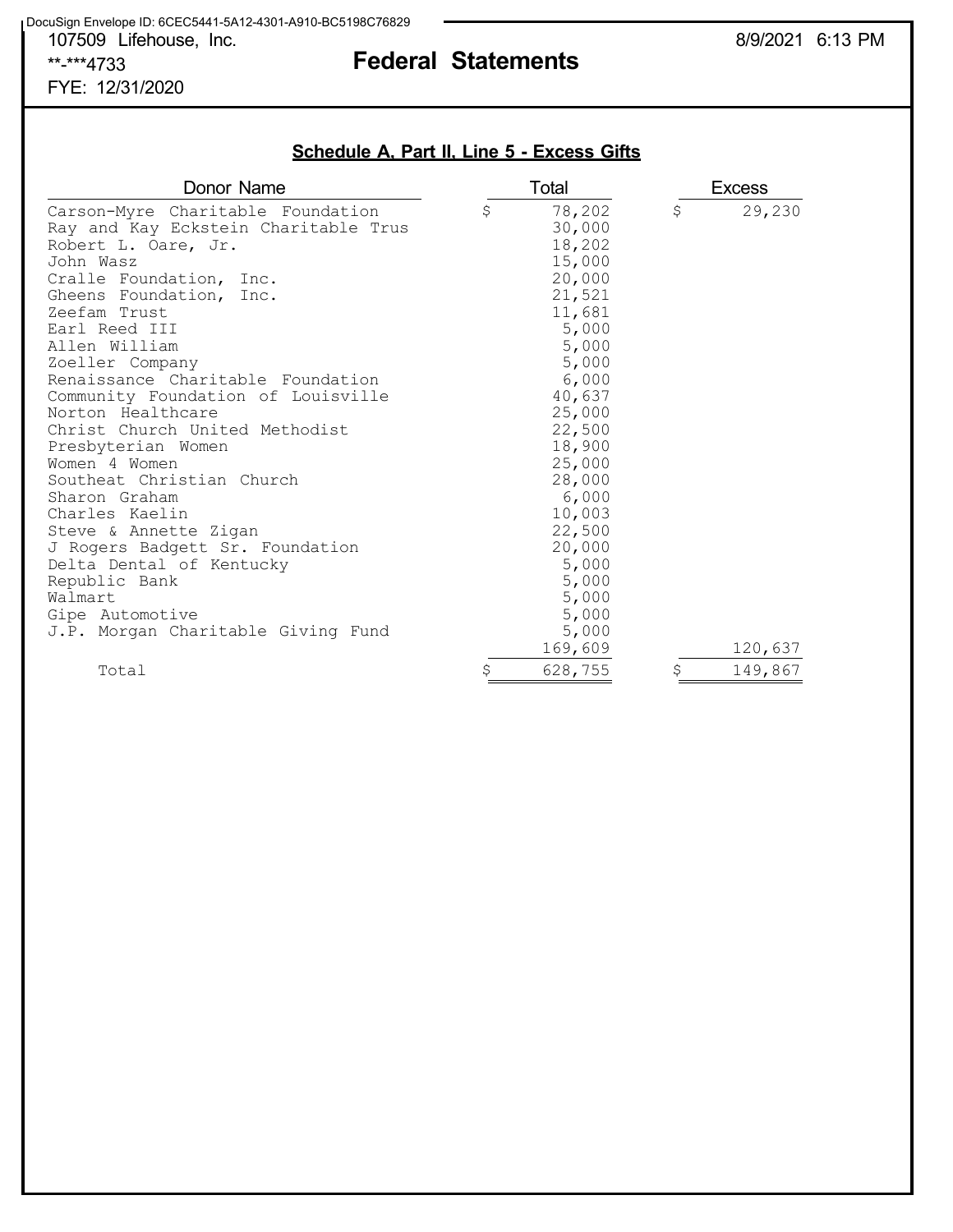DocuSign Envelope ID: 6CEC5441-5A12-4301-A910-BC5198C76829

107509 Lifehouse, Inc.
**-***4733
FYE: 12/31/2020

8/9/2021 6:13 PM

# Federal Statements

## Schedule A, Part II, Line 5 - Excess Gifts

| Donor Name | Total | Excess |
|---|---|---|
| Carson-Myre Charitable Foundation | $ 78,202 | $ 29,230 |
| Ray and Kay Eckstein Charitable Trus | 30,000 | |
| Robert L. Oare, Jr. | 18,202 | |
| John Wasz | 15,000 | |
| Cralle Foundation, Inc. | 20,000 | |
| Gheens Foundation, Inc. | 21,521 | |
| Zeefam Trust | 11,681 | |
| Earl Reed III | 5,000 | |
| Allen William | 5,000 | |
| Zoeller Company | 5,000 | |
| Renaissance Charitable Foundation | 6,000 | |
| Community Foundation of Louisville | 40,637 | |
| Norton Healthcare | 25,000 | |
| Christ Church United Methodist | 22,500 | |
| Presbyterian Women | 18,900 | |
| Women 4 Women | 25,000 | |
| Southeat Christian Church | 28,000 | |
| Sharon Graham | 6,000 | |
| Charles Kaelin | 10,003 | |
| Steve & Annette Zigan | 22,500 | |
| J Rogers Badgett Sr. Foundation | 20,000 | |
| Delta Dental of Kentucky | 5,000 | |
| Republic Bank | 5,000 | |
| Walmart | 5,000 | |
| Gipe Automotive | 5,000 | |
| J.P. Morgan Charitable Giving Fund | 5,000 | |
| | 169,609 | 120,637 |
| Total | $ 628,755 | $ 149,867 |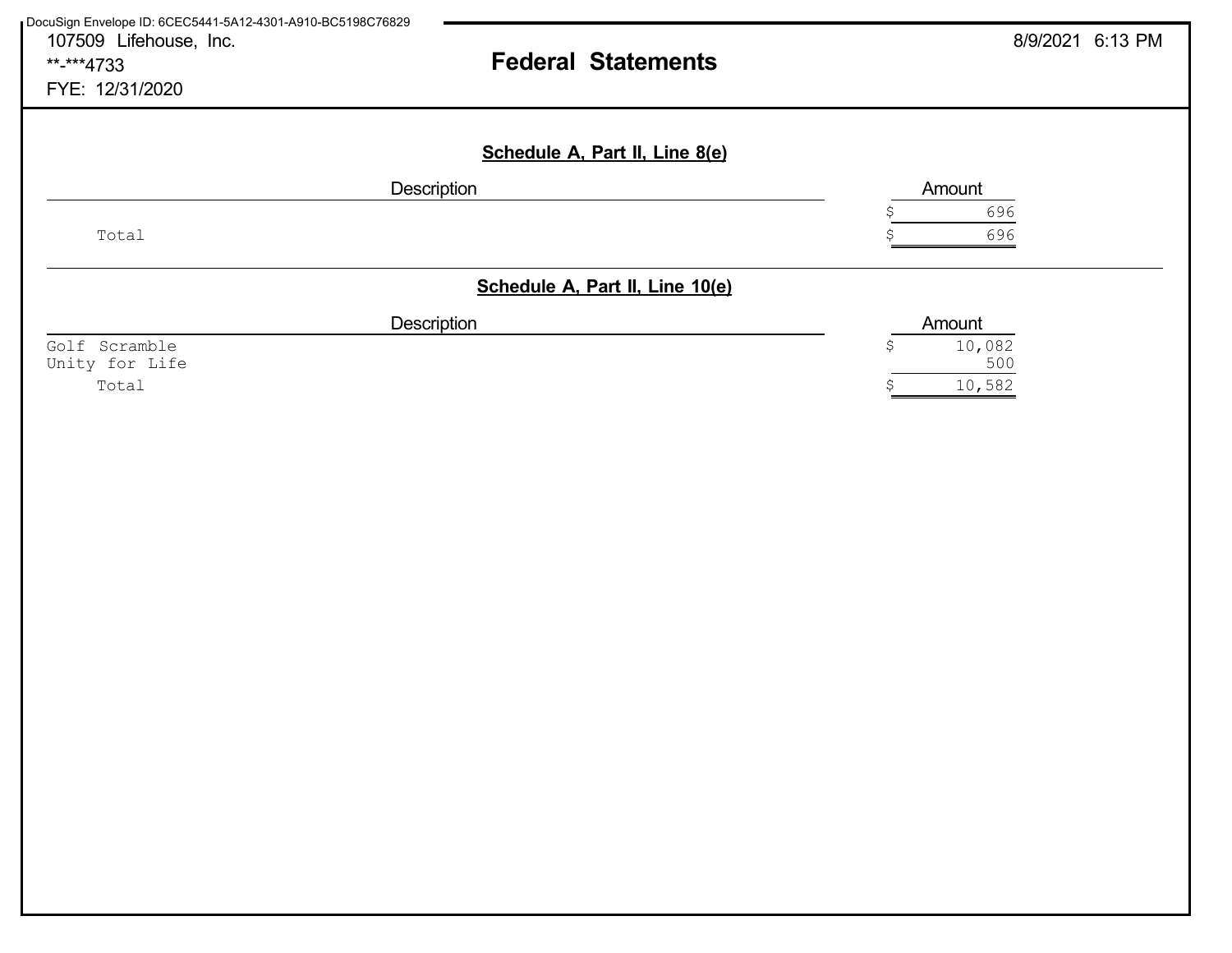107509 Lifehouse, Inc.
**-***4733
FYE: 12/31/2020

# Federal Statements

8/9/2021 6:13 PM

## Schedule A, Part II, Line 8(e)

| Description | Amount |
|---|---|
| | $ 696 |
| Total | $ 696 |

## Schedule A, Part II, Line 10(e)

| Description | Amount |
|---|---|
| Golf Scramble | $ 10,082 |
| Unity for Life | 500 |
| Total | $ 10,582 |